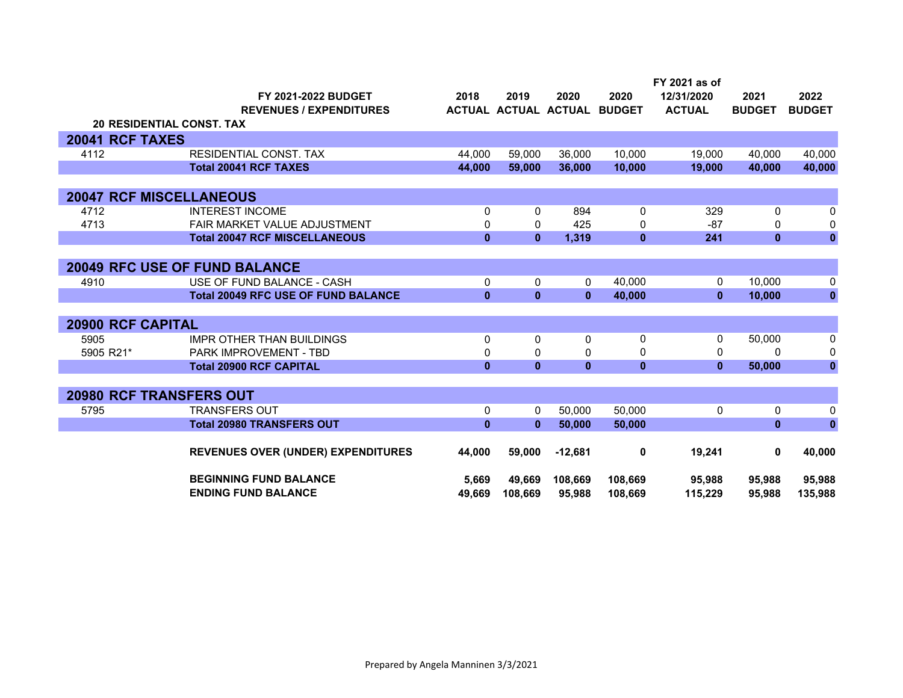| | FY 2021-2022 BUDGET REVENUES / EXPENDITURES | 2018 ACTUAL | 2019 ACTUAL | 2020 ACTUAL | 2020 BUDGET | FY 2021 as of 12/31/2020 ACTUAL | 2021 BUDGET | 2022 BUDGET |
|---|---|---|---|---|---|---|---|---|
| **20 RESIDENTIAL CONST. TAX** | | | | | | | | |
| **20041 RCF TAXES** | | | | | | | | |
| 4112 | RESIDENTIAL CONST. TAX | 44,000 | 59,000 | 36,000 | 10,000 | 19,000 | 40,000 | 40,000 |
| | **Total 20041 RCF TAXES** | **44,000** | **59,000** | **36,000** | **10,000** | **19,000** | **40,000** | **40,000** |
| **20047 RCF MISCELLANEOUS** | | | | | | | | |
| 4712 | INTEREST INCOME | 0 | 0 | 894 | 0 | 329 | 0 | 0 |
| 4713 | FAIR MARKET VALUE ADJUSTMENT | 0 | 0 | 425 | 0 | -87 | 0 | 0 |
| | **Total 20047 RCF MISCELLANEOUS** | **0** | **0** | **1,319** | **0** | **241** | **0** | **0** |
| **20049 RFC USE OF FUND BALANCE** | | | | | | | | |
| 4910 | USE OF FUND BALANCE - CASH | 0 | 0 | 0 | 40,000 | 0 | 10,000 | 0 |
| | **Total 20049 RFC USE OF FUND BALANCE** | **0** | **0** | **0** | **40,000** | **0** | **10,000** | **0** |
| **20900 RCF CAPITAL** | | | | | | | | |
| 5905 | IMPR OTHER THAN BUILDINGS | 0 | 0 | 0 | 0 | 0 | 50,000 | 0 |
| 5905 R21* | PARK IMPROVEMENT - TBD | 0 | 0 | 0 | 0 | 0 | 0 | 0 |
| | **Total 20900 RCF CAPITAL** | **0** | **0** | **0** | **0** | **0** | **50,000** | **0** |
| **20980 RCF TRANSFERS OUT** | | | | | | | | |
| 5795 | TRANSFERS OUT | 0 | 0 | 50,000 | 50,000 | 0 | 0 | 0 |
| | **Total 20980 TRANSFERS OUT** | **0** | **0** | **50,000** | **50,000** | | **0** | **0** |
| | **REVENUES OVER (UNDER) EXPENDITURES** | **44,000** | **59,000** | **-12,681** | **0** | **19,241** | **0** | **40,000** |
| | **BEGINNING FUND BALANCE** | **5,669** | **49,669** | **108,669** | **108,669** | **95,988** | **95,988** | **95,988** |
| | **ENDING FUND BALANCE** | **49,669** | **108,669** | **95,988** | **108,669** | **115,229** | **95,988** | **135,988** |

Prepared by Angela Manninen 3/3/2021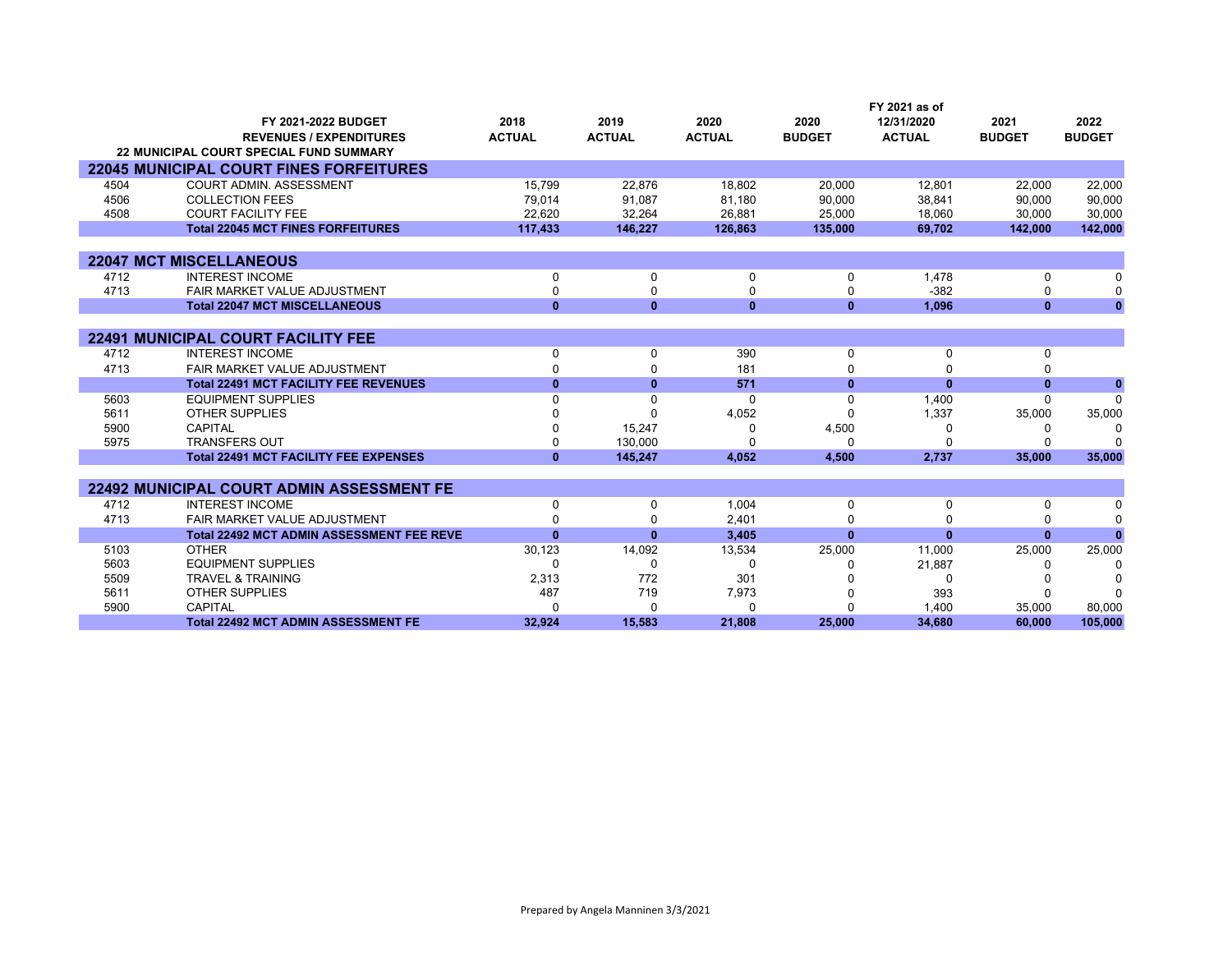| | FY 2021-2022 BUDGET REVENUES / EXPENDITURES 22 MUNICIPAL COURT SPECIAL FUND SUMMARY | 2018 ACTUAL | 2019 ACTUAL | 2020 ACTUAL | 2020 BUDGET | FY 2021 as of 12/31/2020 ACTUAL | 2021 BUDGET | 2022 BUDGET |
|---|---|---|---|---|---|---|---|---|
| **22045 MUNICIPAL COURT FINES FORFEITURES** | | | | | | | | |
| 4504 | COURT ADMIN. ASSESSMENT | 15,799 | 22,876 | 18,802 | 20,000 | 12,801 | 22,000 | 22,000 |
| 4506 | COLLECTION FEES | 79,014 | 91,087 | 81,180 | 90,000 | 38,841 | 90,000 | 90,000 |
| 4508 | COURT FACILITY FEE | 22,620 | 32,264 | 26,881 | 25,000 | 18,060 | 30,000 | 30,000 |
| | **Total 22045 MCT FINES FORFEITURES** | **117,433** | **146,227** | **126,863** | **135,000** | **69,702** | **142,000** | **142,000** |
| **22047 MCT MISCELLANEOUS** | | | | | | | | |
| 4712 | INTEREST INCOME | 0 | 0 | 0 | 0 | 1,478 | 0 | 0 |
| 4713 | FAIR MARKET VALUE ADJUSTMENT | 0 | 0 | 0 | 0 | -382 | 0 | 0 |
| | **Total 22047 MCT MISCELLANEOUS** | **0** | **0** | **0** | **0** | **1,096** | **0** | **0** |
| **22491 MUNICIPAL COURT FACILITY FEE** | | | | | | | | |
| 4712 | INTEREST INCOME | 0 | 0 | 390 | 0 | 0 | 0 | |
| 4713 | FAIR MARKET VALUE ADJUSTMENT | 0 | 0 | 181 | 0 | 0 | 0 | |
| | **Total 22491 MCT FACILITY FEE REVENUES** | **0** | **0** | **571** | **0** | **0** | **0** | **0** |
| 5603 | EQUIPMENT SUPPLIES | 0 | 0 | 0 | 0 | 1,400 | 0 | 0 |
| 5611 | OTHER SUPPLIES | 0 | 0 | 4,052 | 0 | 1,337 | 35,000 | 35,000 |
| 5900 | CAPITAL | 0 | 15,247 | 0 | 4,500 | 0 | 0 | 0 |
| 5975 | TRANSFERS OUT | 0 | 130,000 | 0 | 0 | 0 | 0 | 0 |
| | **Total 22491 MCT FACILITY FEE EXPENSES** | **0** | **145,247** | **4,052** | **4,500** | **2,737** | **35,000** | **35,000** |
| **22492 MUNICIPAL COURT ADMIN ASSESSMENT FE** | | | | | | | | |
| 4712 | INTEREST INCOME | 0 | 0 | 1,004 | 0 | 0 | 0 | 0 |
| 4713 | FAIR MARKET VALUE ADJUSTMENT | 0 | 0 | 2,401 | 0 | 0 | 0 | 0 |
| | **Total 22492 MCT ADMIN ASSESSMENT FEE REVE** | **0** | **0** | **3,405** | **0** | **0** | **0** | **0** |
| 5103 | OTHER | 30,123 | 14,092 | 13,534 | 25,000 | 11,000 | 25,000 | 25,000 |
| 5603 | EQUIPMENT SUPPLIES | 0 | 0 | 0 | 0 | 21,887 | 0 | 0 |
| 5509 | TRAVEL & TRAINING | 2,313 | 772 | 301 | 0 | 0 | 0 | 0 |
| 5611 | OTHER SUPPLIES | 487 | 719 | 7,973 | 0 | 393 | 0 | 0 |
| 5900 | CAPITAL | 0 | 0 | 0 | 0 | 1,400 | 35,000 | 80,000 |
| | **Total 22492 MCT ADMIN ASSESSMENT FE** | **32,924** | **15,583** | **21,808** | **25,000** | **34,680** | **60,000** | **105,000** |

Prepared by Angela Manninen 3/3/2021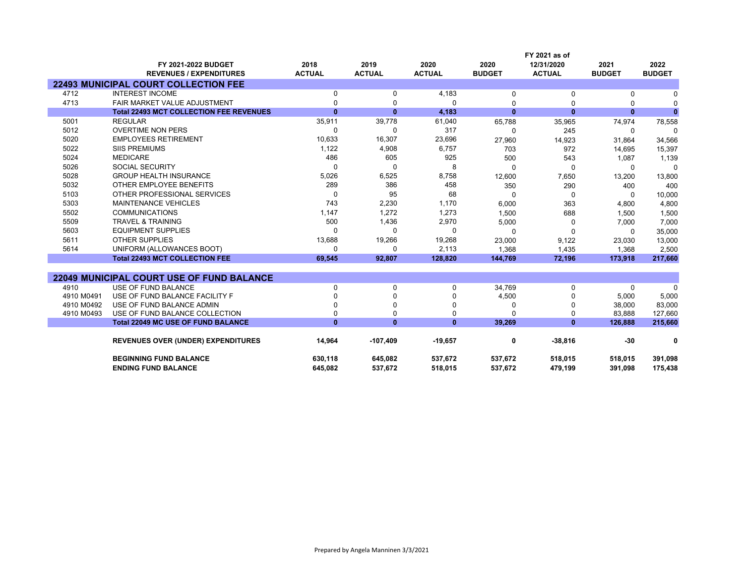| | FY 2021-2022 BUDGET REVENUES / EXPENDITURES | 2018 ACTUAL | 2019 ACTUAL | 2020 ACTUAL | 2020 BUDGET | FY 2021 as of 12/31/2020 ACTUAL | 2021 BUDGET | 2022 BUDGET |
|---|---|---|---|---|---|---|---|---|
| **22493 MUNICIPAL COURT COLLECTION FEE** | | | | | | | | |
| 4712 | INTEREST INCOME | 0 | 0 | 4,183 | 0 | 0 | 0 | 0 |
| 4713 | FAIR MARKET VALUE ADJUSTMENT | 0 | 0 | 0 | 0 | 0 | 0 | 0 |
| | **Total 22493 MCT COLLECTION FEE REVENUES** | **0** | **0** | **4,183** | **0** | **0** | **0** | **0** |
| 5001 | REGULAR | 35,911 | 39,778 | 61,040 | 65,788 | 35,965 | 74,974 | 78,558 |
| 5012 | OVERTIME NON PERS | 0 | 0 | 317 | 0 | 245 | 0 | 0 |
| 5020 | EMPLOYEES RETIREMENT | 10,633 | 16,307 | 23,696 | 27,960 | 14,923 | 31,864 | 34,566 |
| 5022 | SIIS PREMIUMS | 1,122 | 4,908 | 6,757 | 703 | 972 | 14,695 | 15,397 |
| 5024 | MEDICARE | 486 | 605 | 925 | 500 | 543 | 1,087 | 1,139 |
| 5026 | SOCIAL SECURITY | 0 | 0 | 8 | 0 | 0 | 0 | 0 |
| 5028 | GROUP HEALTH INSURANCE | 5,026 | 6,525 | 8,758 | 12,600 | 7,650 | 13,200 | 13,800 |
| 5032 | OTHER EMPLOYEE BENEFITS | 289 | 386 | 458 | 350 | 290 | 400 | 400 |
| 5103 | OTHER PROFESSIONAL SERVICES | 0 | 95 | 68 | 0 | 0 | 0 | 10,000 |
| 5303 | MAINTENANCE VEHICLES | 743 | 2,230 | 1,170 | 6,000 | 363 | 4,800 | 4,800 |
| 5502 | COMMUNICATIONS | 1,147 | 1,272 | 1,273 | 1,500 | 688 | 1,500 | 1,500 |
| 5509 | TRAVEL & TRAINING | 500 | 1,436 | 2,970 | 5,000 | 0 | 7,000 | 7,000 |
| 5603 | EQUIPMENT SUPPLIES | 0 | 0 | 0 | 0 | 0 | 0 | 35,000 |
| 5611 | OTHER SUPPLIES | 13,688 | 19,266 | 19,268 | 23,000 | 9,122 | 23,030 | 13,000 |
| 5614 | UNIFORM (ALLOWANCES BOOT) | 0 | 0 | 2,113 | 1,368 | 1,435 | 1,368 | 2,500 |
| | **Total 22493 MCT COLLECTION FEE** | **69,545** | **92,807** | **128,820** | **144,769** | **72,196** | **173,918** | **217,660** |
| **22049 MUNICIPAL COURT USE OF FUND BALANCE** | | | | | | | | |
| 4910 | USE OF FUND BALANCE | 0 | 0 | 0 | 34,769 | 0 | 0 | 0 |
| 4910 M0491 | USE OF FUND BALANCE FACILITY F | 0 | 0 | 0 | 4,500 | 0 | 5,000 | 5,000 |
| 4910 M0492 | USE OF FUND BALANCE ADMIN | 0 | 0 | 0 | 0 | 0 | 38,000 | 83,000 |
| 4910 M0493 | USE OF FUND BALANCE COLLECTION | 0 | 0 | 0 | 0 | 0 | 83,888 | 127,660 |
| | **Total 22049 MC USE OF FUND BALANCE** | **0** | **0** | **0** | **39,269** | **0** | **126,888** | **215,660** |
| | **REVENUES OVER (UNDER) EXPENDITURES** | **14,964** | **-107,409** | **-19,657** | **0** | **-38,816** | **-30** | **0** |
| | **BEGINNING FUND BALANCE** | **630,118** | **645,082** | **537,672** | **537,672** | **518,015** | **518,015** | **391,098** |
| | **ENDING FUND BALANCE** | **645,082** | **537,672** | **518,015** | **537,672** | **479,199** | **391,098** | **175,438** |

Prepared by Angela Manninen 3/3/2021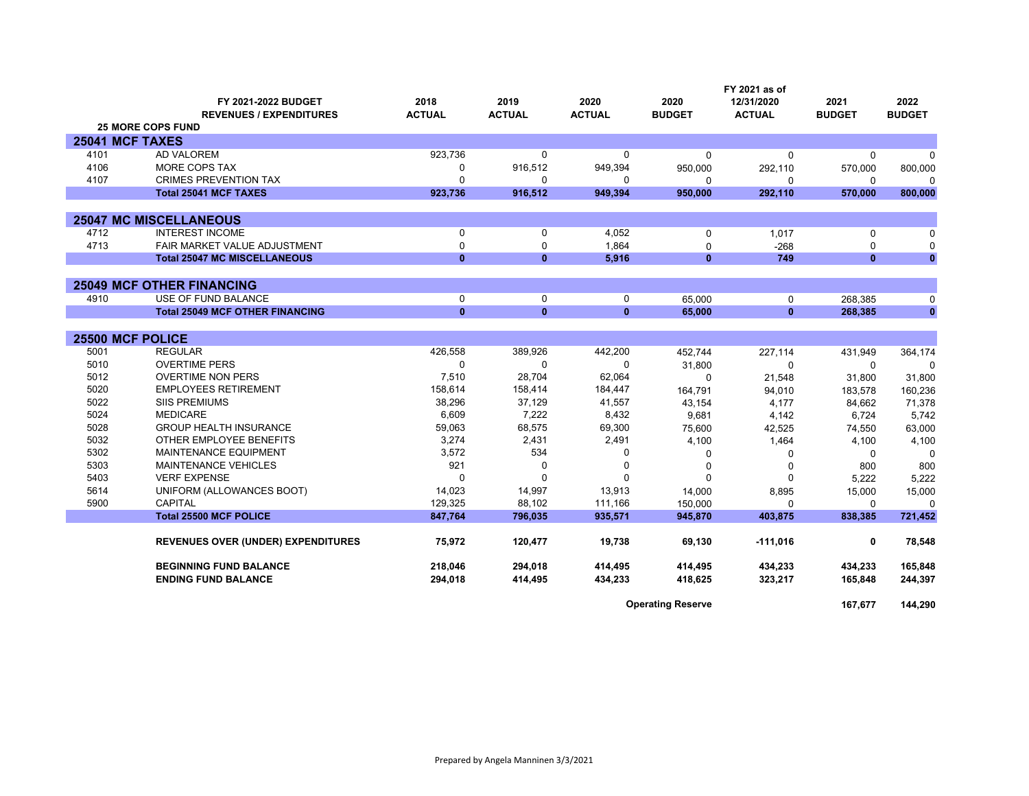| | FY 2021-2022 BUDGET REVENUES / EXPENDITURES | 2018 ACTUAL | 2019 ACTUAL | 2020 ACTUAL | 2020 BUDGET | FY 2021 as of 12/31/2020 ACTUAL | 2021 BUDGET | 2022 BUDGET |
|---|---|---|---|---|---|---|---|---|
| | **25 MORE COPS FUND** | | | | | | | |
| **25041 MCF TAXES** | | | | | | | | |
| 4101 | AD VALOREM | 923,736 | 0 | 0 | 0 | 0 | 0 | 0 |
| 4106 | MORE COPS TAX | 0 | 916,512 | 949,394 | 950,000 | 292,110 | 570,000 | 800,000 |
| 4107 | CRIMES PREVENTION TAX | 0 | 0 | 0 | 0 | 0 | 0 | 0 |
| | **Total 25041 MCF TAXES** | **923,736** | **916,512** | **949,394** | **950,000** | **292,110** | **570,000** | **800,000** |
| **25047 MC MISCELLANEOUS** | | | | | | | | |
| 4712 | INTEREST INCOME | 0 | 0 | 4,052 | 0 | 1,017 | 0 | 0 |
| 4713 | FAIR MARKET VALUE ADJUSTMENT | 0 | 0 | 1,864 | 0 | -268 | 0 | 0 |
| | **Total 25047 MC MISCELLANEOUS** | **0** | **0** | **5,916** | **0** | **749** | **0** | **0** |
| **25049 MCF OTHER FINANCING** | | | | | | | | |
| 4910 | USE OF FUND BALANCE | 0 | 0 | 0 | 65,000 | 0 | 268,385 | 0 |
| | **Total 25049 MCF OTHER FINANCING** | **0** | **0** | **0** | **65,000** | **0** | **268,385** | **0** |
| **25500 MCF POLICE** | | | | | | | | |
| 5001 | REGULAR | 426,558 | 389,926 | 442,200 | 452,744 | 227,114 | 431,949 | 364,174 |
| 5010 | OVERTIME PERS | 0 | 0 | 0 | 31,800 | 0 | 0 | 0 |
| 5012 | OVERTIME NON PERS | 7,510 | 28,704 | 62,064 | 0 | 21,548 | 31,800 | 31,800 |
| 5020 | EMPLOYEES RETIREMENT | 158,614 | 158,414 | 184,447 | 164,791 | 94,010 | 183,578 | 160,236 |
| 5022 | SIIS PREMIUMS | 38,296 | 37,129 | 41,557 | 43,154 | 4,177 | 84,662 | 71,378 |
| 5024 | MEDICARE | 6,609 | 7,222 | 8,432 | 9,681 | 4,142 | 6,724 | 5,742 |
| 5028 | GROUP HEALTH INSURANCE | 59,063 | 68,575 | 69,300 | 75,600 | 42,525 | 74,550 | 63,000 |
| 5032 | OTHER EMPLOYEE BENEFITS | 3,274 | 2,431 | 2,491 | 4,100 | 1,464 | 4,100 | 4,100 |
| 5302 | MAINTENANCE EQUIPMENT | 3,572 | 534 | 0 | 0 | 0 | 0 | 0 |
| 5303 | MAINTENANCE VEHICLES | 921 | 0 | 0 | 0 | 0 | 800 | 800 |
| 5403 | VERF EXPENSE | 0 | 0 | 0 | 0 | 0 | 5,222 | 5,222 |
| 5614 | UNIFORM (ALLOWANCES BOOT) | 14,023 | 14,997 | 13,913 | 14,000 | 8,895 | 15,000 | 15,000 |
| 5900 | CAPITAL | 129,325 | 88,102 | 111,166 | 150,000 | 0 | 0 | 0 |
| | **Total 25500 MCF POLICE** | **847,764** | **796,035** | **935,571** | **945,870** | **403,875** | **838,385** | **721,452** |
| | **REVENUES OVER (UNDER) EXPENDITURES** | **75,972** | **120,477** | **19,738** | **69,130** | **-111,016** | **0** | **78,548** |
| | **BEGINNING FUND BALANCE** | **218,046** | **294,018** | **414,495** | **414,495** | **434,233** | **434,233** | **165,848** |
| | **ENDING FUND BALANCE** | **294,018** | **414,495** | **434,233** | **418,625** | **323,217** | **165,848** | **244,397** |
| | | | | | **Operating Reserve** | | **167,677** | **144,290** |

Prepared by Angela Manninen 3/3/2021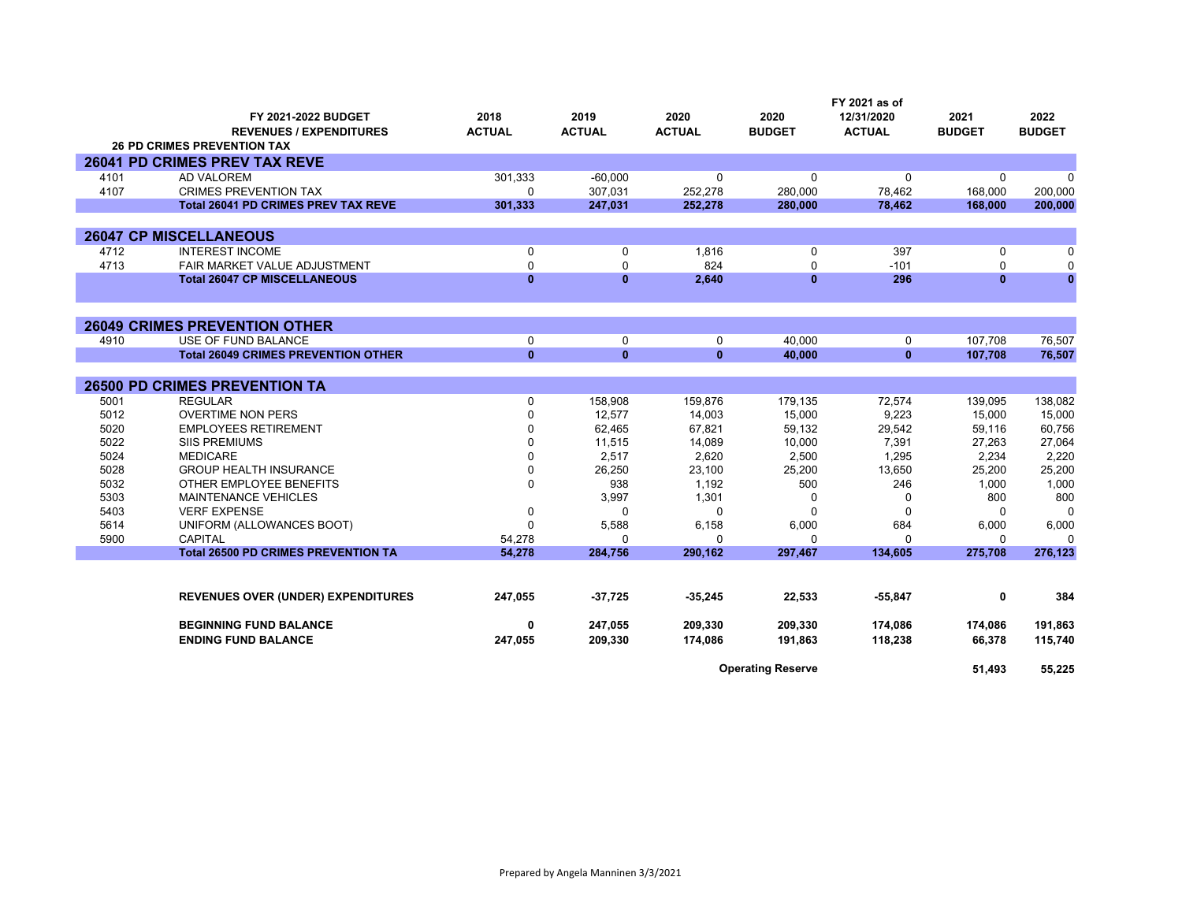| | FY 2021-2022 BUDGET REVENUES / EXPENDITURES | 2018 ACTUAL | 2019 ACTUAL | 2020 ACTUAL | 2020 BUDGET | FY 2021 as of 12/31/2020 ACTUAL | 2021 BUDGET | 2022 BUDGET |
|---|---|---|---|---|---|---|---|---|
| | **26 PD CRIMES PREVENTION TAX** | | | | | | | |
| **26041 PD CRIMES PREV TAX REVE** | | | | | | | | |
| 4101 | AD VALOREM | 301,333 | -60,000 | 0 | 0 | 0 | 0 | 0 |
| 4107 | CRIMES PREVENTION TAX | 0 | 307,031 | 252,278 | 280,000 | 78,462 | 168,000 | 200,000 |
| | **Total 26041 PD CRIMES PREV TAX REVE** | **301,333** | **247,031** | **252,278** | **280,000** | **78,462** | **168,000** | **200,000** |
| **26047 CP MISCELLANEOUS** | | | | | | | | |
| 4712 | INTEREST INCOME | 0 | 0 | 1,816 | 0 | 397 | 0 | 0 |
| 4713 | FAIR MARKET VALUE ADJUSTMENT | 0 | 0 | 824 | 0 | -101 | 0 | 0 |
| | **Total 26047 CP MISCELLANEOUS** | **0** | **0** | **2,640** | **0** | **296** | **0** | **0** |
| **26049 CRIMES PREVENTION OTHER** | | | | | | | | |
| 4910 | USE OF FUND BALANCE | 0 | 0 | 0 | 40,000 | 0 | 107,708 | 76,507 |
| | **Total 26049 CRIMES PREVENTION OTHER** | **0** | **0** | **0** | **40,000** | **0** | **107,708** | **76,507** |
| **26500 PD CRIMES PREVENTION TA** | | | | | | | | |
| 5001 | REGULAR | 0 | 158,908 | 159,876 | 179,135 | 72,574 | 139,095 | 138,082 |
| 5012 | OVERTIME NON PERS | 0 | 12,577 | 14,003 | 15,000 | 9,223 | 15,000 | 15,000 |
| 5020 | EMPLOYEES RETIREMENT | 0 | 62,465 | 67,821 | 59,132 | 29,542 | 59,116 | 60,756 |
| 5022 | SIIS PREMIUMS | 0 | 11,515 | 14,089 | 10,000 | 7,391 | 27,263 | 27,064 |
| 5024 | MEDICARE | 0 | 2,517 | 2,620 | 2,500 | 1,295 | 2,234 | 2,220 |
| 5028 | GROUP HEALTH INSURANCE | 0 | 26,250 | 23,100 | 25,200 | 13,650 | 25,200 | 25,200 |
| 5032 | OTHER EMPLOYEE BENEFITS | 0 | 938 | 1,192 | 500 | 246 | 1,000 | 1,000 |
| 5303 | MAINTENANCE VEHICLES | | 3,997 | 1,301 | 0 | 0 | 800 | 800 |
| 5403 | VERF EXPENSE | 0 | 0 | 0 | 0 | 0 | 0 | 0 |
| 5614 | UNIFORM (ALLOWANCES BOOT) | 0 | 5,588 | 6,158 | 6,000 | 684 | 6,000 | 6,000 |
| 5900 | CAPITAL | 54,278 | 0 | 0 | 0 | 0 | 0 | 0 |
| | **Total 26500 PD CRIMES PREVENTION TA** | **54,278** | **284,756** | **290,162** | **297,467** | **134,605** | **275,708** | **276,123** |
| | **REVENUES OVER (UNDER) EXPENDITURES** | **247,055** | **-37,725** | **-35,245** | **22,533** | **-55,847** | **0** | **384** |
| | **BEGINNING FUND BALANCE** | **0** | **247,055** | **209,330** | **209,330** | **174,086** | **174,086** | **191,863** |
| | **ENDING FUND BALANCE** | **247,055** | **209,330** | **174,086** | **191,863** | **118,238** | **66,378** | **115,740** |
| | | | | | **Operating Reserve** | | **51,493** | **55,225** |

Prepared by Angela Manninen 3/3/2021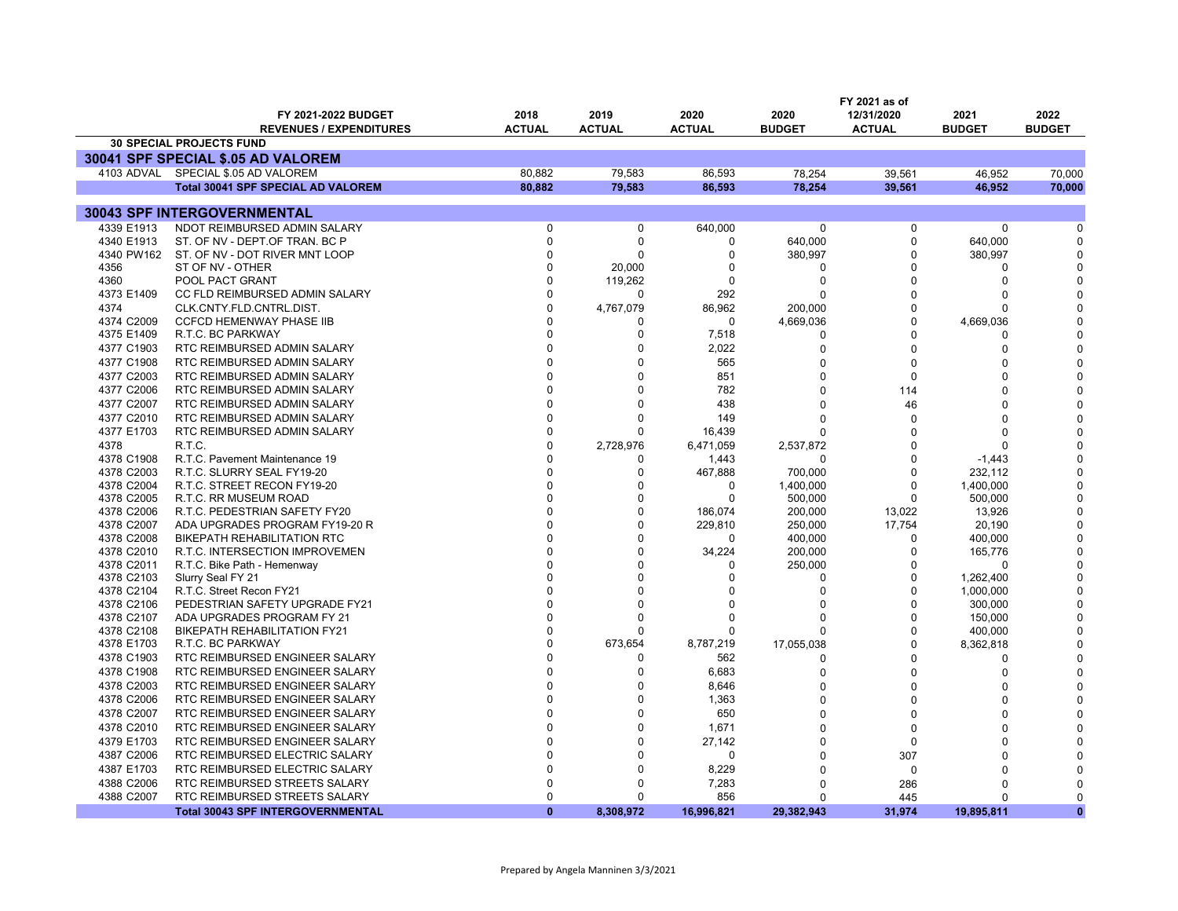| | FY 2021-2022 BUDGET REVENUES / EXPENDITURES | 2018 ACTUAL | 2019 ACTUAL | 2020 ACTUAL | 2020 BUDGET | FY 2021 as of 12/31/2020 ACTUAL | 2021 BUDGET | 2022 BUDGET |
|---|---|---|---|---|---|---|---|---|
| | **30 SPECIAL PROJECTS FUND** | | | | | | | |
| **30041 SPF SPECIAL $.05 AD VALOREM** | | | | | | | | |
| 4103 ADVAL | SPECIAL $.05 AD VALOREM | 80,882 | 79,583 | 86,593 | 78,254 | 39,561 | 46,952 | 70,000 |
| | **Total 30041 SPF SPECIAL AD VALOREM** | **80,882** | **79,583** | **86,593** | **78,254** | **39,561** | **46,952** | **70,000** |
| **30043 SPF INTERGOVERNMENTAL** | | | | | | | | |
| 4339 E1913 | NDOT REIMBURSED ADMIN SALARY | 0 | 0 | 640,000 | 0 | 0 | 0 | 0 |
| 4340 E1913 | ST. OF NV - DEPT.OF TRAN. BC P | 0 | 0 | 0 | 640,000 | 0 | 640,000 | 0 |
| 4340 PW162 | ST. OF NV - DOT RIVER MNT LOOP | 0 | 0 | 0 | 380,997 | 0 | 380,997 | 0 |
| 4356 | ST OF NV - OTHER | 0 | 20,000 | 0 | 0 | 0 | 0 | 0 |
| 4360 | POOL PACT GRANT | 0 | 119,262 | 0 | 0 | 0 | 0 | 0 |
| 4373 E1409 | CC FLD REIMBURSED ADMIN SALARY | 0 | 0 | 292 | 0 | 0 | 0 | 0 |
| 4374 | CLK.CNTY.FLD.CNTRL.DIST. | 0 | 4,767,079 | 86,962 | 200,000 | 0 | 0 | 0 |
| 4374 C2009 | CCFCD HEMENWAY PHASE IIB | 0 | 0 | 0 | 4,669,036 | 0 | 4,669,036 | 0 |
| 4375 E1409 | R.T.C. BC PARKWAY | 0 | 0 | 7,518 | 0 | 0 | 0 | 0 |
| 4377 C1903 | RTC REIMBURSED ADMIN SALARY | 0 | 0 | 2,022 | 0 | 0 | 0 | 0 |
| 4377 C1908 | RTC REIMBURSED ADMIN SALARY | 0 | 0 | 565 | 0 | 0 | 0 | 0 |
| 4377 C2003 | RTC REIMBURSED ADMIN SALARY | 0 | 0 | 851 | 0 | 0 | 0 | 0 |
| 4377 C2006 | RTC REIMBURSED ADMIN SALARY | 0 | 0 | 782 | 0 | 114 | 0 | 0 |
| 4377 C2007 | RTC REIMBURSED ADMIN SALARY | 0 | 0 | 438 | 0 | 46 | 0 | 0 |
| 4377 C2010 | RTC REIMBURSED ADMIN SALARY | 0 | 0 | 149 | 0 | 0 | 0 | 0 |
| 4377 E1703 | RTC REIMBURSED ADMIN SALARY | 0 | 0 | 16,439 | 0 | 0 | 0 | 0 |
| 4378 | R.T.C. | 0 | 2,728,976 | 6,471,059 | 2,537,872 | 0 | 0 | 0 |
| 4378 C1908 | R.T.C. Pavement Maintenance 19 | 0 | 0 | 1,443 | 0 | 0 | -1,443 | 0 |
| 4378 C2003 | R.T.C. SLURRY SEAL FY19-20 | 0 | 0 | 467,888 | 700,000 | 0 | 232,112 | 0 |
| 4378 C2004 | R.T.C. STREET RECON FY19-20 | 0 | 0 | 0 | 1,400,000 | 0 | 1,400,000 | 0 |
| 4378 C2005 | R.T.C. RR MUSEUM ROAD | 0 | 0 | 0 | 500,000 | 0 | 500,000 | 0 |
| 4378 C2006 | R.T.C. PEDESTRIAN SAFETY FY20 | 0 | 0 | 186,074 | 200,000 | 13,022 | 13,926 | 0 |
| 4378 C2007 | ADA UPGRADES PROGRAM FY19-20 R | 0 | 0 | 229,810 | 250,000 | 17,754 | 20,190 | 0 |
| 4378 C2008 | BIKEPATH REHABILITATION RTC | 0 | 0 | 0 | 400,000 | 0 | 400,000 | 0 |
| 4378 C2010 | R.T.C. INTERSECTION IMPROVEMEN | 0 | 0 | 34,224 | 200,000 | 0 | 165,776 | 0 |
| 4378 C2011 | R.T.C. Bike Path - Hemenway | 0 | 0 | 0 | 250,000 | 0 | 0 | 0 |
| 4378 C2103 | Slurry Seal FY 21 | 0 | 0 | 0 | 0 | 0 | 1,262,400 | 0 |
| 4378 C2104 | R.T.C. Street Recon FY21 | 0 | 0 | 0 | 0 | 0 | 1,000,000 | 0 |
| 4378 C2106 | PEDESTRIAN SAFETY UPGRADE FY21 | 0 | 0 | 0 | 0 | 0 | 300,000 | 0 |
| 4378 C2107 | ADA UPGRADES PROGRAM FY 21 | 0 | 0 | 0 | 0 | 0 | 150,000 | 0 |
| 4378 C2108 | BIKEPATH REHABILITATION FY21 | 0 | 0 | 0 | 0 | 0 | 400,000 | 0 |
| 4378 E1703 | R.T.C. BC PARKWAY | 0 | 673,654 | 8,787,219 | 17,055,038 | 0 | 8,362,818 | 0 |
| 4378 C1903 | RTC REIMBURSED ENGINEER SALARY | 0 | 0 | 562 | 0 | 0 | 0 | 0 |
| 4378 C1908 | RTC REIMBURSED ENGINEER SALARY | 0 | 0 | 6,683 | 0 | 0 | 0 | 0 |
| 4378 C2003 | RTC REIMBURSED ENGINEER SALARY | 0 | 0 | 8,646 | 0 | 0 | 0 | 0 |
| 4378 C2006 | RTC REIMBURSED ENGINEER SALARY | 0 | 0 | 1,363 | 0 | 0 | 0 | 0 |
| 4378 C2007 | RTC REIMBURSED ENGINEER SALARY | 0 | 0 | 650 | 0 | 0 | 0 | 0 |
| 4378 C2010 | RTC REIMBURSED ENGINEER SALARY | 0 | 0 | 1,671 | 0 | 0 | 0 | 0 |
| 4379 E1703 | RTC REIMBURSED ENGINEER SALARY | 0 | 0 | 27,142 | 0 | 0 | 0 | 0 |
| 4387 C2006 | RTC REIMBURSED ELECTRIC SALARY | 0 | 0 | 0 | 0 | 307 | 0 | 0 |
| 4387 E1703 | RTC REIMBURSED ELECTRIC SALARY | 0 | 0 | 8,229 | 0 | 0 | 0 | 0 |
| 4388 C2006 | RTC REIMBURSED STREETS SALARY | 0 | 0 | 7,283 | 0 | 286 | 0 | 0 |
| 4388 C2007 | RTC REIMBURSED STREETS SALARY | 0 | 0 | 856 | 0 | 445 | 0 | 0 |
| | **Total 30043 SPF INTERGOVERNMENTAL** | **0** | **8,308,972** | **16,996,821** | **29,382,943** | **31,974** | **19,895,811** | **0** |

Prepared by Angela Manninen 3/3/2021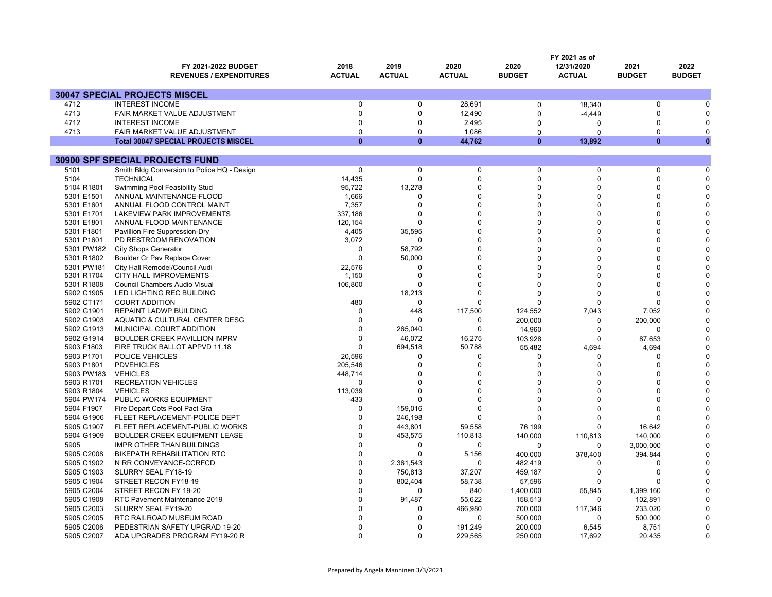| | FY 2021-2022 BUDGET REVENUES / EXPENDITURES | 2018 ACTUAL | 2019 ACTUAL | 2020 ACTUAL | 2020 BUDGET | FY 2021 as of 12/31/2020 ACTUAL | 2021 BUDGET | 2022 BUDGET |
|---|---|---|---|---|---|---|---|---|
| **30047 SPECIAL PROJECTS MISCEL** | | | | | | | | |
| 4712 | INTEREST INCOME | 0 | 0 | 28,691 | 0 | 18,340 | 0 | 0 |
| 4713 | FAIR MARKET VALUE ADJUSTMENT | 0 | 0 | 12,490 | 0 | -4,449 | 0 | 0 |
| 4712 | INTEREST INCOME | 0 | 0 | 2,495 | 0 | 0 | 0 | 0 |
| 4713 | FAIR MARKET VALUE ADJUSTMENT | 0 | 0 | 1,086 | 0 | 0 | 0 | 0 |
| | **Total 30047 SPECIAL PROJECTS MISCEL** | **0** | **0** | **44,762** | **0** | **13,892** | **0** | **0** |
| **30900 SPF SPECIAL PROJECTS FUND** | | | | | | | | |
| 5101 | Smith Bldg Conversion to Police HQ - Design | 0 | 0 | 0 | 0 | 0 | 0 | 0 |
| 5104 | TECHNICAL | 14,435 | 0 | 0 | 0 | 0 | 0 | 0 |
| 5104 R1801 | Swimming Pool Feasibility Stud | 95,722 | 13,278 | 0 | 0 | 0 | 0 | 0 |
| 5301 E1501 | ANNUAL MAINTENANCE-FLOOD | 1,666 | 0 | 0 | 0 | 0 | 0 | 0 |
| 5301 E1601 | ANNUAL FLOOD CONTROL MAINT | 7,357 | 0 | 0 | 0 | 0 | 0 | 0 |
| 5301 E1701 | LAKEVIEW PARK IMPROVEMENTS | 337,186 | 0 | 0 | 0 | 0 | 0 | 0 |
| 5301 E1801 | ANNUAL FLOOD MAINTENANCE | 120,154 | 0 | 0 | 0 | 0 | 0 | 0 |
| 5301 F1801 | Pavillion Fire Suppression-Dry | 4,405 | 35,595 | 0 | 0 | 0 | 0 | 0 |
| 5301 P1601 | PD RESTROOM RENOVATION | 3,072 | 0 | 0 | 0 | 0 | 0 | 0 |
| 5301 PW182 | City Shops Generator | 0 | 58,792 | 0 | 0 | 0 | 0 | 0 |
| 5301 R1802 | Boulder Cr Pav Replace Cover | 0 | 50,000 | 0 | 0 | 0 | 0 | 0 |
| 5301 PW181 | City Hall Remodel/Council Audi | 22,576 | 0 | 0 | 0 | 0 | 0 | 0 |
| 5301 R1704 | CITY HALL IMPROVEMENTS | 1,150 | 0 | 0 | 0 | 0 | 0 | 0 |
| 5301 R1808 | Council Chambers Audio Visual | 106,800 | 0 | 0 | 0 | 0 | 0 | 0 |
| 5902 C1905 | LED LIGHTING REC BUILDING | | 18,213 | 0 | 0 | 0 | 0 | 0 |
| 5902 CT171 | COURT ADDITION | 480 | 0 | 0 | 0 | 0 | 0 | 0 |
| 5902 G1901 | REPAINT LADWP BUILDING | 0 | 448 | 117,500 | 124,552 | 7,043 | 7,052 | 0 |
| 5902 G1903 | AQUATIC & CULTURAL CENTER DESG | 0 | 0 | 0 | 200,000 | 0 | 200,000 | 0 |
| 5902 G1913 | MUNICIPAL COURT ADDITION | 0 | 265,040 | 0 | 14,960 | 0 | 0 | 0 |
| 5902 G1914 | BOULDER CREEK PAVILLION IMPRV | 0 | 46,072 | 16,275 | 103,928 | 0 | 87,653 | 0 |
| 5903 F1803 | FIRE TRUCK BALLOT APPVD 11.18 | 0 | 694,518 | 50,788 | 55,482 | 4,694 | 4,694 | 0 |
| 5903 P1701 | POLICE VEHICLES | 20,596 | 0 | 0 | 0 | 0 | 0 | 0 |
| 5903 P1801 | PDVEHICLES | 205,546 | 0 | 0 | 0 | 0 | 0 | 0 |
| 5903 PW183 | VEHICLES | 448,714 | 0 | 0 | 0 | 0 | 0 | 0 |
| 5903 R1701 | RECREATION VEHICLES | 0 | 0 | 0 | 0 | 0 | 0 | 0 |
| 5903 R1804 | VEHICLES | 113,039 | 0 | 0 | 0 | 0 | 0 | 0 |
| 5904 PW174 | PUBLIC WORKS EQUIPMENT | -433 | 0 | 0 | 0 | 0 | 0 | 0 |
| 5904 F1907 | Fire Depart Cots Pool Pact Gra | 0 | 159,016 | 0 | 0 | 0 | 0 | 0 |
| 5904 G1906 | FLEET REPLACEMENT-POLICE DEPT | 0 | 246,198 | 0 | 0 | 0 | 0 | 0 |
| 5905 G1907 | FLEET REPLACEMENT-PUBLIC WORKS | 0 | 443,801 | 59,558 | 76,199 | 0 | 16,642 | 0 |
| 5904 G1909 | BOULDER CREEK EQUIPMENT LEASE | 0 | 453,575 | 110,813 | 140,000 | 110,813 | 140,000 | 0 |
| 5905 | IMPR OTHER THAN BUILDINGS | 0 | 0 | 0 | 0 | 0 | 3,000,000 | 0 |
| 5905 C2008 | BIKEPATH REHABILITATION RTC | 0 | 0 | 5,156 | 400,000 | 378,400 | 394,844 | 0 |
| 5905 C1902 | N RR CONVEYANCE-CCRFCD | 0 | 2,361,543 | 0 | 482,419 | 0 | 0 | 0 |
| 5905 C1903 | SLURRY SEAL FY18-19 | 0 | 750,813 | 37,207 | 459,187 | 0 | 0 | 0 |
| 5905 C1904 | STREET RECON FY18-19 | 0 | 802,404 | 58,738 | 57,596 | 0 | 0 | 0 |
| 5905 C2004 | STREET RECON FY 19-20 | 0 | 0 | 840 | 1,400,000 | 55,845 | 1,399,160 | 0 |
| 5905 C1908 | RTC Pavement Maintenance 2019 | 0 | 91,487 | 55,622 | 158,513 | 0 | 102,891 | 0 |
| 5905 C2003 | SLURRY SEAL FY19-20 | 0 | 0 | 466,980 | 700,000 | 117,346 | 233,020 | 0 |
| 5905 C2005 | RTC RAILROAD MUSEUM ROAD | 0 | 0 | 0 | 500,000 | 0 | 500,000 | 0 |
| 5905 C2006 | PEDESTRIAN SAFETY UPGRAD 19-20 | 0 | 0 | 191,249 | 200,000 | 6,545 | 8,751 | 0 |
| 5905 C2007 | ADA UPGRADES PROGRAM FY19-20 R | 0 | 0 | 229,565 | 250,000 | 17,692 | 20,435 | 0 |

Prepared by Angela Manninen 3/3/2021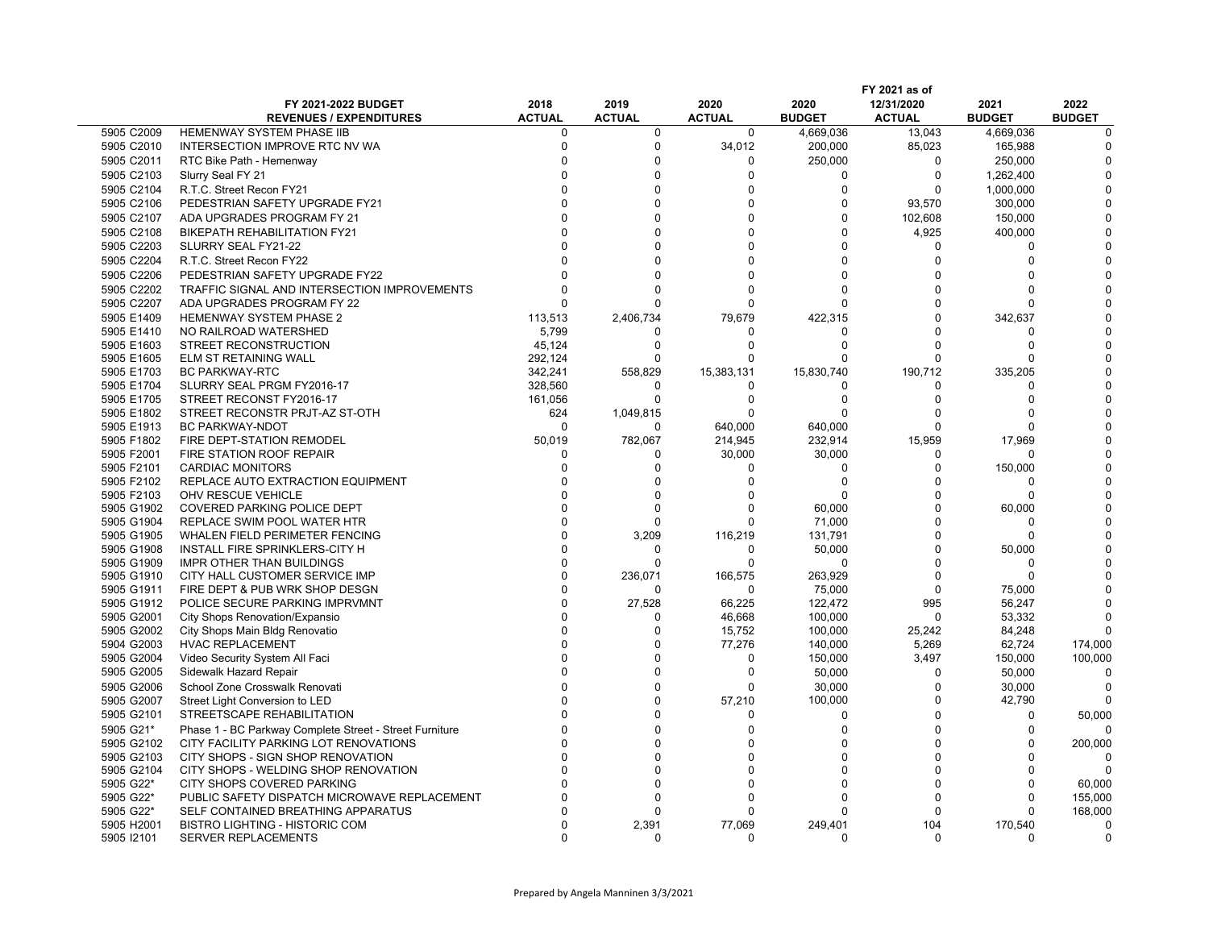| | FY 2021-2022 BUDGET REVENUES / EXPENDITURES | 2018 ACTUAL | 2019 ACTUAL | 2020 ACTUAL | 2020 BUDGET | FY 2021 as of 12/31/2020 ACTUAL | 2021 BUDGET | 2022 BUDGET |
|---|---|---|---|---|---|---|---|---|
| 5905 C2009 | HEMENWAY SYSTEM PHASE IIB | 0 | 0 | 0 | 4,669,036 | 13,043 | 4,669,036 | 0 |
| 5905 C2010 | INTERSECTION IMPROVE RTC NV WA | 0 | 0 | 34,012 | 200,000 | 85,023 | 165,988 | 0 |
| 5905 C2011 | RTC Bike Path - Hemenway | 0 | 0 | 0 | 250,000 | 0 | 250,000 | 0 |
| 5905 C2103 | Slurry Seal FY 21 | 0 | 0 | 0 | 0 | 0 | 1,262,400 | 0 |
| 5905 C2104 | R.T.C. Street Recon FY21 | 0 | 0 | 0 | 0 | 0 | 1,000,000 | 0 |
| 5905 C2106 | PEDESTRIAN SAFETY UPGRADE FY21 | 0 | 0 | 0 | 0 | 93,570 | 300,000 | 0 |
| 5905 C2107 | ADA UPGRADES PROGRAM FY 21 | 0 | 0 | 0 | 0 | 102,608 | 150,000 | 0 |
| 5905 C2108 | BIKEPATH REHABILITATION FY21 | 0 | 0 | 0 | 0 | 4,925 | 400,000 | 0 |
| 5905 C2203 | SLURRY SEAL FY21-22 | 0 | 0 | 0 | 0 | 0 | 0 | 0 |
| 5905 C2204 | R.T.C. Street Recon FY22 | 0 | 0 | 0 | 0 | 0 | 0 | 0 |
| 5905 C2206 | PEDESTRIAN SAFETY UPGRADE FY22 | 0 | 0 | 0 | 0 | 0 | 0 | 0 |
| 5905 C2202 | TRAFFIC SIGNAL AND INTERSECTION IMPROVEMENTS | 0 | 0 | 0 | 0 | 0 | 0 | 0 |
| 5905 C2207 | ADA UPGRADES PROGRAM FY 22 | 0 | 0 | 0 | 0 | 0 | 0 | 0 |
| 5905 E1409 | HEMENWAY SYSTEM PHASE 2 | 113,513 | 2,406,734 | 79,679 | 422,315 | 0 | 342,637 | 0 |
| 5905 E1410 | NO RAILROAD WATERSHED | 5,799 | 0 | 0 | 0 | 0 | 0 | 0 |
| 5905 E1603 | STREET RECONSTRUCTION | 45,124 | 0 | 0 | 0 | 0 | 0 | 0 |
| 5905 E1605 | ELM ST RETAINING WALL | 292,124 | 0 | 0 | 0 | 0 | 0 | 0 |
| 5905 E1703 | BC PARKWAY-RTC | 342,241 | 558,829 | 15,383,131 | 15,830,740 | 190,712 | 335,205 | 0 |
| 5905 E1704 | SLURRY SEAL PRGM FY2016-17 | 328,560 | 0 | 0 | 0 | 0 | 0 | 0 |
| 5905 E1705 | STREET RECONST FY2016-17 | 161,056 | 0 | 0 | 0 | 0 | 0 | 0 |
| 5905 E1802 | STREET RECONSTR PRJT-AZ ST-OTH | 624 | 1,049,815 | 0 | 0 | 0 | 0 | 0 |
| 5905 E1913 | BC PARKWAY-NDOT | 0 | 0 | 640,000 | 640,000 | 0 | 0 | 0 |
| 5905 F1802 | FIRE DEPT-STATION REMODEL | 50,019 | 782,067 | 214,945 | 232,914 | 15,959 | 17,969 | 0 |
| 5905 F2001 | FIRE STATION ROOF REPAIR | 0 | 0 | 30,000 | 30,000 | 0 | 0 | 0 |
| 5905 F2101 | CARDIAC MONITORS | 0 | 0 | 0 | 0 | 0 | 150,000 | 0 |
| 5905 F2102 | REPLACE AUTO EXTRACTION EQUIPMENT | 0 | 0 | 0 | 0 | 0 | 0 | 0 |
| 5905 F2103 | OHV RESCUE VEHICLE | 0 | 0 | 0 | 0 | 0 | 0 | 0 |
| 5905 G1902 | COVERED PARKING POLICE DEPT | 0 | 0 | 0 | 60,000 | 0 | 60,000 | 0 |
| 5905 G1904 | REPLACE SWIM POOL WATER HTR | 0 | 0 | 0 | 71,000 | 0 | 0 | 0 |
| 5905 G1905 | WHALEN FIELD PERIMETER FENCING | 0 | 3,209 | 116,219 | 131,791 | 0 | 0 | 0 |
| 5905 G1908 | INSTALL FIRE SPRINKLERS-CITY H | 0 | 0 | 0 | 50,000 | 0 | 50,000 | 0 |
| 5905 G1909 | IMPR OTHER THAN BUILDINGS | 0 | 0 | 0 | 0 | 0 | 0 | 0 |
| 5905 G1910 | CITY HALL CUSTOMER SERVICE IMP | 0 | 236,071 | 166,575 | 263,929 | 0 | 0 | 0 |
| 5905 G1911 | FIRE DEPT & PUB WRK SHOP DESGN | 0 | 0 | 0 | 75,000 | 0 | 75,000 | 0 |
| 5905 G1912 | POLICE SECURE PARKING IMPRVMNT | 0 | 27,528 | 66,225 | 122,472 | 995 | 56,247 | 0 |
| 5905 G2001 | City Shops Renovation/Expansio | 0 | 0 | 46,668 | 100,000 | 0 | 53,332 | 0 |
| 5905 G2002 | City Shops Main Bldg Renovatio | 0 | 0 | 15,752 | 100,000 | 25,242 | 84,248 | 0 |
| 5904 G2003 | HVAC REPLACEMENT | 0 | 0 | 77,276 | 140,000 | 5,269 | 62,724 | 174,000 |
| 5905 G2004 | Video Security System All Faci | 0 | 0 | 0 | 150,000 | 3,497 | 150,000 | 100,000 |
| 5905 G2005 | Sidewalk Hazard Repair | 0 | 0 | 0 | 50,000 | 0 | 50,000 | 0 |
| 5905 G2006 | School Zone Crosswalk Renovati | 0 | 0 | 0 | 30,000 | 0 | 30,000 | 0 |
| 5905 G2007 | Street Light Conversion to LED | 0 | 0 | 57,210 | 100,000 | 0 | 42,790 | 0 |
| 5905 G2101 | STREETSCAPE REHABILITATION | 0 | 0 | 0 | 0 | 0 | 0 | 50,000 |
| 5905 G21* | Phase 1 - BC Parkway Complete Street - Street Furniture | 0 | 0 | 0 | 0 | 0 | 0 | 0 |
| 5905 G2102 | CITY FACILITY PARKING LOT RENOVATIONS | 0 | 0 | 0 | 0 | 0 | 0 | 200,000 |
| 5905 G2103 | CITY SHOPS - SIGN SHOP RENOVATION | 0 | 0 | 0 | 0 | 0 | 0 | 0 |
| 5905 G2104 | CITY SHOPS - WELDING SHOP RENOVATION | 0 | 0 | 0 | 0 | 0 | 0 | 0 |
| 5905 G22* | CITY SHOPS COVERED PARKING | 0 | 0 | 0 | 0 | 0 | 0 | 60,000 |
| 5905 G22* | PUBLIC SAFETY DISPATCH MICROWAVE REPLACEMENT | 0 | 0 | 0 | 0 | 0 | 0 | 155,000 |
| 5905 G22* | SELF CONTAINED BREATHING APPARATUS | 0 | 0 | 0 | 0 | 0 | 0 | 168,000 |
| 5905 H2001 | BISTRO LIGHTING - HISTORIC COM | 0 | 2,391 | 77,069 | 249,401 | 104 | 170,540 | 0 |
| 5905 I2101 | SERVER REPLACEMENTS | 0 | 0 | 0 | 0 | 0 | 0 | 0 |

Prepared by Angela Manninen 3/3/2021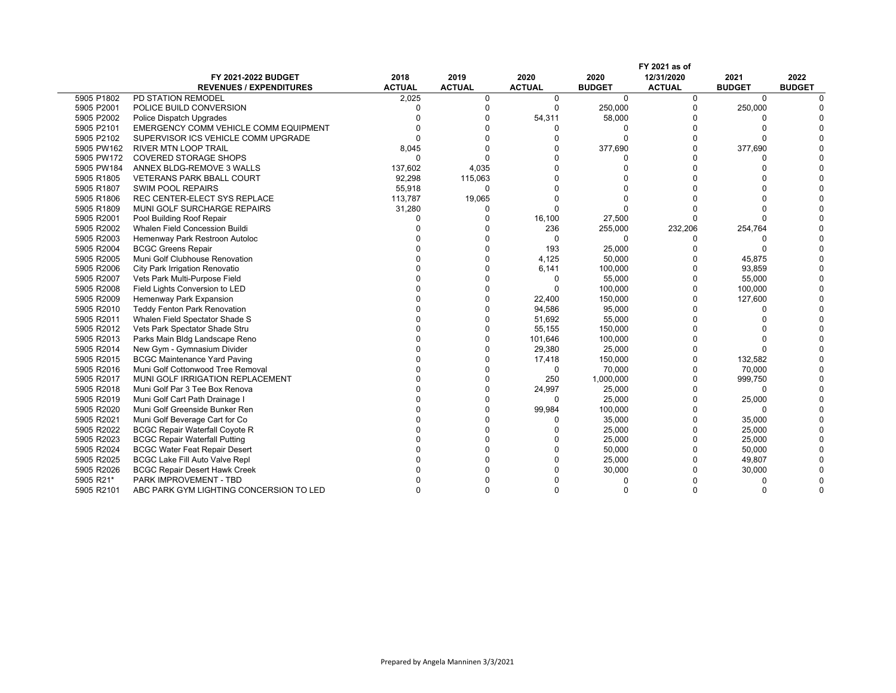| | FY 2021-2022 BUDGET REVENUES / EXPENDITURES | 2018 ACTUAL | 2019 ACTUAL | 2020 ACTUAL | 2020 BUDGET | FY 2021 as of 12/31/2020 ACTUAL | 2021 BUDGET | 2022 BUDGET |
|---|---|---|---|---|---|---|---|---|
| 5905 P1802 | PD STATION REMODEL | 2,025 | 0 | 0 | 0 | 0 | 0 | 0 |
| 5905 P2001 | POLICE BUILD CONVERSION | 0 | 0 | 0 | 250,000 | 0 | 250,000 | 0 |
| 5905 P2002 | Police Dispatch Upgrades | 0 | 0 | 54,311 | 58,000 | 0 | 0 | 0 |
| 5905 P2101 | EMERGENCY COMM VEHICLE COMM EQUIPMENT | 0 | 0 | 0 | 0 | 0 | 0 | 0 |
| 5905 P2102 | SUPERVISOR ICS VEHICLE COMM UPGRADE | 0 | 0 | 0 | 0 | 0 | 0 | 0 |
| 5905 PW162 | RIVER MTN LOOP TRAIL | 8,045 | 0 | 0 | 377,690 | 0 | 377,690 | 0 |
| 5905 PW172 | COVERED STORAGE SHOPS | 0 | 0 | 0 | 0 | 0 | 0 | 0 |
| 5905 PW184 | ANNEX BLDG-REMOVE 3 WALLS | 137,602 | 4,035 | 0 | 0 | 0 | 0 | 0 |
| 5905 R1805 | VETERANS PARK BBALL COURT | 92,298 | 115,063 | 0 | 0 | 0 | 0 | 0 |
| 5905 R1807 | SWIM POOL REPAIRS | 55,918 | 0 | 0 | 0 | 0 | 0 | 0 |
| 5905 R1806 | REC CENTER-ELECT SYS REPLACE | 113,787 | 19,065 | 0 | 0 | 0 | 0 | 0 |
| 5905 R1809 | MUNI GOLF SURCHARGE REPAIRS | 31,280 | 0 | 0 | 0 | 0 | 0 | 0 |
| 5905 R2001 | Pool Building Roof Repair | 0 | 0 | 16,100 | 27,500 | 0 | 0 | 0 |
| 5905 R2002 | Whalen Field Concession Buildi | 0 | 0 | 236 | 255,000 | 232,206 | 254,764 | 0 |
| 5905 R2003 | Hemenway Park Restroon Autoloc | 0 | 0 | 0 | 0 | 0 | 0 | 0 |
| 5905 R2004 | BCGC Greens Repair | 0 | 0 | 193 | 25,000 | 0 | 0 | 0 |
| 5905 R2005 | Muni Golf Clubhouse Renovation | 0 | 0 | 4,125 | 50,000 | 0 | 45,875 | 0 |
| 5905 R2006 | City Park Irrigation Renovatio | 0 | 0 | 6,141 | 100,000 | 0 | 93,859 | 0 |
| 5905 R2007 | Vets Park Multi-Purpose Field | 0 | 0 | 0 | 55,000 | 0 | 55,000 | 0 |
| 5905 R2008 | Field Lights Conversion to LED | 0 | 0 | 0 | 100,000 | 0 | 100,000 | 0 |
| 5905 R2009 | Hemenway Park Expansion | 0 | 0 | 22,400 | 150,000 | 0 | 127,600 | 0 |
| 5905 R2010 | Teddy Fenton Park Renovation | 0 | 0 | 94,586 | 95,000 | 0 | 0 | 0 |
| 5905 R2011 | Whalen Field Spectator Shade S | 0 | 0 | 51,692 | 55,000 | 0 | 0 | 0 |
| 5905 R2012 | Vets Park Spectator Shade Stru | 0 | 0 | 55,155 | 150,000 | 0 | 0 | 0 |
| 5905 R2013 | Parks Main Bldg Landscape Reno | 0 | 0 | 101,646 | 100,000 | 0 | 0 | 0 |
| 5905 R2014 | New Gym - Gymnasium Divider | 0 | 0 | 29,380 | 25,000 | 0 | 0 | 0 |
| 5905 R2015 | BCGC Maintenance Yard Paving | 0 | 0 | 17,418 | 150,000 | 0 | 132,582 | 0 |
| 5905 R2016 | Muni Golf Cottonwood Tree Removal | 0 | 0 | 0 | 70,000 | 0 | 70,000 | 0 |
| 5905 R2017 | MUNI GOLF IRRIGATION REPLACEMENT | 0 | 0 | 250 | 1,000,000 | 0 | 999,750 | 0 |
| 5905 R2018 | Muni Golf Par 3 Tee Box Renova | 0 | 0 | 24,997 | 25,000 | 0 | 0 | 0 |
| 5905 R2019 | Muni Golf Cart Path Drainage I | 0 | 0 | 0 | 25,000 | 0 | 25,000 | 0 |
| 5905 R2020 | Muni Golf Greenside Bunker Ren | 0 | 0 | 99,984 | 100,000 | 0 | 0 | 0 |
| 5905 R2021 | Muni Golf Beverage Cart for Co | 0 | 0 | 0 | 35,000 | 0 | 35,000 | 0 |
| 5905 R2022 | BCGC Repair Waterfall Coyote R | 0 | 0 | 0 | 25,000 | 0 | 25,000 | 0 |
| 5905 R2023 | BCGC Repair Waterfall Putting | 0 | 0 | 0 | 25,000 | 0 | 25,000 | 0 |
| 5905 R2024 | BCGC Water Feat Repair Desert | 0 | 0 | 0 | 50,000 | 0 | 50,000 | 0 |
| 5905 R2025 | BCGC Lake Fill Auto Valve Repl | 0 | 0 | 0 | 25,000 | 0 | 49,807 | 0 |
| 5905 R2026 | BCGC Repair Desert Hawk Creek | 0 | 0 | 0 | 30,000 | 0 | 30,000 | 0 |
| 5905 R21* | PARK IMPROVEMENT - TBD | 0 | 0 | 0 | 0 | 0 | 0 | 0 |
| 5905 R2101 | ABC PARK GYM LIGHTING CONCERSION TO LED | 0 | 0 | 0 | 0 | 0 | 0 | 0 |

Prepared by Angela Manninen 3/3/2021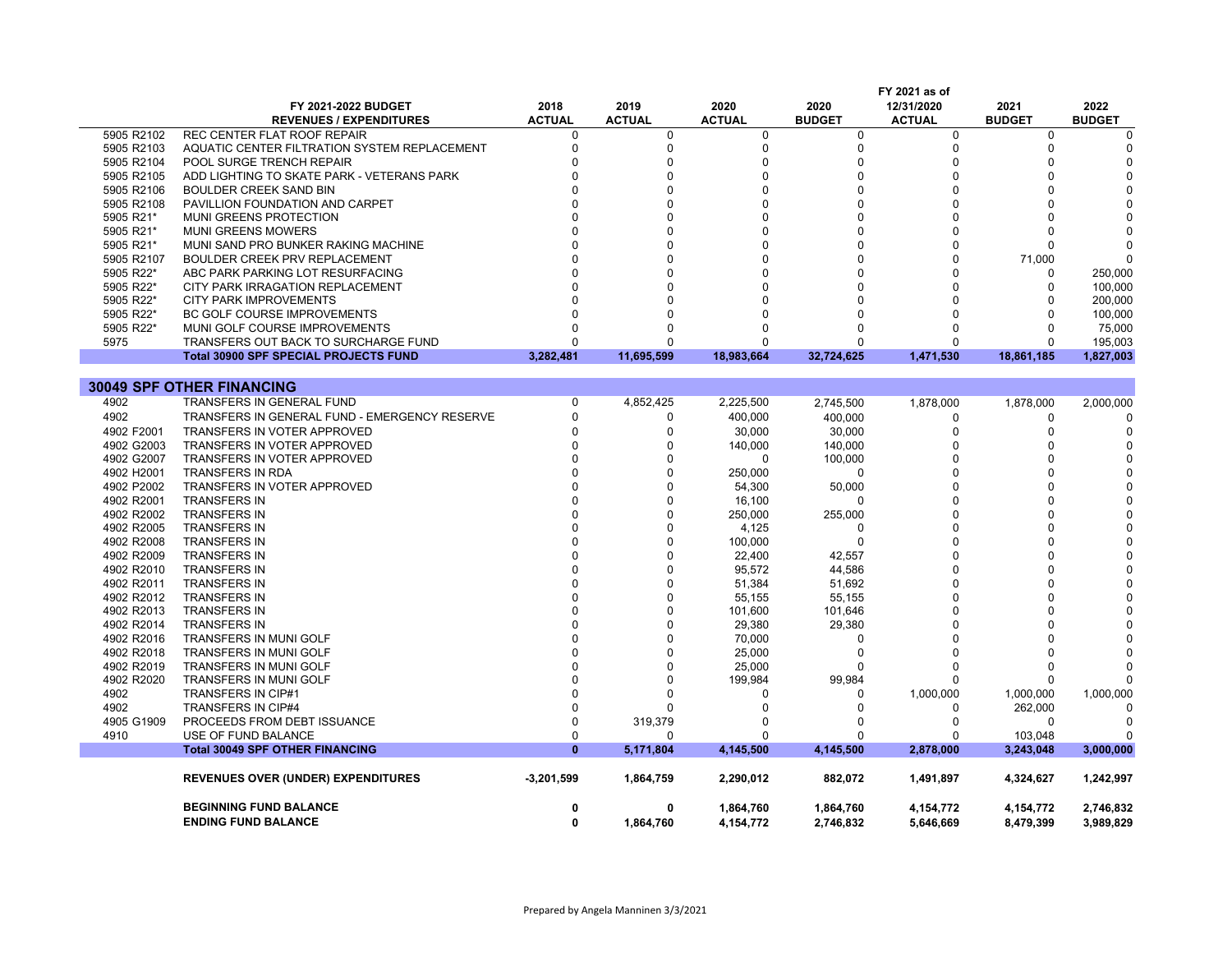| | FY 2021-2022 BUDGET REVENUES / EXPENDITURES | 2018 ACTUAL | 2019 ACTUAL | 2020 ACTUAL | 2020 BUDGET | FY 2021 as of 12/31/2020 ACTUAL | 2021 BUDGET | 2022 BUDGET |
|---|---|---|---|---|---|---|---|---|
| 5905 R2102 | REC CENTER FLAT ROOF REPAIR | 0 | 0 | 0 | 0 | 0 | 0 | 0 |
| 5905 R2103 | AQUATIC CENTER FILTRATION SYSTEM REPLACEMENT | 0 | 0 | 0 | 0 | 0 | 0 | 0 |
| 5905 R2104 | POOL SURGE TRENCH REPAIR | 0 | 0 | 0 | 0 | 0 | 0 | 0 |
| 5905 R2105 | ADD LIGHTING TO SKATE PARK - VETERANS PARK | 0 | 0 | 0 | 0 | 0 | 0 | 0 |
| 5905 R2106 | BOULDER CREEK SAND BIN | 0 | 0 | 0 | 0 | 0 | 0 | 0 |
| 5905 R2108 | PAVILLION FOUNDATION AND CARPET | 0 | 0 | 0 | 0 | 0 | 0 | 0 |
| 5905 R21* | MUNI GREENS PROTECTION | 0 | 0 | 0 | 0 | 0 | 0 | 0 |
| 5905 R21* | MUNI GREENS MOWERS | 0 | 0 | 0 | 0 | 0 | 0 | 0 |
| 5905 R21* | MUNI SAND PRO BUNKER RAKING MACHINE | 0 | 0 | 0 | 0 | 0 | 0 | 0 |
| 5905 R2107 | BOULDER CREEK PRV REPLACEMENT | 0 | 0 | 0 | 0 | 0 | 71,000 | 0 |
| 5905 R22* | ABC PARK PARKING LOT RESURFACING | 0 | 0 | 0 | 0 | 0 | 0 | 250,000 |
| 5905 R22* | CITY PARK IRRAGATION REPLACEMENT | 0 | 0 | 0 | 0 | 0 | 0 | 100,000 |
| 5905 R22* | CITY PARK IMPROVEMENTS | 0 | 0 | 0 | 0 | 0 | 0 | 200,000 |
| 5905 R22* | BC GOLF COURSE IMPROVEMENTS | 0 | 0 | 0 | 0 | 0 | 0 | 100,000 |
| 5905 R22* | MUNI GOLF COURSE IMPROVEMENTS | 0 | 0 | 0 | 0 | 0 | 0 | 75,000 |
| 5975 | TRANSFERS OUT BACK TO SURCHARGE FUND | 0 | 0 | 0 | 0 | 0 | 0 | 195,003 |
| | **Total 30900 SPF SPECIAL PROJECTS FUND** | **3,282,481** | **11,695,599** | **18,983,664** | **32,724,625** | **1,471,530** | **18,861,185** | **1,827,003** |
| | | | | | | | | |
| **30049 SPF OTHER FINANCING** | | | | | | | | |
| 4902 | TRANSFERS IN GENERAL FUND | 0 | 4,852,425 | 2,225,500 | 2,745,500 | 1,878,000 | 1,878,000 | 2,000,000 |
| 4902 | TRANSFERS IN GENERAL FUND - EMERGENCY RESERVE | 0 | 0 | 400,000 | 400,000 | 0 | 0 | 0 |
| 4902 F2001 | TRANSFERS IN VOTER APPROVED | 0 | 0 | 30,000 | 30,000 | 0 | 0 | 0 |
| 4902 G2003 | TRANSFERS IN VOTER APPROVED | 0 | 0 | 140,000 | 140,000 | 0 | 0 | 0 |
| 4902 G2007 | TRANSFERS IN VOTER APPROVED | 0 | 0 | 0 | 100,000 | 0 | 0 | 0 |
| 4902 H2001 | TRANSFERS IN RDA | 0 | 0 | 250,000 | 0 | 0 | 0 | 0 |
| 4902 P2002 | TRANSFERS IN VOTER APPROVED | 0 | 0 | 54,300 | 50,000 | 0 | 0 | 0 |
| 4902 R2001 | TRANSFERS IN | 0 | 0 | 16,100 | 0 | 0 | 0 | 0 |
| 4902 R2002 | TRANSFERS IN | 0 | 0 | 250,000 | 255,000 | 0 | 0 | 0 |
| 4902 R2005 | TRANSFERS IN | 0 | 0 | 4,125 | 0 | 0 | 0 | 0 |
| 4902 R2008 | TRANSFERS IN | 0 | 0 | 100,000 | 0 | 0 | 0 | 0 |
| 4902 R2009 | TRANSFERS IN | 0 | 0 | 22,400 | 42,557 | 0 | 0 | 0 |
| 4902 R2010 | TRANSFERS IN | 0 | 0 | 95,572 | 44,586 | 0 | 0 | 0 |
| 4902 R2011 | TRANSFERS IN | 0 | 0 | 51,384 | 51,692 | 0 | 0 | 0 |
| 4902 R2012 | TRANSFERS IN | 0 | 0 | 55,155 | 55,155 | 0 | 0 | 0 |
| 4902 R2013 | TRANSFERS IN | 0 | 0 | 101,600 | 101,646 | 0 | 0 | 0 |
| 4902 R2014 | TRANSFERS IN | 0 | 0 | 29,380 | 29,380 | 0 | 0 | 0 |
| 4902 R2016 | TRANSFERS IN MUNI GOLF | 0 | 0 | 70,000 | 0 | 0 | 0 | 0 |
| 4902 R2018 | TRANSFERS IN MUNI GOLF | 0 | 0 | 25,000 | 0 | 0 | 0 | 0 |
| 4902 R2019 | TRANSFERS IN MUNI GOLF | 0 | 0 | 25,000 | 0 | 0 | 0 | 0 |
| 4902 R2020 | TRANSFERS IN MUNI GOLF | 0 | 0 | 199,984 | 99,984 | 0 | 0 | 0 |
| 4902 | TRANSFERS IN CIP#1 | 0 | 0 | 0 | 0 | 1,000,000 | 1,000,000 | 1,000,000 |
| 4902 | TRANSFERS IN CIP#4 | 0 | 0 | 0 | 0 | 0 | 262,000 | 0 |
| 4905 G1909 | PROCEEDS FROM DEBT ISSUANCE | 0 | 319,379 | 0 | 0 | 0 | 0 | 0 |
| 4910 | USE OF FUND BALANCE | 0 | 0 | 0 | 0 | 0 | 103,048 | 0 |
| | **Total 30049 SPF OTHER FINANCING** | **0** | **5,171,804** | **4,145,500** | **4,145,500** | **2,878,000** | **3,243,048** | **3,000,000** |
| | | | | | | | | |
| | **REVENUES OVER (UNDER) EXPENDITURES** | **-3,201,599** | **1,864,759** | **2,290,012** | **882,072** | **1,491,897** | **4,324,627** | **1,242,997** |
| | | | | | | | | |
| | **BEGINNING FUND BALANCE** | **0** | **0** | **1,864,760** | **1,864,760** | **4,154,772** | **4,154,772** | **2,746,832** |
| | **ENDING FUND BALANCE** | **0** | **1,864,760** | **4,154,772** | **2,746,832** | **5,646,669** | **8,479,399** | **3,989,829** |

Prepared by Angela Manninen 3/3/2021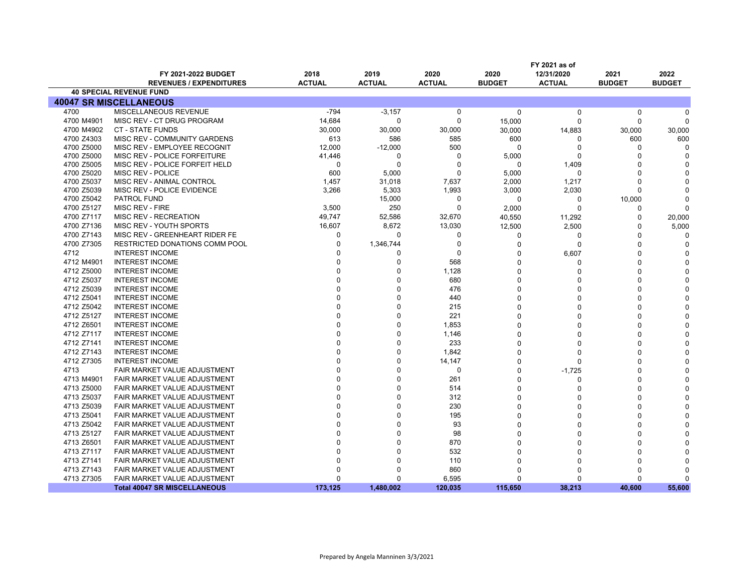| | FY 2021-2022 BUDGET REVENUES / EXPENDITURES | 2018 ACTUAL | 2019 ACTUAL | 2020 ACTUAL | 2020 BUDGET | FY 2021 as of 12/31/2020 ACTUAL | 2021 BUDGET | 2022 BUDGET |
|---|---|---|---|---|---|---|---|---|
| | **40 SPECIAL REVENUE FUND** | | | | | | | |
| **40047 SR MISCELLANEOUS** | | | | | | | | |
| 4700 | MISCELLANEOUS REVENUE | -794 | -3,157 | 0 | 0 | 0 | 0 | 0 |
| 4700 M4901 | MISC REV - CT DRUG PROGRAM | 14,684 | 0 | 0 | 15,000 | 0 | 0 | 0 |
| 4700 M4902 | CT - STATE FUNDS | 30,000 | 30,000 | 30,000 | 30,000 | 14,883 | 30,000 | 30,000 |
| 4700 Z4303 | MISC REV - COMMUNITY GARDENS | 613 | 586 | 585 | 600 | 0 | 600 | 600 |
| 4700 Z5000 | MISC REV - EMPLOYEE RECOGNIT | 12,000 | -12,000 | 500 | 0 | 0 | 0 | 0 |
| 4700 Z5000 | MISC REV - POLICE FORFEITURE | 41,446 | 0 | 0 | 5,000 | 0 | 0 | 0 |
| 4700 Z5005 | MISC REV - POLICE FORFEIT HELD | 0 | 0 | 0 | 0 | 1,409 | 0 | 0 |
| 4700 Z5020 | MISC REV - POLICE | 600 | 5,000 | 0 | 5,000 | 0 | 0 | 0 |
| 4700 Z5037 | MISC REV - ANIMAL CONTROL | 1,457 | 31,018 | 7,637 | 2,000 | 1,217 | 0 | 0 |
| 4700 Z5039 | MISC REV - POLICE EVIDENCE | 3,266 | 5,303 | 1,993 | 3,000 | 2,030 | 0 | 0 |
| 4700 Z5042 | PATROL FUND | | 15,000 | 0 | 0 | 0 | 10,000 | 0 |
| 4700 Z5127 | MISC REV - FIRE | 3,500 | 250 | 0 | 2,000 | 0 | 0 | 0 |
| 4700 Z7117 | MISC REV - RECREATION | 49,747 | 52,586 | 32,670 | 40,550 | 11,292 | 0 | 20,000 |
| 4700 Z7136 | MISC REV - YOUTH SPORTS | 16,607 | 8,672 | 13,030 | 12,500 | 2,500 | 0 | 5,000 |
| 4700 Z7143 | MISC REV - GREENHEART RIDER FE | 0 | 0 | 0 | 0 | 0 | 0 | 0 |
| 4700 Z7305 | RESTRICTED DONATIONS COMM POOL | 0 | 1,346,744 | 0 | 0 | 0 | 0 | 0 |
| 4712 | INTEREST INCOME | 0 | 0 | 0 | 0 | 6,607 | 0 | 0 |
| 4712 M4901 | INTEREST INCOME | 0 | 0 | 568 | 0 | 0 | 0 | 0 |
| 4712 Z5000 | INTEREST INCOME | 0 | 0 | 1,128 | 0 | 0 | 0 | 0 |
| 4712 Z5037 | INTEREST INCOME | 0 | 0 | 680 | 0 | 0 | 0 | 0 |
| 4712 Z5039 | INTEREST INCOME | 0 | 0 | 476 | 0 | 0 | 0 | 0 |
| 4712 Z5041 | INTEREST INCOME | 0 | 0 | 440 | 0 | 0 | 0 | 0 |
| 4712 Z5042 | INTEREST INCOME | 0 | 0 | 215 | 0 | 0 | 0 | 0 |
| 4712 Z5127 | INTEREST INCOME | 0 | 0 | 221 | 0 | 0 | 0 | 0 |
| 4712 Z6501 | INTEREST INCOME | 0 | 0 | 1,853 | 0 | 0 | 0 | 0 |
| 4712 Z7117 | INTEREST INCOME | 0 | 0 | 1,146 | 0 | 0 | 0 | 0 |
| 4712 Z7141 | INTEREST INCOME | 0 | 0 | 233 | 0 | 0 | 0 | 0 |
| 4712 Z7143 | INTEREST INCOME | 0 | 0 | 1,842 | 0 | 0 | 0 | 0 |
| 4712 Z7305 | INTEREST INCOME | 0 | 0 | 14,147 | 0 | 0 | 0 | 0 |
| 4713 | FAIR MARKET VALUE ADJUSTMENT | 0 | 0 | 0 | 0 | -1,725 | 0 | 0 |
| 4713 M4901 | FAIR MARKET VALUE ADJUSTMENT | 0 | 0 | 261 | 0 | 0 | 0 | 0 |
| 4713 Z5000 | FAIR MARKET VALUE ADJUSTMENT | 0 | 0 | 514 | 0 | 0 | 0 | 0 |
| 4713 Z5037 | FAIR MARKET VALUE ADJUSTMENT | 0 | 0 | 312 | 0 | 0 | 0 | 0 |
| 4713 Z5039 | FAIR MARKET VALUE ADJUSTMENT | 0 | 0 | 230 | 0 | 0 | 0 | 0 |
| 4713 Z5041 | FAIR MARKET VALUE ADJUSTMENT | 0 | 0 | 195 | 0 | 0 | 0 | 0 |
| 4713 Z5042 | FAIR MARKET VALUE ADJUSTMENT | 0 | 0 | 93 | 0 | 0 | 0 | 0 |
| 4713 Z5127 | FAIR MARKET VALUE ADJUSTMENT | 0 | 0 | 98 | 0 | 0 | 0 | 0 |
| 4713 Z6501 | FAIR MARKET VALUE ADJUSTMENT | 0 | 0 | 870 | 0 | 0 | 0 | 0 |
| 4713 Z7117 | FAIR MARKET VALUE ADJUSTMENT | 0 | 0 | 532 | 0 | 0 | 0 | 0 |
| 4713 Z7141 | FAIR MARKET VALUE ADJUSTMENT | 0 | 0 | 110 | 0 | 0 | 0 | 0 |
| 4713 Z7143 | FAIR MARKET VALUE ADJUSTMENT | 0 | 0 | 860 | 0 | 0 | 0 | 0 |
| 4713 Z7305 | FAIR MARKET VALUE ADJUSTMENT | 0 | 0 | 6,595 | 0 | 0 | 0 | 0 |
| | **Total 40047 SR MISCELLANEOUS** | **173,125** | **1,480,002** | **120,035** | **115,650** | **38,213** | **40,600** | **55,600** |

Prepared by Angela Manninen 3/3/2021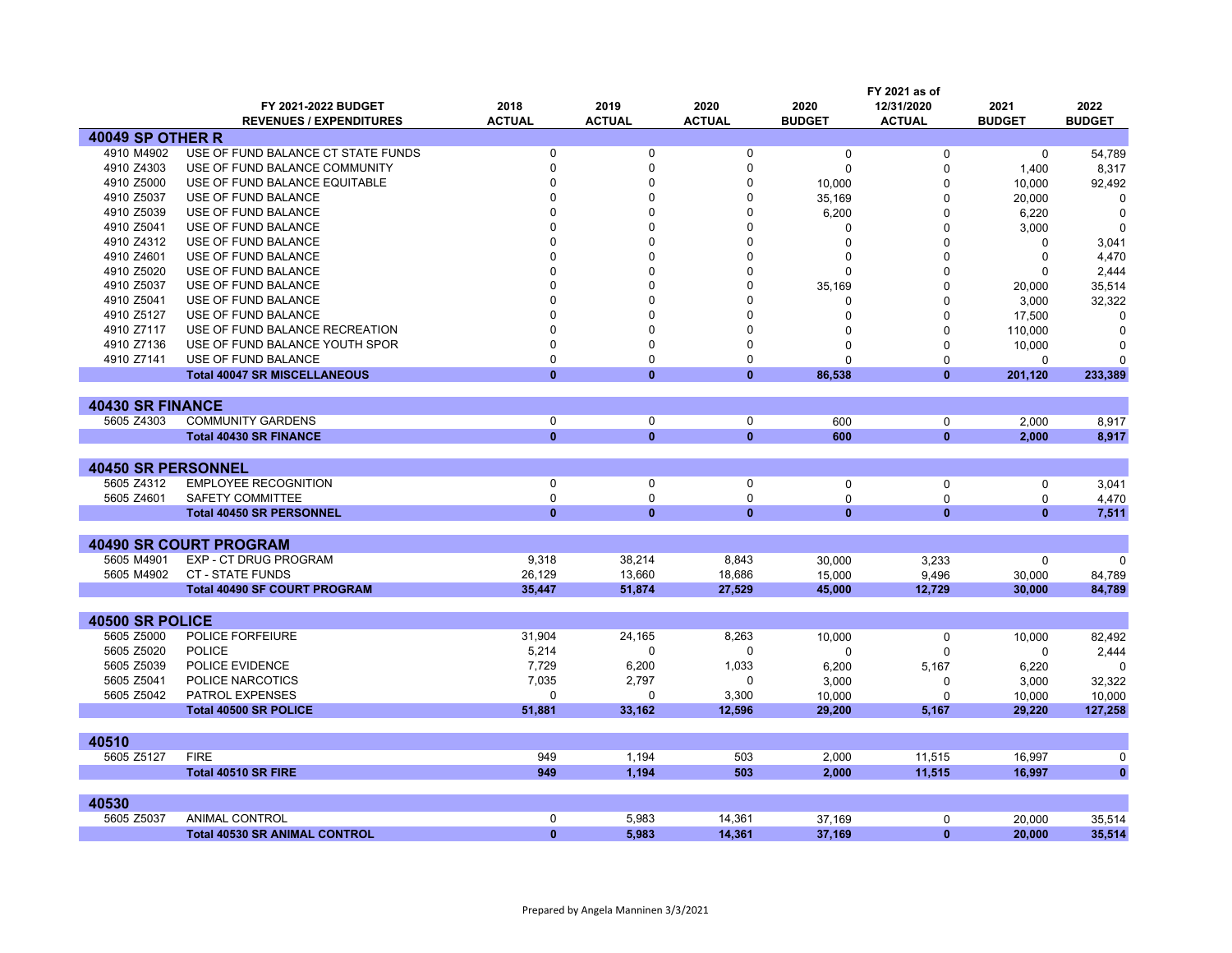| | FY 2021-2022 BUDGET REVENUES / EXPENDITURES | 2018 ACTUAL | 2019 ACTUAL | 2020 ACTUAL | 2020 BUDGET | FY 2021 as of 12/31/2020 ACTUAL | 2021 BUDGET | 2022 BUDGET |
|---|---|---|---|---|---|---|---|---|
| **40049 SP OTHER R** | | | | | | | | |
| 4910 M4902 | USE OF FUND BALANCE CT STATE FUNDS | 0 | 0 | 0 | 0 | 0 | 0 | 54,789 |
| 4910 Z4303 | USE OF FUND BALANCE COMMUNITY | 0 | 0 | 0 | 0 | 0 | 1,400 | 8,317 |
| 4910 Z5000 | USE OF FUND BALANCE EQUITABLE | 0 | 0 | 0 | 10,000 | 0 | 10,000 | 92,492 |
| 4910 Z5037 | USE OF FUND BALANCE | 0 | 0 | 0 | 35,169 | 0 | 20,000 | 0 |
| 4910 Z5039 | USE OF FUND BALANCE | 0 | 0 | 0 | 6,200 | 0 | 6,220 | 0 |
| 4910 Z5041 | USE OF FUND BALANCE | 0 | 0 | 0 | 0 | 0 | 3,000 | 0 |
| 4910 Z4312 | USE OF FUND BALANCE | 0 | 0 | 0 | 0 | 0 | 0 | 3,041 |
| 4910 Z4601 | USE OF FUND BALANCE | 0 | 0 | 0 | 0 | 0 | 0 | 4,470 |
| 4910 Z5020 | USE OF FUND BALANCE | 0 | 0 | 0 | 0 | 0 | 0 | 2,444 |
| 4910 Z5037 | USE OF FUND BALANCE | 0 | 0 | 0 | 35,169 | 0 | 20,000 | 35,514 |
| 4910 Z5041 | USE OF FUND BALANCE | 0 | 0 | 0 | 0 | 0 | 3,000 | 32,322 |
| 4910 Z5127 | USE OF FUND BALANCE | 0 | 0 | 0 | 0 | 0 | 17,500 | 0 |
| 4910 Z7117 | USE OF FUND BALANCE RECREATION | 0 | 0 | 0 | 0 | 0 | 110,000 | 0 |
| 4910 Z7136 | USE OF FUND BALANCE YOUTH SPOR | 0 | 0 | 0 | 0 | 0 | 10,000 | 0 |
| 4910 Z7141 | USE OF FUND BALANCE | 0 | 0 | 0 | 0 | 0 | 0 | 0 |
| | **Total 40047 SR MISCELLANEOUS** | **0** | **0** | **0** | **86,538** | **0** | **201,120** | **233,389** |
| **40430 SR FINANCE** | | | | | | | | |
| 5605 Z4303 | COMMUNITY GARDENS | 0 | 0 | 0 | 600 | 0 | 2,000 | 8,917 |
| | **Total 40430 SR FINANCE** | **0** | **0** | **0** | **600** | **0** | **2,000** | **8,917** |
| **40450 SR PERSONNEL** | | | | | | | | |
| 5605 Z4312 | EMPLOYEE RECOGNITION | 0 | 0 | 0 | 0 | 0 | 0 | 3,041 |
| 5605 Z4601 | SAFETY COMMITTEE | 0 | 0 | 0 | 0 | 0 | 0 | 4,470 |
| | **Total 40450 SR PERSONNEL** | **0** | **0** | **0** | **0** | **0** | **0** | **7,511** |
| **40490 SR COURT PROGRAM** | | | | | | | | |
| 5605 M4901 | EXP - CT DRUG PROGRAM | 9,318 | 38,214 | 8,843 | 30,000 | 3,233 | 0 | 0 |
| 5605 M4902 | CT - STATE FUNDS | 26,129 | 13,660 | 18,686 | 15,000 | 9,496 | 30,000 | 84,789 |
| | **Total 40490 SF COURT PROGRAM** | **35,447** | **51,874** | **27,529** | **45,000** | **12,729** | **30,000** | **84789** |
| **40500 SR POLICE** | | | | | | | | |
| 5605 Z5000 | POLICE FORFEIURE | 31,904 | 24,165 | 8,263 | 10,000 | 0 | 10,000 | 82,492 |
| 5605 Z5020 | POLICE | 5,214 | 0 | 0 | 0 | 0 | 0 | 2,444 |
| 5605 Z5039 | POLICE EVIDENCE | 7,729 | 6,200 | 1,033 | 6,200 | 5,167 | 6,220 | 0 |
| 5605 Z5041 | POLICE NARCOTICS | 7,035 | 2,797 | 0 | 3,000 | 0 | 3,000 | 32,322 |
| 5605 Z5042 | PATROL EXPENSES | 0 | 0 | 3,300 | 10,000 | 0 | 10,000 | 10,000 |
| | **Total 40500 SR POLICE** | **51,881** | **33,162** | **12,596** | **29,200** | **5,167** | **29,220** | **127,258** |
| **40510** | | | | | | | | |
| 5605 Z5127 | FIRE | 949 | 1,194 | 503 | 2,000 | 11,515 | 16,997 | 0 |
| | **Total 40510 SR FIRE** | **949** | **1,194** | **503** | **2,000** | **11,515** | **16,997** | **0** |
| **40530** | | | | | | | | |
| 5605 Z5037 | ANIMAL CONTROL | 0 | 5,983 | 14,361 | 37,169 | 0 | 20,000 | 35,514 |
| | **Total 40530 SR ANIMAL CONTROL** | **0** | **5,983** | **14,361** | **37,169** | **0** | **20,000** | **35,514** |

Prepared by Angela Manninen 3/3/2021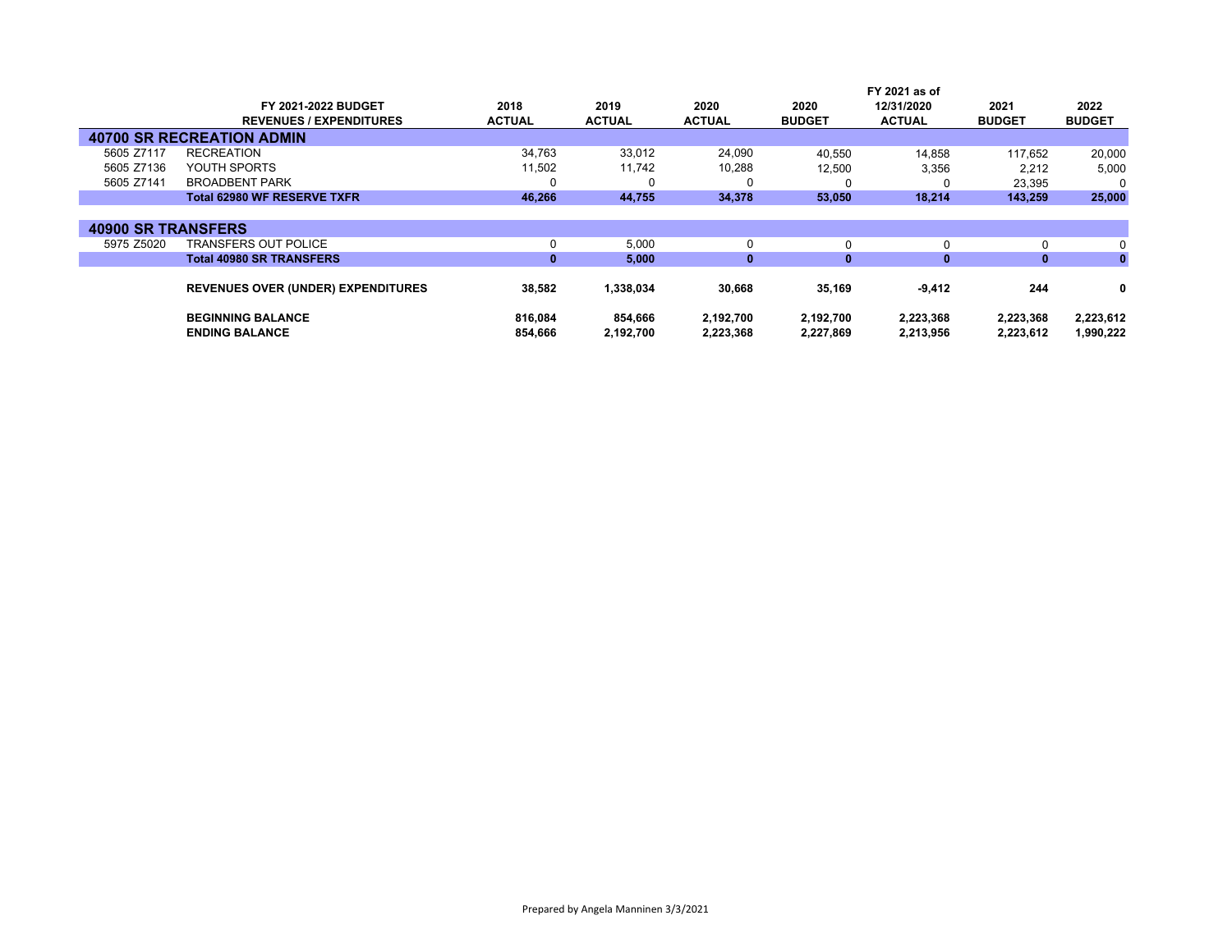| | FY 2021-2022 BUDGET REVENUES / EXPENDITURES | 2018 ACTUAL | 2019 ACTUAL | 2020 ACTUAL | 2020 BUDGET | FY 2021 as of 12/31/2020 ACTUAL | 2021 BUDGET | 2022 BUDGET |
|---|---|---|---|---|---|---|---|---|
| **40700 SR RECREATION ADMIN** | | | | | | | | |
| 5605 Z7117 | RECREATION | 34,763 | 33,012 | 24,090 | 40,550 | 14,858 | 117,652 | 20,000 |
| 5605 Z7136 | YOUTH SPORTS | 11,502 | 11,742 | 10,288 | 12,500 | 3,356 | 2,212 | 5,000 |
| 5605 Z7141 | BROADBENT PARK | 0 | 0 | 0 | 0 | 0 | 23,395 | 0 |
| | **Total 62980 WF RESERVE TXFR** | **46,266** | **44,755** | **34,378** | **53,050** | **18,214** | **143,259** | **25,000** |
| **40900 SR TRANSFERS** | | | | | | | | |
| 5975 Z5020 | TRANSFERS OUT POLICE | 0 | 5,000 | 0 | 0 | 0 | 0 | 0 |
| | **Total 40980 SR TRANSFERS** | **0** | **5,000** | **0** | **0** | **0** | **0** | **0** |
| | **REVENUES OVER (UNDER) EXPENDITURES** | **38,582** | **1,338,034** | **30,668** | **35,169** | **-9,412** | **244** | **0** |
| | **BEGINNING BALANCE** | **816,084** | **854,666** | **2,192,700** | **2,192,700** | **2,223,368** | **2,223,368** | **2,223,612** |
| | **ENDING BALANCE** | **854,666** | **2,192,700** | **2,223,368** | **2,227,869** | **2,213,956** | **2,223,612** | **1,990,222** |

Prepared by Angela Manninen 3/3/2021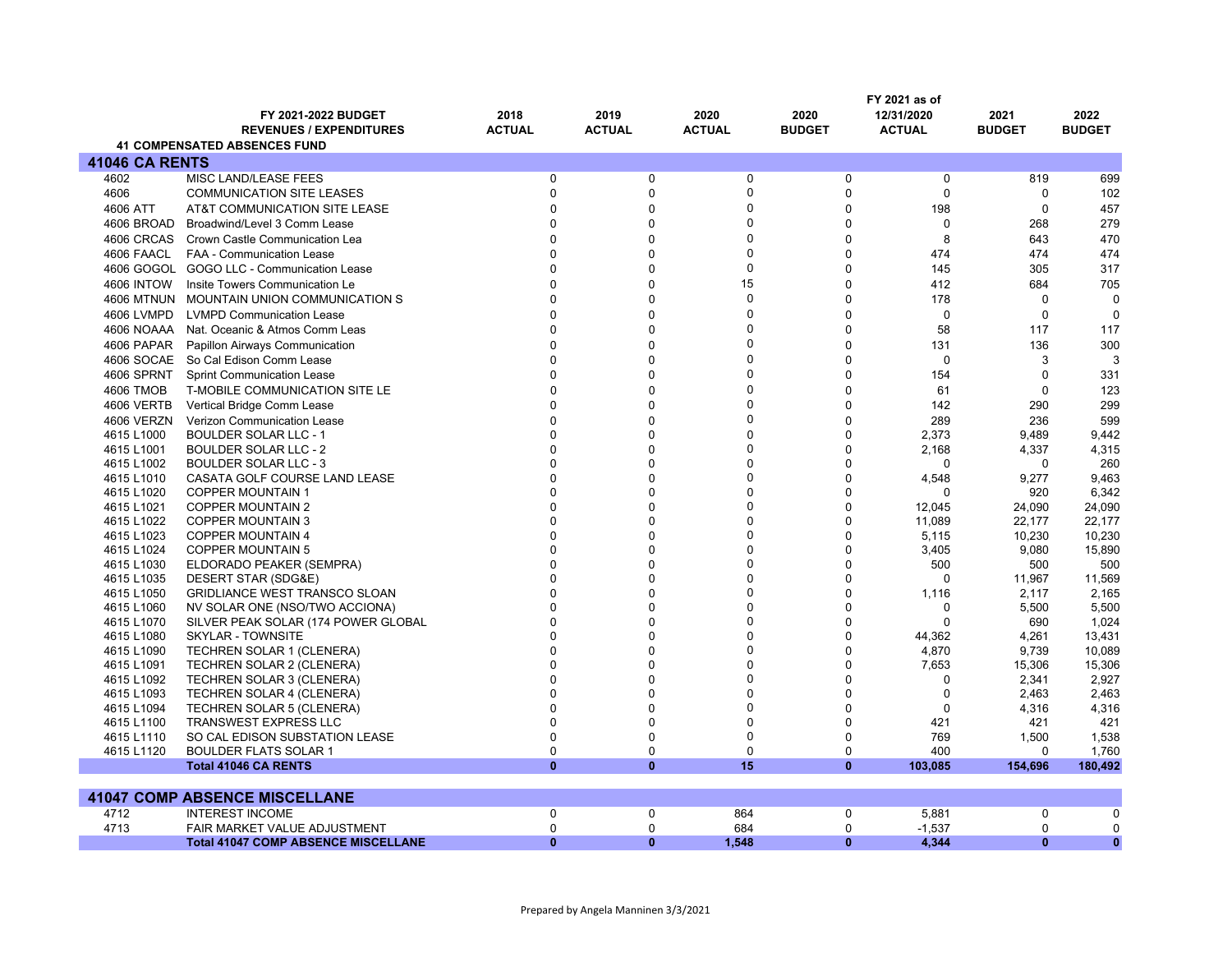| | FY 2021-2022 BUDGET REVENUES / EXPENDITURES | 2018 ACTUAL | 2019 ACTUAL | 2020 ACTUAL | 2020 BUDGET | FY 2021 as of 12/31/2020 ACTUAL | 2021 BUDGET | 2022 BUDGET |
|---|---|---|---|---|---|---|---|---|
| | **41 COMPENSATED ABSENCES FUND** | | | | | | | |
| **41046 CA RENTS** | | | | | | | | |
| 4602 | MISC LAND/LEASE FEES | 0 | 0 | 0 | 0 | 0 | 819 | 699 |
| 4606 | COMMUNICATION SITE LEASES | 0 | 0 | 0 | 0 | 0 | 0 | 102 |
| 4606 ATT | AT&T COMMUNICATION SITE LEASE | 0 | 0 | 0 | 0 | 198 | 0 | 457 |
| 4606 BROAD | Broadwind/Level 3 Comm Lease | 0 | 0 | 0 | 0 | 0 | 268 | 279 |
| 4606 CRCAS | Crown Castle Communication Lea | 0 | 0 | 0 | 0 | 8 | 643 | 470 |
| 4606 FAACL | FAA - Communication Lease | 0 | 0 | 0 | 0 | 474 | 474 | 474 |
| 4606 GOGOL | GOGO LLC - Communication Lease | 0 | 0 | 0 | 0 | 145 | 305 | 317 |
| 4606 INTOW | Insite Towers Communication Le | 0 | 0 | 15 | 0 | 412 | 684 | 705 |
| 4606 MTNUN | MOUNTAIN UNION COMMUNICATION S | 0 | 0 | 0 | 0 | 178 | 0 | 0 |
| 4606 LVMPD | LVMPD Communication Lease | 0 | 0 | 0 | 0 | 0 | 0 | 0 |
| 4606 NOAAA | Nat. Oceanic & Atmos Comm Leas | 0 | 0 | 0 | 0 | 58 | 117 | 117 |
| 4606 PAPAR | Papillon Airways Communication | 0 | 0 | 0 | 0 | 131 | 136 | 300 |
| 4606 SOCAE | So Cal Edison Comm Lease | 0 | 0 | 0 | 0 | 0 | 3 | 3 |
| 4606 SPRNT | Sprint Communication Lease | 0 | 0 | 0 | 0 | 154 | 0 | 331 |
| 4606 TMOB | T-MOBILE COMMUNICATION SITE LE | 0 | 0 | 0 | 0 | 61 | 0 | 123 |
| 4606 VERTB | Vertical Bridge Comm Lease | 0 | 0 | 0 | 0 | 142 | 290 | 299 |
| 4606 VERZN | Verizon Communication Lease | 0 | 0 | 0 | 0 | 289 | 236 | 599 |
| 4615 L1000 | BOULDER SOLAR LLC - 1 | 0 | 0 | 0 | 0 | 2,373 | 9,489 | 9,442 |
| 4615 L1001 | BOULDER SOLAR LLC - 2 | 0 | 0 | 0 | 0 | 2,168 | 4,337 | 4,315 |
| 4615 L1002 | BOULDER SOLAR LLC - 3 | 0 | 0 | 0 | 0 | 0 | 0 | 260 |
| 4615 L1010 | CASATA GOLF COURSE LAND LEASE | 0 | 0 | 0 | 0 | 4,548 | 9,277 | 9,463 |
| 4615 L1020 | COPPER MOUNTAIN 1 | 0 | 0 | 0 | 0 | 0 | 920 | 6,342 |
| 4615 L1021 | COPPER MOUNTAIN 2 | 0 | 0 | 0 | 0 | 12,045 | 24,090 | 24,090 |
| 4615 L1022 | COPPER MOUNTAIN 3 | 0 | 0 | 0 | 0 | 11,089 | 22,177 | 22,177 |
| 4615 L1023 | COPPER MOUNTAIN 4 | 0 | 0 | 0 | 0 | 5,115 | 10,230 | 10,230 |
| 4615 L1024 | COPPER MOUNTAIN 5 | 0 | 0 | 0 | 0 | 3,405 | 9,080 | 15,890 |
| 4615 L1030 | ELDORADO PEAKER (SEMPRA) | 0 | 0 | 0 | 0 | 500 | 500 | 500 |
| 4615 L1035 | DESERT STAR (SDG&E) | 0 | 0 | 0 | 0 | 0 | 11,967 | 11,569 |
| 4615 L1050 | GRIDLIANCE WEST TRANSCO SLOAN | 0 | 0 | 0 | 0 | 1,116 | 2,117 | 2,165 |
| 4615 L1060 | NV SOLAR ONE (NSO/TWO ACCIONA) | 0 | 0 | 0 | 0 | 0 | 5,500 | 5,500 |
| 4615 L1070 | SILVER PEAK SOLAR (174 POWER GLOBAL | 0 | 0 | 0 | 0 | 0 | 690 | 1,024 |
| 4615 L1080 | SKYLAR - TOWNSITE | 0 | 0 | 0 | 0 | 44,362 | 4,261 | 13,431 |
| 4615 L1090 | TECHREN SOLAR 1 (CLENERA) | 0 | 0 | 0 | 0 | 4,870 | 9,739 | 10,089 |
| 4615 L1091 | TECHREN SOLAR 2 (CLENERA) | 0 | 0 | 0 | 0 | 7,653 | 15,306 | 15,306 |
| 4615 L1092 | TECHREN SOLAR 3 (CLENERA) | 0 | 0 | 0 | 0 | 0 | 2,341 | 2,927 |
| 4615 L1093 | TECHREN SOLAR 4 (CLENERA) | 0 | 0 | 0 | 0 | 0 | 2,463 | 2,463 |
| 4615 L1094 | TECHREN SOLAR 5 (CLENERA) | 0 | 0 | 0 | 0 | 0 | 4,316 | 4,316 |
| 4615 L1100 | TRANSWEST EXPRESS LLC | 0 | 0 | 0 | 0 | 421 | 421 | 421 |
| 4615 L1110 | SO CAL EDISON SUBSTATION LEASE | 0 | 0 | 0 | 0 | 769 | 1,500 | 1,538 |
| 4615 L1120 | BOULDER FLATS SOLAR 1 | 0 | 0 | 0 | 0 | 400 | 0 | 1,760 |
| | **Total 41046 CA RENTS** | **0** | **0** | **15** | **0** | **103,085** | **154,696** | **180,492** |
| **41047 COMP ABSENCE MISCELLANE** | | | | | | | | |
| 4712 | INTEREST INCOME | 0 | 0 | 864 | 0 | 5,881 | 0 | 0 |
| 4713 | FAIR MARKET VALUE ADJUSTMENT | 0 | 0 | 684 | 0 | -1,537 | 0 | 0 |
| | **Total 41047 COMP ABSENCE MISCELLANE** | **0** | **0** | **1,548** | **0** | **4,344** | **0** | **0** |

Prepared by Angela Manninen 3/3/2021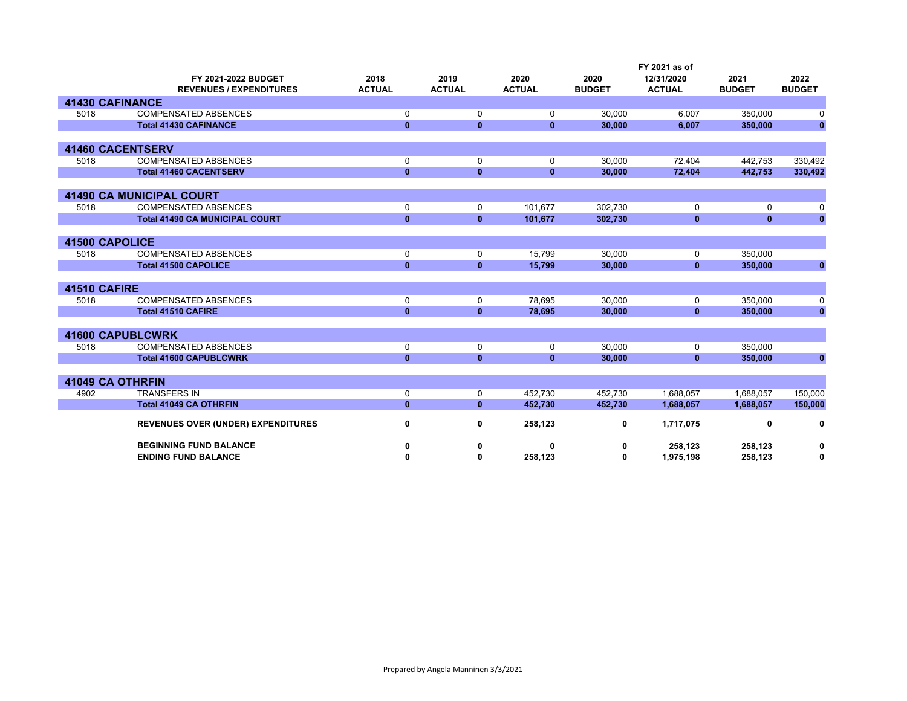| | FY 2021-2022 BUDGET REVENUES / EXPENDITURES | 2018 ACTUAL | 2019 ACTUAL | 2020 ACTUAL | 2020 BUDGET | FY 2021 as of 12/31/2020 ACTUAL | 2021 BUDGET | 2022 BUDGET |
|---|---|---|---|---|---|---|---|---|
| **41430 CAFINANCE** | | | | | | | | |
| 5018 | COMPENSATED ABSENCES | 0 | 0 | 0 | 30,000 | 6,007 | 350,000 | 0 |
| | **Total 41430 CAFINANCE** | **0** | **0** | **0** | **30,000** | **6,007** | **350,000** | **0** |
| **41460 CACENTSERV** | | | | | | | | |
| 5018 | COMPENSATED ABSENCES | 0 | 0 | 0 | 30,000 | 72,404 | 442,753 | 330,492 |
| | **Total 41460 CACENTSERV** | **0** | **0** | **0** | **30,000** | **72,404** | **442,753** | **330,492** |
| **41490 CA MUNICIPAL COURT** | | | | | | | | |
| 5018 | COMPENSATED ABSENCES | 0 | 0 | 101,677 | 302,730 | 0 | 0 | 0 |
| | **Total 41490 CA MUNICIPAL COURT** | **0** | **0** | **101,677** | **302,730** | **0** | **0** | **0** |
| **41500 CAPOLICE** | | | | | | | | |
| 5018 | COMPENSATED ABSENCES | 0 | 0 | 15,799 | 30,000 | 0 | 350,000 | |
| | **Total 41500 CAPOLICE** | **0** | **0** | **15,799** | **30,000** | **0** | **350,000** | **0** |
| **41510 CAFIRE** | | | | | | | | |
| 5018 | COMPENSATED ABSENCES | 0 | 0 | 78,695 | 30,000 | 0 | 350,000 | 0 |
| | **Total 41510 CAFIRE** | **0** | **0** | **78,695** | **30,000** | **0** | **350,000** | **0** |
| **41600 CAPUBLCWRK** | | | | | | | | |
| 5018 | COMPENSATED ABSENCES | 0 | 0 | 0 | 30,000 | 0 | 350,000 | |
| | **Total 41600 CAPUBLCWRK** | **0** | **0** | **0** | **30,000** | **0** | **350,000** | **0** |
| **41049 CA OTHRFIN** | | | | | | | | |
| 4902 | TRANSFERS IN | 0 | 0 | 452,730 | 452,730 | 1,688,057 | 1,688,057 | 150,000 |
| | **Total 41049 CA OTHRFIN** | **0** | **0** | **452,730** | **452,730** | **1,688,057** | **1,688,057** | **150,000** |
| | **REVENUES OVER (UNDER) EXPENDITURES** | **0** | **0** | **258,123** | **0** | **1,717,075** | **0** | **0** |
| | **BEGINNING FUND BALANCE** | **0** | **0** | **0** | **0** | **258,123** | **258,123** | **0** |
| | **ENDING FUND BALANCE** | **0** | **0** | **258,123** | **0** | **1,975,198** | **258,123** | **0** |

Prepared by Angela Manninen 3/3/2021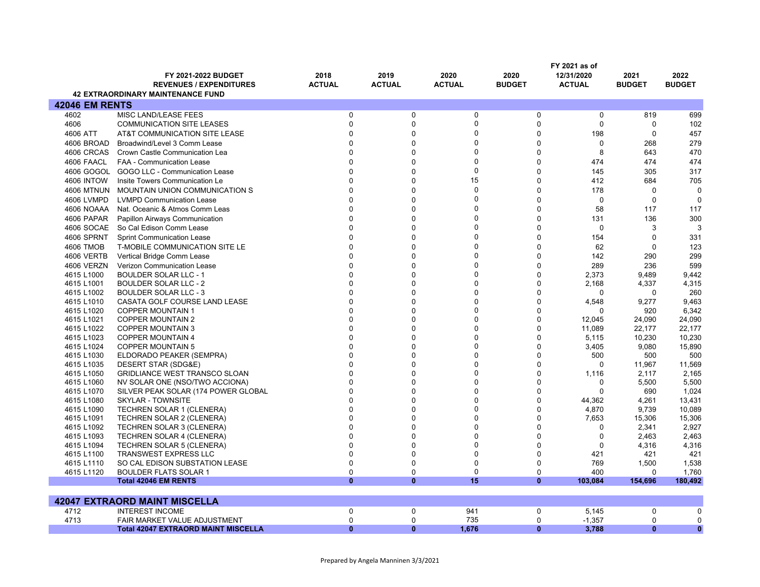| | FY 2021-2022 BUDGET REVENUES / EXPENDITURES | 2018 ACTUAL | 2019 ACTUAL | 2020 ACTUAL | 2020 BUDGET | FY 2021 as of 12/31/2020 ACTUAL | 2021 BUDGET | 2022 BUDGET |
|---|---|---|---|---|---|---|---|---|
| | **42 EXTRAORDINARY MAINTENANCE FUND** | | | | | | | |
| **42046 EM RENTS** | | | | | | | | |
| 4602 | MISC LAND/LEASE FEES | 0 | 0 | 0 | 0 | 0 | 819 | 699 |
| 4606 | COMMUNICATION SITE LEASES | 0 | 0 | 0 | 0 | 0 | 0 | 102 |
| 4606 ATT | AT&T COMMUNICATION SITE LEASE | 0 | 0 | 0 | 0 | 198 | 0 | 457 |
| 4606 BROAD | Broadwind/Level 3 Comm Lease | 0 | 0 | 0 | 0 | 0 | 268 | 279 |
| 4606 CRCAS | Crown Castle Communication Lea | 0 | 0 | 0 | 0 | 8 | 643 | 470 |
| 4606 FAACL | FAA - Communication Lease | 0 | 0 | 0 | 0 | 474 | 474 | 474 |
| 4606 GOGOL | GOGO LLC - Communication Lease | 0 | 0 | 0 | 0 | 145 | 305 | 317 |
| 4606 INTOW | Insite Towers Communication Le | 0 | 0 | 15 | 0 | 412 | 684 | 705 |
| 4606 MTNUN | MOUNTAIN UNION COMMUNICATION S | 0 | 0 | 0 | 0 | 178 | 0 | 0 |
| 4606 LVMPD | LVMPD Communication Lease | 0 | 0 | 0 | 0 | 0 | 0 | 0 |
| 4606 NOAAA | Nat. Oceanic & Atmos Comm Leas | 0 | 0 | 0 | 0 | 58 | 117 | 117 |
| 4606 PAPAR | Papillon Airways Communication | 0 | 0 | 0 | 0 | 131 | 136 | 300 |
| 4606 SOCAE | So Cal Edison Comm Lease | 0 | 0 | 0 | 0 | 0 | 3 | 3 |
| 4606 SPRNT | Sprint Communication Lease | 0 | 0 | 0 | 0 | 154 | 0 | 331 |
| 4606 TMOB | T-MOBILE COMMUNICATION SITE LE | 0 | 0 | 0 | 0 | 62 | 0 | 123 |
| 4606 VERTB | Vertical Bridge Comm Lease | 0 | 0 | 0 | 0 | 142 | 290 | 299 |
| 4606 VERZN | Verizon Communication Lease | 0 | 0 | 0 | 0 | 289 | 236 | 599 |
| 4615 L1000 | BOULDER SOLAR LLC - 1 | 0 | 0 | 0 | 0 | 2,373 | 9,489 | 9,442 |
| 4615 L1001 | BOULDER SOLAR LLC - 2 | 0 | 0 | 0 | 0 | 2,168 | 4,337 | 4,315 |
| 4615 L1002 | BOULDER SOLAR LLC - 3 | 0 | 0 | 0 | 0 | 0 | 0 | 260 |
| 4615 L1010 | CASATA GOLF COURSE LAND LEASE | 0 | 0 | 0 | 0 | 4,548 | 9,277 | 9,463 |
| 4615 L1020 | COPPER MOUNTAIN 1 | 0 | 0 | 0 | 0 | 0 | 920 | 6,342 |
| 4615 L1021 | COPPER MOUNTAIN 2 | 0 | 0 | 0 | 0 | 12,045 | 24,090 | 24,090 |
| 4615 L1022 | COPPER MOUNTAIN 3 | 0 | 0 | 0 | 0 | 11,089 | 22,177 | 22,177 |
| 4615 L1023 | COPPER MOUNTAIN 4 | 0 | 0 | 0 | 0 | 5,115 | 10,230 | 10,230 |
| 4615 L1024 | COPPER MOUNTAIN 5 | 0 | 0 | 0 | 0 | 3,405 | 9,080 | 15,890 |
| 4615 L1030 | ELDORADO PEAKER (SEMPRA) | 0 | 0 | 0 | 0 | 500 | 500 | 500 |
| 4615 L1035 | DESERT STAR (SDG&E) | 0 | 0 | 0 | 0 | 0 | 11,967 | 11,569 |
| 4615 L1050 | GRIDLIANCE WEST TRANSCO SLOAN | 0 | 0 | 0 | 0 | 1,116 | 2,117 | 2,165 |
| 4615 L1060 | NV SOLAR ONE (NSO/TWO ACCIONA) | 0 | 0 | 0 | 0 | 0 | 5,500 | 5,500 |
| 4615 L1070 | SILVER PEAK SOLAR (174 POWER GLOBAL | 0 | 0 | 0 | 0 | 0 | 690 | 1,024 |
| 4615 L1080 | SKYLAR - TOWNSITE | 0 | 0 | 0 | 0 | 44,362 | 4,261 | 13,431 |
| 4615 L1090 | TECHREN SOLAR 1 (CLENERA) | 0 | 0 | 0 | 0 | 4,870 | 9,739 | 10,089 |
| 4615 L1091 | TECHREN SOLAR 2 (CLENERA) | 0 | 0 | 0 | 0 | 7,653 | 15,306 | 15,306 |
| 4615 L1092 | TECHREN SOLAR 3 (CLENERA) | 0 | 0 | 0 | 0 | 0 | 2,341 | 2,927 |
| 4615 L1093 | TECHREN SOLAR 4 (CLENERA) | 0 | 0 | 0 | 0 | 0 | 2,463 | 2,463 |
| 4615 L1094 | TECHREN SOLAR 5 (CLENERA) | 0 | 0 | 0 | 0 | 0 | 4,316 | 4,316 |
| 4615 L1100 | TRANSWEST EXPRESS LLC | 0 | 0 | 0 | 0 | 421 | 421 | 421 |
| 4615 L1110 | SO CAL EDISON SUBSTATION LEASE | 0 | 0 | 0 | 0 | 769 | 1,500 | 1,538 |
| 4615 L1120 | BOULDER FLATS SOLAR 1 | 0 | 0 | 0 | 0 | 400 | 0 | 1,760 |
| | **Total 42046 EM RENTS** | **0** | **0** | **15** | **0** | **103,084** | **154,696** | **180,492** |
| | | | | | | | | |
| **42047 EXTRAORD MAINT MISCELLA** | | | | | | | | |
| 4712 | INTEREST INCOME | 0 | 0 | 941 | 0 | 5,145 | 0 | 0 |
| 4713 | FAIR MARKET VALUE ADJUSTMENT | 0 | 0 | 735 | 0 | -1,357 | 0 | 0 |
| | **Total 42047 EXTRAORD MAINT MISCELLA** | **0** | **0** | **1,676** | **0** | **3,788** | **0** | **0** |

Prepared by Angela Manninen 3/3/2021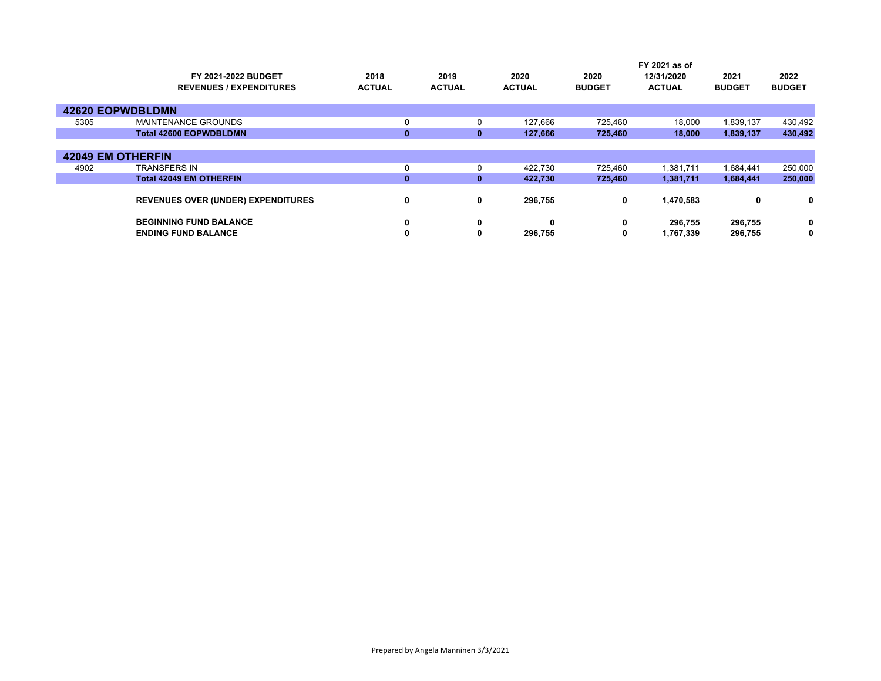| | FY 2021-2022 BUDGET REVENUES / EXPENDITURES | 2018 ACTUAL | 2019 ACTUAL | 2020 ACTUAL | 2020 BUDGET | FY 2021 as of 12/31/2020 ACTUAL | 2021 BUDGET | 2022 BUDGET |
|---|---|---|---|---|---|---|---|---|
| **42620 EOPWDBLDMN** | | | | | | | | |
| 5305 | MAINTENANCE GROUNDS | 0 | 0 | 127,666 | 725,460 | 18,000 | 1,839,137 | 430,492 |
| | **Total 42600 EOPWDBLDMN** | **0** | **0** | **127,666** | **725,460** | **18,000** | **1,839,137** | **430,492** |
| **42049 EM OTHERFIN** | | | | | | | | |
| 4902 | TRANSFERS IN | 0 | 0 | 422,730 | 725,460 | 1,381,711 | 1,684,441 | 250,000 |
| | **Total 42049 EM OTHERFIN** | **0** | **0** | **422,730** | **725,460** | **1,381,711** | **1,684,441** | **250,000** |
| | **REVENUES OVER (UNDER) EXPENDITURES** | **0** | **0** | **296,755** | **0** | **1,470,583** | **0** | **0** |
| | **BEGINNING FUND BALANCE** | **0** | **0** | **0** | **0** | **296,755** | **296,755** | **0** |
| | **ENDING FUND BALANCE** | **0** | **0** | **296,755** | **0** | **1,767,339** | **296,755** | **0** |

Prepared by Angela Manninen 3/3/2021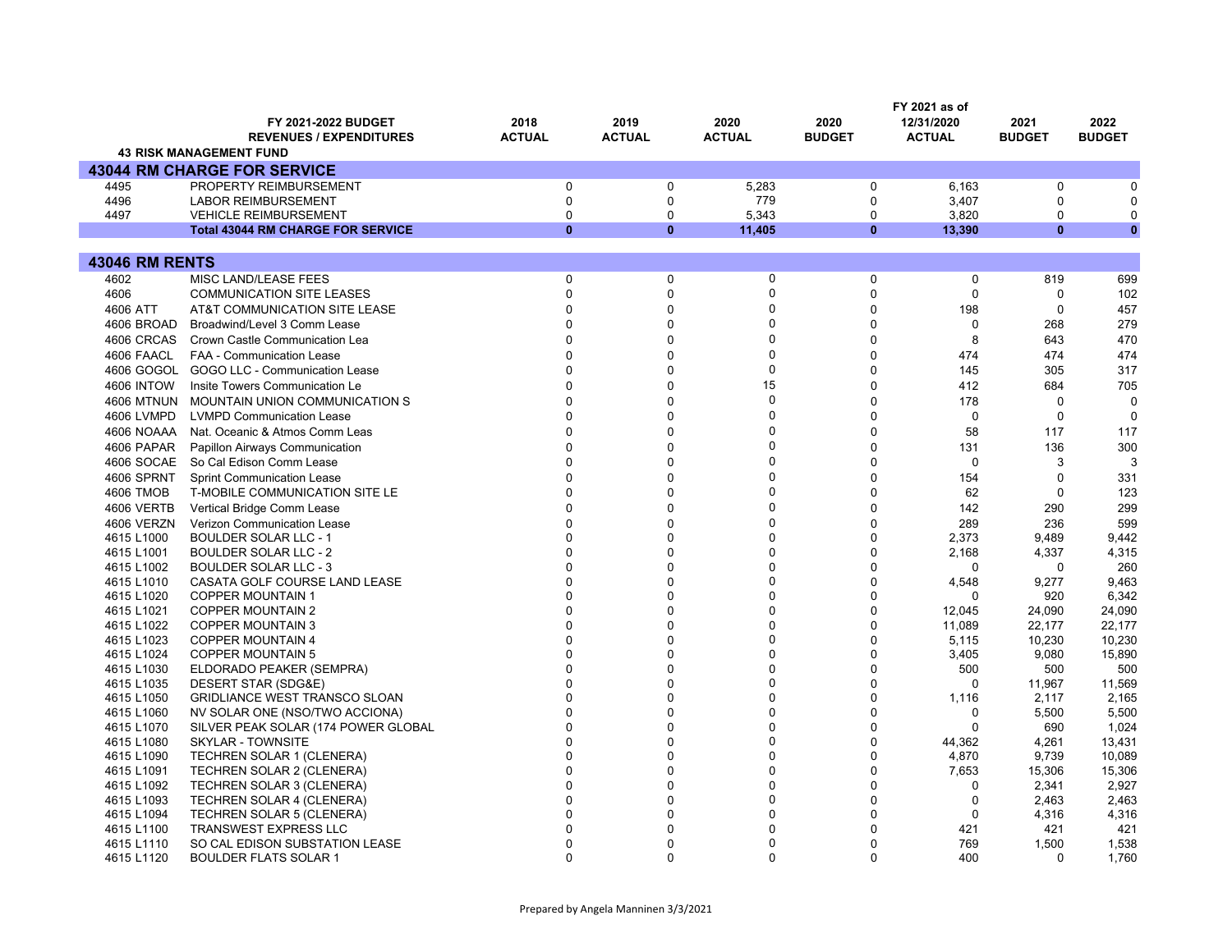| | FY 2021-2022 BUDGET REVENUES / EXPENDITURES | 2018 ACTUAL | 2019 ACTUAL | 2020 ACTUAL | 2020 BUDGET | FY 2021 as of 12/31/2020 ACTUAL | 2021 BUDGET | 2022 BUDGET |
|---|---|---|---|---|---|---|---|---|
| | **43 RISK MANAGEMENT FUND** | | | | | | | |
| **43044 RM CHARGE FOR SERVICE** | | | | | | | | |
| 4495 | PROPERTY REIMBURSEMENT | 0 | 0 | 5,283 | 0 | 6,163 | 0 | 0 |
| 4496 | LABOR REIMBURSEMENT | 0 | 0 | 779 | 0 | 3,407 | 0 | 0 |
| 4497 | VEHICLE REIMBURSEMENT | 0 | 0 | 5,343 | 0 | 3,820 | 0 | 0 |
| | **Total 43044 RM CHARGE FOR SERVICE** | **0** | **0** | **11,405** | **0** | **13,390** | **0** | **0** |
| **43046 RM RENTS** | | | | | | | | |
| 4602 | MISC LAND/LEASE FEES | 0 | 0 | 0 | 0 | 0 | 819 | 699 |
| 4606 | COMMUNICATION SITE LEASES | 0 | 0 | 0 | 0 | 0 | 0 | 102 |
| 4606 ATT | AT&T COMMUNICATION SITE LEASE | 0 | 0 | 0 | 0 | 198 | 0 | 457 |
| 4606 BROAD | Broadwind/Level 3 Comm Lease | 0 | 0 | 0 | 0 | 0 | 268 | 279 |
| 4606 CRCAS | Crown Castle Communication Lea | 0 | 0 | 0 | 0 | 8 | 643 | 470 |
| 4606 FAACL | FAA - Communication Lease | 0 | 0 | 0 | 0 | 474 | 474 | 474 |
| 4606 GOGOL | GOGO LLC - Communication Lease | 0 | 0 | 0 | 0 | 145 | 305 | 317 |
| 4606 INTOW | Insite Towers Communication Le | 0 | 0 | 15 | 0 | 412 | 684 | 705 |
| 4606 MTNUN | MOUNTAIN UNION COMMUNICATION S | 0 | 0 | 0 | 0 | 178 | 0 | 0 |
| 4606 LVMPD | LVMPD Communication Lease | 0 | 0 | 0 | 0 | 0 | 0 | 0 |
| 4606 NOAAA | Nat. Oceanic & Atmos Comm Leas | 0 | 0 | 0 | 0 | 58 | 117 | 117 |
| 4606 PAPAR | Papillon Airways Communication | 0 | 0 | 0 | 0 | 131 | 136 | 300 |
| 4606 SOCAE | So Cal Edison Comm Lease | 0 | 0 | 0 | 0 | 0 | 3 | 3 |
| 4606 SPRNT | Sprint Communication Lease | 0 | 0 | 0 | 0 | 154 | 0 | 331 |
| 4606 TMOB | T-MOBILE COMMUNICATION SITE LE | 0 | 0 | 0 | 0 | 62 | 0 | 123 |
| 4606 VERTB | Vertical Bridge Comm Lease | 0 | 0 | 0 | 0 | 142 | 290 | 299 |
| 4606 VERZN | Verizon Communication Lease | 0 | 0 | 0 | 0 | 289 | 236 | 599 |
| 4615 L1000 | BOULDER SOLAR LLC - 1 | 0 | 0 | 0 | 0 | 2,373 | 9,489 | 9,442 |
| 4615 L1001 | BOULDER SOLAR LLC - 2 | 0 | 0 | 0 | 0 | 2,168 | 4,337 | 4,315 |
| 4615 L1002 | BOULDER SOLAR LLC - 3 | 0 | 0 | 0 | 0 | 0 | 0 | 260 |
| 4615 L1010 | CASATA GOLF COURSE LAND LEASE | 0 | 0 | 0 | 0 | 4,548 | 9,277 | 9,463 |
| 4615 L1020 | COPPER MOUNTAIN 1 | 0 | 0 | 0 | 0 | 0 | 920 | 6,342 |
| 4615 L1021 | COPPER MOUNTAIN 2 | 0 | 0 | 0 | 0 | 12,045 | 24,090 | 24,090 |
| 4615 L1022 | COPPER MOUNTAIN 3 | 0 | 0 | 0 | 0 | 11,089 | 22,177 | 22,177 |
| 4615 L1023 | COPPER MOUNTAIN 4 | 0 | 0 | 0 | 0 | 5,115 | 10,230 | 10,230 |
| 4615 L1024 | COPPER MOUNTAIN 5 | 0 | 0 | 0 | 0 | 3,405 | 9,080 | 15,890 |
| 4615 L1030 | ELDORADO PEAKER (SEMPRA) | 0 | 0 | 0 | 0 | 500 | 500 | 500 |
| 4615 L1035 | DESERT STAR (SDG&E) | 0 | 0 | 0 | 0 | 0 | 11,967 | 11,569 |
| 4615 L1050 | GRIDLIANCE WEST TRANSCO SLOAN | 0 | 0 | 0 | 0 | 1,116 | 2,117 | 2,165 |
| 4615 L1060 | NV SOLAR ONE (NSO/TWO ACCIONA) | 0 | 0 | 0 | 0 | 0 | 5,500 | 5,500 |
| 4615 L1070 | SILVER PEAK SOLAR (174 POWER GLOBAL | 0 | 0 | 0 | 0 | 0 | 690 | 1,024 |
| 4615 L1080 | SKYLAR - TOWNSITE | 0 | 0 | 0 | 0 | 44,362 | 4,261 | 13,431 |
| 4615 L1090 | TECHREN SOLAR 1 (CLENERA) | 0 | 0 | 0 | 0 | 4,870 | 9,739 | 10,089 |
| 4615 L1091 | TECHREN SOLAR 2 (CLENERA) | 0 | 0 | 0 | 0 | 7,653 | 15,306 | 15,306 |
| 4615 L1092 | TECHREN SOLAR 3 (CLENERA) | 0 | 0 | 0 | 0 | 0 | 2,341 | 2,927 |
| 4615 L1093 | TECHREN SOLAR 4 (CLENERA) | 0 | 0 | 0 | 0 | 0 | 2,463 | 2,463 |
| 4615 L1094 | TECHREN SOLAR 5 (CLENERA) | 0 | 0 | 0 | 0 | 0 | 4,316 | 4,316 |
| 4615 L1100 | TRANSWEST EXPRESS LLC | 0 | 0 | 0 | 0 | 421 | 421 | 421 |
| 4615 L1110 | SO CAL EDISON SUBSTATION LEASE | 0 | 0 | 0 | 0 | 769 | 1,500 | 1,538 |
| 4615 L1120 | BOULDER FLATS SOLAR 1 | 0 | 0 | 0 | 0 | 400 | 0 | 1,760 |

Prepared by Angela Manninen 3/3/2021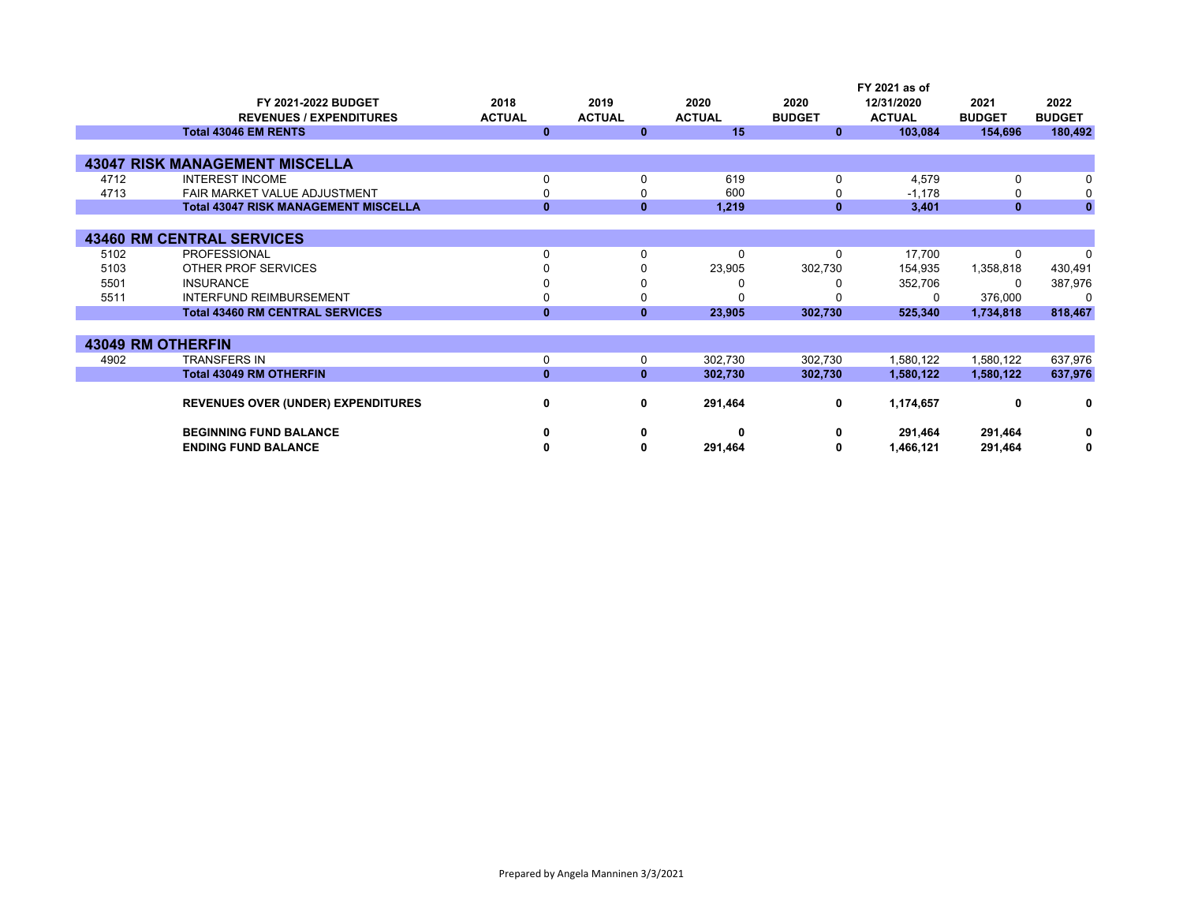| | FY 2021-2022 BUDGET REVENUES / EXPENDITURES | 2018 ACTUAL | 2019 ACTUAL | 2020 ACTUAL | 2020 BUDGET | FY 2021 as of 12/31/2020 ACTUAL | 2021 BUDGET | 2022 BUDGET |
|---|---|---|---|---|---|---|---|---|
| | **Total 43046 EM RENTS** | **0** | **0** | **15** | **0** | **103,084** | **154,696** | **180,492** |
| **43047 RISK MANAGEMENT MISCELLA** | | | | | | | | |
| 4712 | INTEREST INCOME | 0 | 0 | 619 | 0 | 4,579 | 0 | 0 |
| 4713 | FAIR MARKET VALUE ADJUSTMENT | 0 | 0 | 600 | 0 | -1,178 | 0 | 0 |
| | **Total 43047 RISK MANAGEMENT MISCELLA** | **0** | **0** | **1,219** | **0** | **3,401** | **0** | **0** |
| **43460 RM CENTRAL SERVICES** | | | | | | | | |
| 5102 | PROFESSIONAL | 0 | 0 | 0 | 0 | 17,700 | 0 | 0 |
| 5103 | OTHER PROF SERVICES | 0 | 0 | 23,905 | 302,730 | 154,935 | 1,358,818 | 430,491 |
| 5501 | INSURANCE | 0 | 0 | 0 | 0 | 352,706 | 0 | 387,976 |
| 5511 | INTERFUND REIMBURSEMENT | 0 | 0 | 0 | 0 | 0 | 376,000 | 0 |
| | **Total 43460 RM CENTRAL SERVICES** | **0** | **0** | **23,905** | **302,730** | **525,340** | **1,734,818** | **818,467** |
| **43049 RM OTHERFIN** | | | | | | | | |
| 4902 | TRANSFERS IN | 0 | 0 | 302,730 | 302,730 | 1,580,122 | 1,580,122 | 637,976 |
| | **Total 43049 RM OTHERFIN** | **0** | **0** | **302,730** | **302,730** | **1,580,122** | **1,580,122** | **637,976** |
| | **REVENUES OVER (UNDER) EXPENDITURES** | **0** | **0** | **291,464** | **0** | **1,174,657** | **0** | **0** |
| | **BEGINNING FUND BALANCE** | **0** | **0** | **0** | **0** | **291,464** | **291,464** | **0** |
| | **ENDING FUND BALANCE** | **0** | **0** | **291,464** | **0** | **1,466,121** | **291,464** | **0** |

Prepared by Angela Manninen 3/3/2021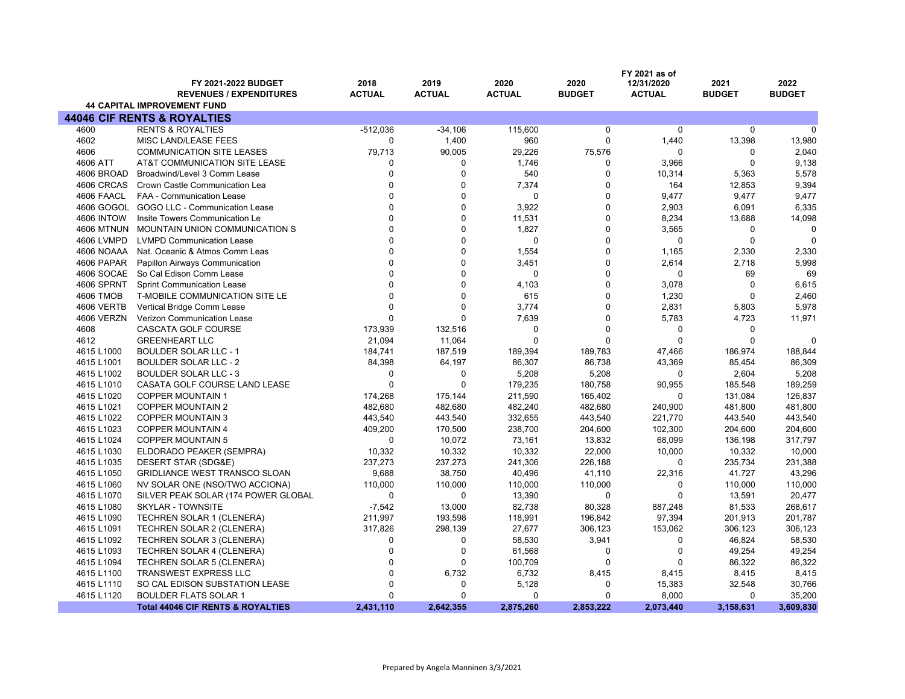| | FY 2021-2022 BUDGET REVENUES / EXPENDITURES | 2018 ACTUAL | 2019 ACTUAL | 2020 ACTUAL | 2020 BUDGET | FY 2021 as of 12/31/2020 ACTUAL | 2021 BUDGET | 2022 BUDGET |
|---|---|---|---|---|---|---|---|---|
| | **44 CAPITAL IMPROVEMENT FUND** | | | | | | | |
| **44046 CIF RENTS & ROYALTIES** | | | | | | | | |
| 4600 | RENTS & ROYALTIES | -512,036 | -34,106 | 115,600 | 0 | 0 | 0 | 0 |
| 4602 | MISC LAND/LEASE FEES | 0 | 1,400 | 960 | 0 | 1,440 | 13,398 | 13,980 |
| 4606 | COMMUNICATION SITE LEASES | 79,713 | 90,005 | 29,226 | 75,576 | 0 | 0 | 2,040 |
| 4606 ATT | AT&T COMMUNICATION SITE LEASE | 0 | 0 | 1,746 | 0 | 3,966 | 0 | 9,138 |
| 4606 BROAD | Broadwind/Level 3 Comm Lease | 0 | 0 | 540 | 0 | 10,314 | 5,363 | 5,578 |
| 4606 CRCAS | Crown Castle Communication Lea | 0 | 0 | 7,374 | 0 | 164 | 12,853 | 9,394 |
| 4606 FAACL | FAA - Communication Lease | 0 | 0 | 0 | 0 | 9,477 | 9,477 | 9,477 |
| 4606 GOGOL | GOGO LLC - Communication Lease | 0 | 0 | 3,922 | 0 | 2,903 | 6,091 | 6,335 |
| 4606 INTOW | Insite Towers Communication Le | 0 | 0 | 11,531 | 0 | 8,234 | 13,688 | 14,098 |
| 4606 MTNUN | MOUNTAIN UNION COMMUNICATION S | 0 | 0 | 1,827 | 0 | 3,565 | 0 | 0 |
| 4606 LVMPD | LVMPD Communication Lease | 0 | 0 | 0 | 0 | 0 | 0 | 0 |
| 4606 NOAAA | Nat. Oceanic & Atmos Comm Leas | 0 | 0 | 1,554 | 0 | 1,165 | 2,330 | 2,330 |
| 4606 PAPAR | Papillon Airways Communication | 0 | 0 | 3,451 | 0 | 2,614 | 2,718 | 5,998 |
| 4606 SOCAE | So Cal Edison Comm Lease | 0 | 0 | 0 | 0 | 0 | 69 | 69 |
| 4606 SPRNT | Sprint Communication Lease | 0 | 0 | 4,103 | 0 | 3,078 | 0 | 6,615 |
| 4606 TMOB | T-MOBILE COMMUNICATION SITE LE | 0 | 0 | 615 | 0 | 1,230 | 0 | 2,460 |
| 4606 VERTB | Vertical Bridge Comm Lease | 0 | 0 | 3,774 | 0 | 2,831 | 5,803 | 5,978 |
| 4606 VERZN | Verizon Communication Lease | 0 | 0 | 7,639 | 0 | 5,783 | 4,723 | 11,971 |
| 4608 | CASCATA GOLF COURSE | 173,939 | 132,516 | 0 | 0 | 0 | 0 | |
| 4612 | GREENHEART LLC | 21,094 | 11,064 | 0 | 0 | 0 | 0 | 0 |
| 4615 L1000 | BOULDER SOLAR LLC - 1 | 184,741 | 187,519 | 189,394 | 189,783 | 47,466 | 186,974 | 188,844 |
| 4615 L1001 | BOULDER SOLAR LLC - 2 | 84,398 | 64,197 | 86,307 | 86,738 | 43,369 | 85,454 | 86,309 |
| 4615 L1002 | BOULDER SOLAR LLC - 3 | 0 | 0 | 5,208 | 5,208 | 0 | 2,604 | 5,208 |
| 4615 L1010 | CASATA GOLF COURSE LAND LEASE | 0 | 0 | 179,235 | 180,758 | 90,955 | 185,548 | 189,259 |
| 4615 L1020 | COPPER MOUNTAIN 1 | 174,268 | 175,144 | 211,590 | 165,402 | 0 | 131,084 | 126,837 |
| 4615 L1021 | COPPER MOUNTAIN 2 | 482,680 | 482,680 | 482,240 | 482,680 | 240,900 | 481,800 | 481,800 |
| 4615 L1022 | COPPER MOUNTAIN 3 | 443,540 | 443,540 | 332,655 | 443,540 | 221,770 | 443,540 | 443,540 |
| 4615 L1023 | COPPER MOUNTAIN 4 | 409,200 | 170,500 | 238,700 | 204,600 | 102,300 | 204,600 | 204,600 |
| 4615 L1024 | COPPER MOUNTAIN 5 | 0 | 10,072 | 73,161 | 13,832 | 68,099 | 136,198 | 317,797 |
| 4615 L1030 | ELDORADO PEAKER (SEMPRA) | 10,332 | 10,332 | 10,332 | 22,000 | 10,000 | 10,332 | 10,000 |
| 4615 L1035 | DESERT STAR (SDG&E) | 237,273 | 237,273 | 241,306 | 226,188 | 0 | 235,734 | 231,388 |
| 4615 L1050 | GRIDLIANCE WEST TRANSCO SLOAN | 9,688 | 38,750 | 40,496 | 41,110 | 22,316 | 41,727 | 43,296 |
| 4615 L1060 | NV SOLAR ONE (NSO/TWO ACCIONA) | 110,000 | 110,000 | 110,000 | 110,000 | 0 | 110,000 | 110,000 |
| 4615 L1070 | SILVER PEAK SOLAR (174 POWER GLOBAL | 0 | 0 | 13,390 | 0 | 0 | 13,591 | 20,477 |
| 4615 L1080 | SKYLAR - TOWNSITE | -7,542 | 13,000 | 82,738 | 80,328 | 887,248 | 81,533 | 268,617 |
| 4615 L1090 | TECHREN SOLAR 1 (CLENERA) | 211,997 | 193,598 | 118,991 | 196,842 | 97,394 | 201,913 | 201,787 |
| 4615 L1091 | TECHREN SOLAR 2 (CLENERA) | 317,826 | 298,139 | 27,677 | 306,123 | 153,062 | 306,123 | 306,123 |
| 4615 L1092 | TECHREN SOLAR 3 (CLENERA) | 0 | 0 | 58,530 | 3,941 | 0 | 46,824 | 58,530 |
| 4615 L1093 | TECHREN SOLAR 4 (CLENERA) | 0 | 0 | 61,568 | 0 | 0 | 49,254 | 49,254 |
| 4615 L1094 | TECHREN SOLAR 5 (CLENERA) | 0 | 0 | 100,709 | 0 | 0 | 86,322 | 86,322 |
| 4615 L1100 | TRANSWEST EXPRESS LLC | 0 | 6,732 | 6,732 | 8,415 | 8,415 | 8,415 | 8,415 |
| 4615 L1110 | SO CAL EDISON SUBSTATION LEASE | 0 | 0 | 5,128 | 0 | 15,383 | 32,548 | 30,766 |
| 4615 L1120 | BOULDER FLATS SOLAR 1 | 0 | 0 | 0 | 0 | 8,000 | 0 | 35,200 |
| | **Total 44046 CIF RENTS & ROYALTIES** | **2,431,110** | **2,642,355** | **2,875,260** | **2,853,222** | **2,073,440** | **3,158,631** | **3,609,830** |

Prepared by Angela Manninen 3/3/2021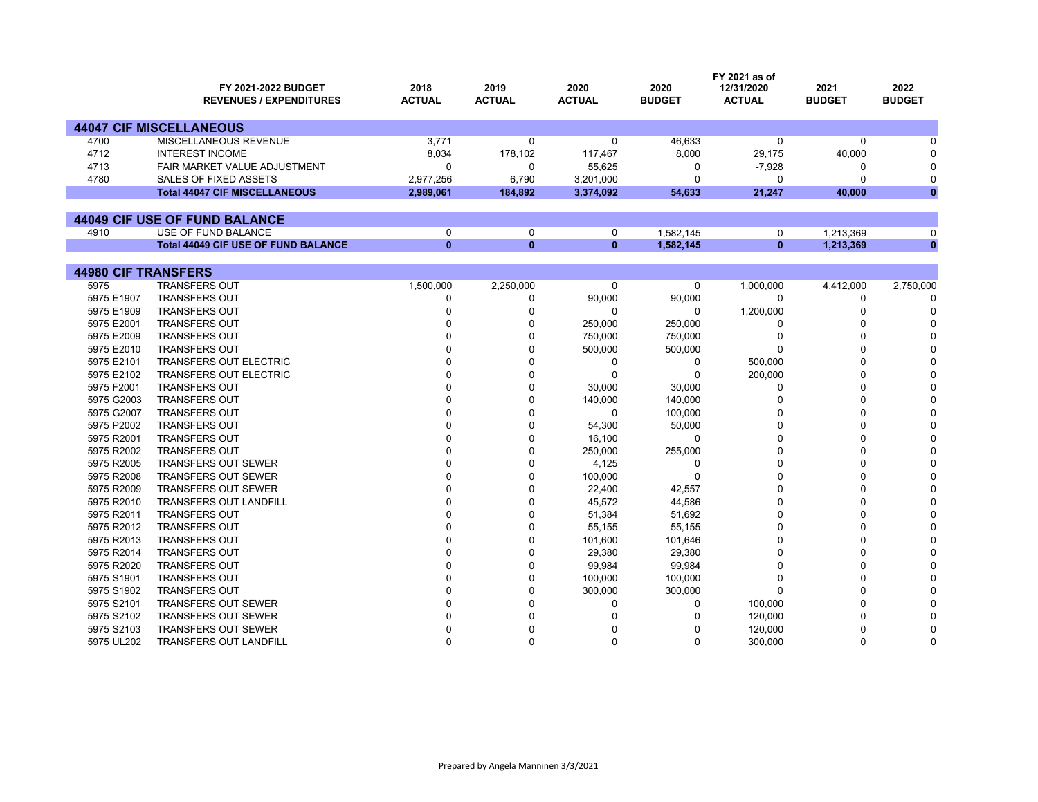| | FY 2021-2022 BUDGET REVENUES / EXPENDITURES | 2018 ACTUAL | 2019 ACTUAL | 2020 ACTUAL | 2020 BUDGET | FY 2021 as of 12/31/2020 ACTUAL | 2021 BUDGET | 2022 BUDGET |
|---|---|---|---|---|---|---|---|---|
| **44047 CIF MISCELLANEOUS** | | | | | | | | |
| 4700 | MISCELLANEOUS REVENUE | 3,771 | 0 | 0 | 46,633 | 0 | 0 | 0 |
| 4712 | INTEREST INCOME | 8,034 | 178,102 | 117,467 | 8,000 | 29,175 | 40,000 | 0 |
| 4713 | FAIR MARKET VALUE ADJUSTMENT | 0 | 0 | 55,625 | 0 | -7,928 | 0 | 0 |
| 4780 | SALES OF FIXED ASSETS | 2,977,256 | 6,790 | 3,201,000 | 0 | 0 | 0 | 0 |
| | **Total 44047 CIF MISCELLANEOUS** | **2,989,061** | **184,892** | **3,374,092** | **54,633** | **21,247** | **40,000** | **0** |
| **44049 CIF USE OF FUND BALANCE** | | | | | | | | |
| 4910 | USE OF FUND BALANCE | 0 | 0 | 0 | 1,582,145 | 0 | 1,213,369 | 0 |
| | **Total 44049 CIF USE OF FUND BALANCE** | **0** | **0** | **0** | **1,582,145** | **0** | **1,213,369** | **0** |
| **44980 CIF TRANSFERS** | | | | | | | | |
| 5975 | TRANSFERS OUT | 1,500,000 | 2,250,000 | 0 | 0 | 1,000,000 | 4,412,000 | 2,750,000 |
| 5975 E1907 | TRANSFERS OUT | 0 | 0 | 90,000 | 90,000 | 0 | 0 | 0 |
| 5975 E1909 | TRANSFERS OUT | 0 | 0 | 0 | 0 | 1,200,000 | 0 | 0 |
| 5975 E2001 | TRANSFERS OUT | 0 | 0 | 250,000 | 250,000 | 0 | 0 | 0 |
| 5975 E2009 | TRANSFERS OUT | 0 | 0 | 750,000 | 750,000 | 0 | 0 | 0 |
| 5975 E2010 | TRANSFERS OUT | 0 | 0 | 500,000 | 500,000 | 0 | 0 | 0 |
| 5975 E2101 | TRANSFERS OUT ELECTRIC | 0 | 0 | 0 | 0 | 500,000 | 0 | 0 |
| 5975 E2102 | TRANSFERS OUT ELECTRIC | 0 | 0 | 0 | 0 | 200,000 | 0 | 0 |
| 5975 F2001 | TRANSFERS OUT | 0 | 0 | 30,000 | 30,000 | 0 | 0 | 0 |
| 5975 G2003 | TRANSFERS OUT | 0 | 0 | 140,000 | 140,000 | 0 | 0 | 0 |
| 5975 G2007 | TRANSFERS OUT | 0 | 0 | 0 | 100,000 | 0 | 0 | 0 |
| 5975 P2002 | TRANSFERS OUT | 0 | 0 | 54,300 | 50,000 | 0 | 0 | 0 |
| 5975 R2001 | TRANSFERS OUT | 0 | 0 | 16,100 | 0 | 0 | 0 | 0 |
| 5975 R2002 | TRANSFERS OUT | 0 | 0 | 250,000 | 255,000 | 0 | 0 | 0 |
| 5975 R2005 | TRANSFERS OUT SEWER | 0 | 0 | 4,125 | 0 | 0 | 0 | 0 |
| 5975 R2008 | TRANSFERS OUT SEWER | 0 | 0 | 100,000 | 0 | 0 | 0 | 0 |
| 5975 R2009 | TRANSFERS OUT SEWER | 0 | 0 | 22,400 | 42,557 | 0 | 0 | 0 |
| 5975 R2010 | TRANSFERS OUT LANDFILL | 0 | 0 | 45,572 | 44,586 | 0 | 0 | 0 |
| 5975 R2011 | TRANSFERS OUT | 0 | 0 | 51,384 | 51,692 | 0 | 0 | 0 |
| 5975 R2012 | TRANSFERS OUT | 0 | 0 | 55,155 | 55,155 | 0 | 0 | 0 |
| 5975 R2013 | TRANSFERS OUT | 0 | 0 | 101,600 | 101,646 | 0 | 0 | 0 |
| 5975 R2014 | TRANSFERS OUT | 0 | 0 | 29,380 | 29,380 | 0 | 0 | 0 |
| 5975 R2020 | TRANSFERS OUT | 0 | 0 | 99,984 | 99,984 | 0 | 0 | 0 |
| 5975 S1901 | TRANSFERS OUT | 0 | 0 | 100,000 | 100,000 | 0 | 0 | 0 |
| 5975 S1902 | TRANSFERS OUT | 0 | 0 | 300,000 | 300,000 | 0 | 0 | 0 |
| 5975 S2101 | TRANSFERS OUT SEWER | 0 | 0 | 0 | 0 | 100,000 | 0 | 0 |
| 5975 S2102 | TRANSFERS OUT SEWER | 0 | 0 | 0 | 0 | 120,000 | 0 | 0 |
| 5975 S2103 | TRANSFERS OUT SEWER | 0 | 0 | 0 | 0 | 120,000 | 0 | 0 |
| 5975 UL202 | TRANSFERS OUT LANDFILL | 0 | 0 | 0 | 0 | 300,000 | 0 | 0 |

Prepared by Angela Manninen 3/3/2021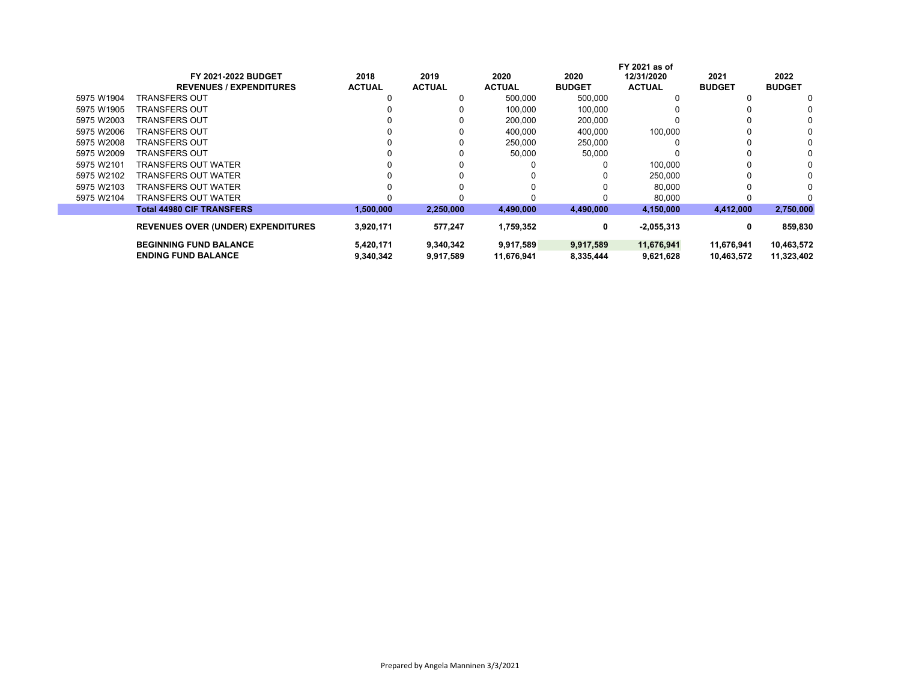| | FY 2021-2022 BUDGET REVENUES / EXPENDITURES | 2018 ACTUAL | 2019 ACTUAL | 2020 ACTUAL | 2020 BUDGET | FY 2021 as of 12/31/2020 ACTUAL | 2021 BUDGET | 2022 BUDGET |
|---|---|---|---|---|---|---|---|---|
| 5975 W1904 | TRANSFERS OUT | 0 | 0 | 500,000 | 500,000 | 0 | 0 | 0 |
| 5975 W1905 | TRANSFERS OUT | 0 | 0 | 100,000 | 100,000 | 0 | 0 | 0 |
| 5975 W2003 | TRANSFERS OUT | 0 | 0 | 200,000 | 200,000 | 0 | 0 | 0 |
| 5975 W2006 | TRANSFERS OUT | 0 | 0 | 400,000 | 400,000 | 100,000 | 0 | 0 |
| 5975 W2008 | TRANSFERS OUT | 0 | 0 | 250,000 | 250,000 | 0 | 0 | 0 |
| 5975 W2009 | TRANSFERS OUT | 0 | 0 | 50,000 | 50,000 | 0 | 0 | 0 |
| 5975 W2101 | TRANSFERS OUT WATER | 0 | 0 | 0 | 0 | 100,000 | 0 | 0 |
| 5975 W2102 | TRANSFERS OUT WATER | 0 | 0 | 0 | 0 | 250,000 | 0 | 0 |
| 5975 W2103 | TRANSFERS OUT WATER | 0 | 0 | 0 | 0 | 80,000 | 0 | 0 |
| 5975 W2104 | TRANSFERS OUT WATER | 0 | 0 | 0 | 0 | 80,000 | 0 | 0 |
| | **Total 44980 CIF TRANSFERS** | **1,500,000** | **2,250,000** | **4,490,000** | **4,490,000** | **4,150,000** | **4,412,000** | **2,750,000** |
| | **REVENUES OVER (UNDER) EXPENDITURES** | **3,920,171** | **577,247** | **1,759,352** | **0** | **-2,055,313** | **0** | **859,830** |
| | **BEGINNING FUND BALANCE** | **5,420,171** | **9,340,342** | **9,917,589** | **9,917,589** | **11,676,941** | **11,676,941** | **10,463,572** |
| | **ENDING FUND BALANCE** | **9,340,342** | **9,917,589** | **11,676,941** | **8,335,444** | **9,621,628** | **10,463,572** | **11,323,402** |

Prepared by Angela Manninen 3/3/2021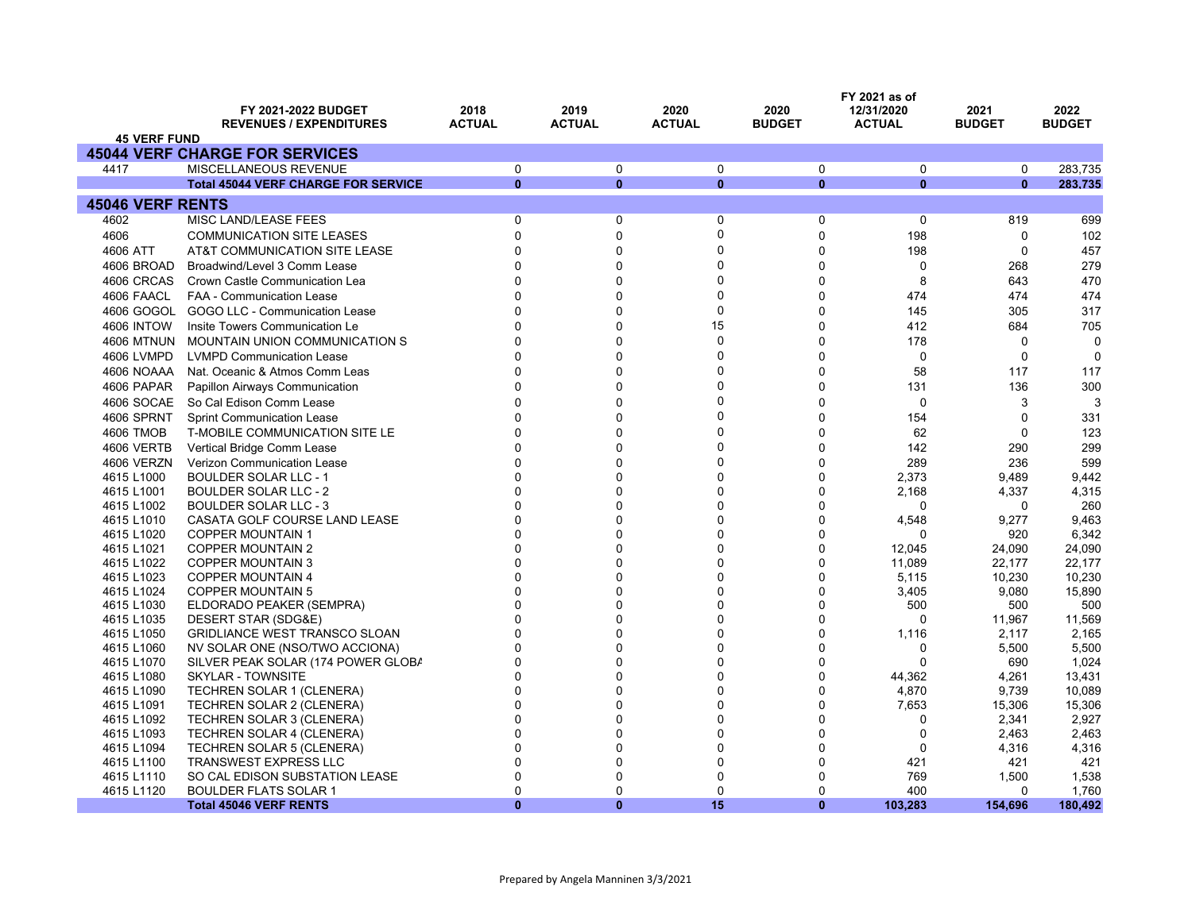| 45 VERF FUND | FY 2021-2022 BUDGET REVENUES / EXPENDITURES | 2018 ACTUAL | 2019 ACTUAL | 2020 ACTUAL | 2020 BUDGET | FY 2021 as of 12/31/2020 ACTUAL | 2021 BUDGET | 2022 BUDGET |
|---|---|---|---|---|---|---|---|---|
| **45044 VERF CHARGE FOR SERVICES** | | | | | | | | |
| 4417 | MISCELLANEOUS REVENUE | 0 | 0 | 0 | 0 | 0 | 0 | 283,735 |
| | **Total 45044 VERF CHARGE FOR SERVICE** | **0** | **0** | **0** | **0** | **0** | **0** | **283,735** |
| **45046 VERF RENTS** | | | | | | | | |
| 4602 | MISC LAND/LEASE FEES | 0 | 0 | 0 | 0 | 0 | 819 | 699 |
| 4606 | COMMUNICATION SITE LEASES | 0 | 0 | 0 | 0 | 198 | 0 | 102 |
| 4606 ATT | AT&T COMMUNICATION SITE LEASE | 0 | 0 | 0 | 0 | 198 | 0 | 457 |
| 4606 BROAD | Broadwind/Level 3 Comm Lease | 0 | 0 | 0 | 0 | 0 | 268 | 279 |
| 4606 CRCAS | Crown Castle Communication Lea | 0 | 0 | 0 | 0 | 8 | 643 | 470 |
| 4606 FAACL | FAA - Communication Lease | 0 | 0 | 0 | 0 | 474 | 474 | 474 |
| 4606 GOGOL | GOGO LLC - Communication Lease | 0 | 0 | 0 | 0 | 145 | 305 | 317 |
| 4606 INTOW | Insite Towers Communication Le | 0 | 0 | 15 | 0 | 412 | 684 | 705 |
| 4606 MTNUN | MOUNTAIN UNION COMMUNICATION S | 0 | 0 | 0 | 0 | 178 | 0 | 0 |
| 4606 LVMPD | LVMPD Communication Lease | 0 | 0 | 0 | 0 | 0 | 0 | 0 |
| 4606 NOAAA | Nat. Oceanic & Atmos Comm Leas | 0 | 0 | 0 | 0 | 58 | 117 | 117 |
| 4606 PAPAR | Papillon Airways Communication | 0 | 0 | 0 | 0 | 131 | 136 | 300 |
| 4606 SOCAE | So Cal Edison Comm Lease | 0 | 0 | 0 | 0 | 0 | 3 | 3 |
| 4606 SPRNT | Sprint Communication Lease | 0 | 0 | 0 | 0 | 154 | 0 | 331 |
| 4606 TMOB | T-MOBILE COMMUNICATION SITE LE | 0 | 0 | 0 | 0 | 62 | 0 | 123 |
| 4606 VERTB | Vertical Bridge Comm Lease | 0 | 0 | 0 | 0 | 142 | 290 | 299 |
| 4606 VERZN | Verizon Communication Lease | 0 | 0 | 0 | 0 | 289 | 236 | 599 |
| 4615 L1000 | BOULDER SOLAR LLC - 1 | 0 | 0 | 0 | 0 | 2,373 | 9,489 | 9,442 |
| 4615 L1001 | BOULDER SOLAR LLC - 2 | 0 | 0 | 0 | 0 | 2,168 | 4,337 | 4,315 |
| 4615 L1002 | BOULDER SOLAR LLC - 3 | 0 | 0 | 0 | 0 | 0 | 0 | 260 |
| 4615 L1010 | CASATA GOLF COURSE LAND LEASE | 0 | 0 | 0 | 0 | 4,548 | 9,277 | 9,463 |
| 4615 L1020 | COPPER MOUNTAIN 1 | 0 | 0 | 0 | 0 | 0 | 920 | 6,342 |
| 4615 L1021 | COPPER MOUNTAIN 2 | 0 | 0 | 0 | 0 | 12,045 | 24,090 | 24,090 |
| 4615 L1022 | COPPER MOUNTAIN 3 | 0 | 0 | 0 | 0 | 11,089 | 22,177 | 22,177 |
| 4615 L1023 | COPPER MOUNTAIN 4 | 0 | 0 | 0 | 0 | 5,115 | 10,230 | 10,230 |
| 4615 L1024 | COPPER MOUNTAIN 5 | 0 | 0 | 0 | 0 | 3,405 | 9,080 | 15,890 |
| 4615 L1030 | ELDORADO PEAKER (SEMPRA) | 0 | 0 | 0 | 0 | 500 | 500 | 500 |
| 4615 L1035 | DESERT STAR (SDG&E) | 0 | 0 | 0 | 0 | 0 | 11,967 | 11,569 |
| 4615 L1050 | GRIDLIANCE WEST TRANSCO SLOAN | 0 | 0 | 0 | 0 | 1,116 | 2,117 | 2,165 |
| 4615 L1060 | NV SOLAR ONE (NSO/TWO ACCIONA) | 0 | 0 | 0 | 0 | 0 | 5,500 | 5,500 |
| 4615 L1070 | SILVER PEAK SOLAR (174 POWER GLOBA | 0 | 0 | 0 | 0 | 0 | 690 | 1,024 |
| 4615 L1080 | SKYLAR - TOWNSITE | 0 | 0 | 0 | 0 | 44,362 | 4,261 | 13,431 |
| 4615 L1090 | TECHREN SOLAR 1 (CLENERA) | 0 | 0 | 0 | 0 | 4,870 | 9,739 | 10,089 |
| 4615 L1091 | TECHREN SOLAR 2 (CLENERA) | 0 | 0 | 0 | 0 | 7,653 | 15,306 | 15,306 |
| 4615 L1092 | TECHREN SOLAR 3 (CLENERA) | 0 | 0 | 0 | 0 | 0 | 2,341 | 2,927 |
| 4615 L1093 | TECHREN SOLAR 4 (CLENERA) | 0 | 0 | 0 | 0 | 0 | 2,463 | 2,463 |
| 4615 L1094 | TECHREN SOLAR 5 (CLENERA) | 0 | 0 | 0 | 0 | 0 | 4,316 | 4,316 |
| 4615 L1100 | TRANSWEST EXPRESS LLC | 0 | 0 | 0 | 0 | 421 | 421 | 421 |
| 4615 L1110 | SO CAL EDISON SUBSTATION LEASE | 0 | 0 | 0 | 0 | 769 | 1,500 | 1,538 |
| 4615 L1120 | BOULDER FLATS SOLAR 1 | 0 | 0 | 0 | 0 | 400 | 0 | 1,760 |
| | **Total 45046 VERF RENTS** | **0** | **0** | **15** | **0** | **103,283** | **154,696** | **180,492** |

Prepared by Angela Manninen 3/3/2021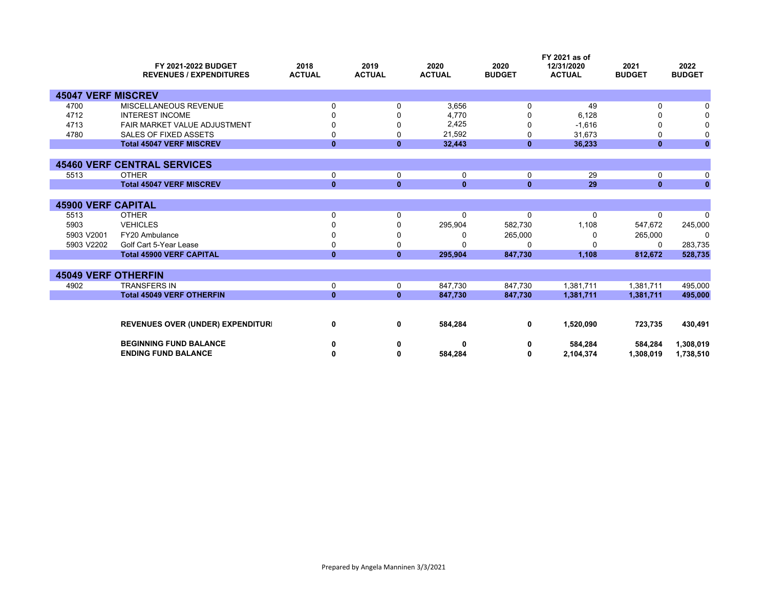| | FY 2021-2022 BUDGET REVENUES / EXPENDITURES | 2018 ACTUAL | 2019 ACTUAL | 2020 ACTUAL | 2020 BUDGET | FY 2021 as of 12/31/2020 ACTUAL | 2021 BUDGET | 2022 BUDGET |
|---|---|---|---|---|---|---|---|---|
| **45047 VERF MISCREV** | | | | | | | | |
| 4700 | MISCELLANEOUS REVENUE | 0 | 0 | 3,656 | 0 | 49 | 0 | 0 |
| 4712 | INTEREST INCOME | 0 | 0 | 4,770 | 0 | 6,128 | 0 | 0 |
| 4713 | FAIR MARKET VALUE ADJUSTMENT | 0 | 0 | 2,425 | 0 | -1,616 | 0 | 0 |
| 4780 | SALES OF FIXED ASSETS | 0 | 0 | 21,592 | 0 | 31,673 | 0 | 0 |
| | **Total 45047 VERF MISCREV** | **0** | **0** | **32,443** | **0** | **36,233** | **0** | **0** |
| **45460 VERF CENTRAL SERVICES** | | | | | | | | |
| 5513 | OTHER | 0 | 0 | 0 | 0 | 29 | 0 | 0 |
| | **Total 45047 VERF MISCREV** | **0** | **0** | **0** | **0** | **29** | **0** | **0** |
| **45900 VERF CAPITAL** | | | | | | | | |
| 5513 | OTHER | 0 | 0 | 0 | 0 | 0 | 0 | 0 |
| 5903 | VEHICLES | 0 | 0 | 295,904 | 582,730 | 1,108 | 547,672 | 245,000 |
| 5903 V2001 | FY20 Ambulance | 0 | 0 | 0 | 265,000 | 0 | 265,000 | 0 |
| 5903 V2202 | Golf Cart 5-Year Lease | 0 | 0 | 0 | 0 | 0 | 0 | 283,735 |
| | **Total 45900 VERF CAPITAL** | **0** | **0** | **295,904** | **847,730** | **1,108** | **812,672** | **528,735** |
| **45049 VERF OTHERFIN** | | | | | | | | |
| 4902 | TRANSFERS IN | 0 | 0 | 847,730 | 847,730 | 1,381,711 | 1,381,711 | 495,000 |
| | **Total 45049 VERF OTHERFIN** | **0** | **0** | **847,730** | **847,730** | **1,381,711** | **1,381,711** | **495,000** |
| | **REVENUES OVER (UNDER) EXPENDITURI** | **0** | **0** | **584,284** | **0** | **1,520,090** | **723,735** | **430,491** |
| | **BEGINNING FUND BALANCE** | **0** | **0** | **0** | **0** | **584,284** | **584,284** | **1,308,019** |
| | **ENDING FUND BALANCE** | **0** | **0** | **584,284** | **0** | **2,104,374** | **1,308,019** | **1,738,510** |

Prepared by Angela Manninen 3/3/2021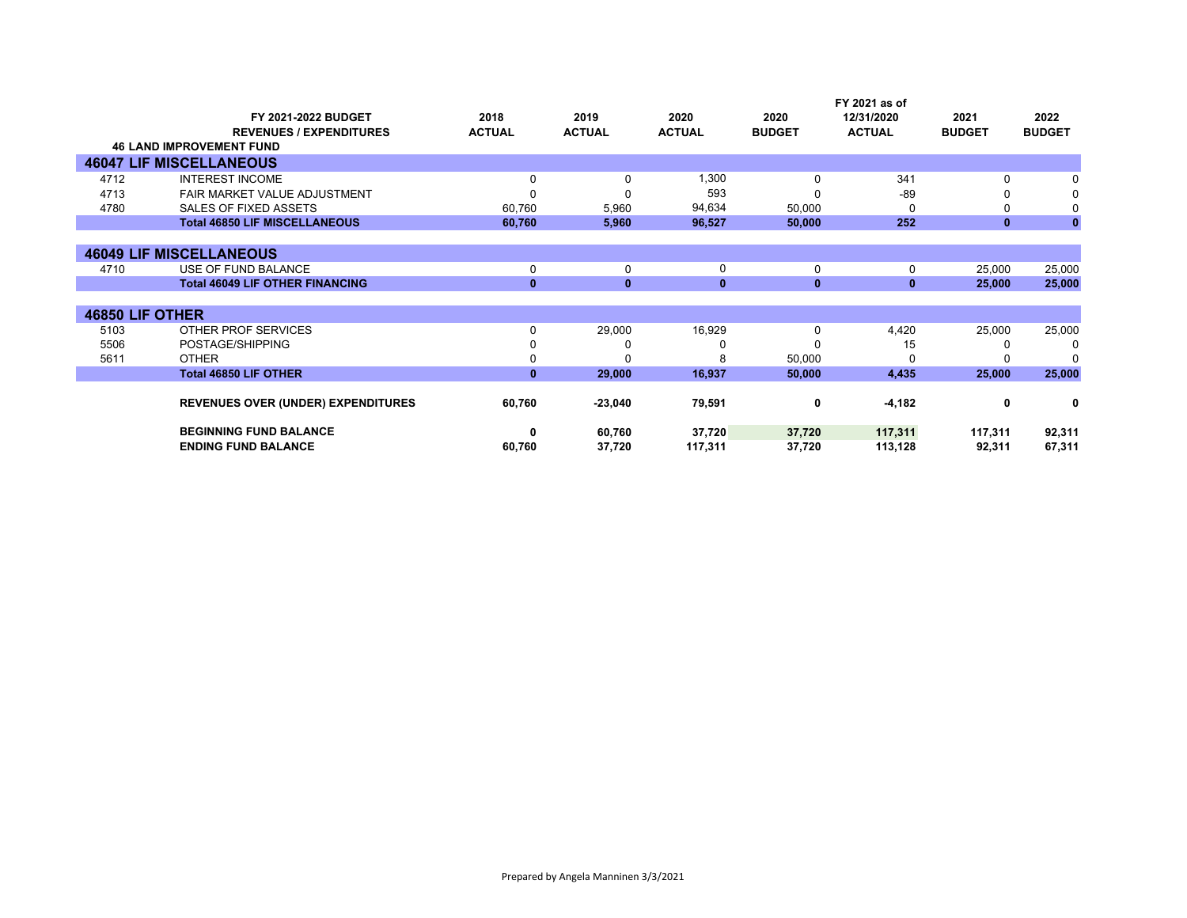| | FY 2021-2022 BUDGET REVENUES / EXPENDITURES | 2018 ACTUAL | 2019 ACTUAL | 2020 ACTUAL | 2020 BUDGET | FY 2021 as of 12/31/2020 ACTUAL | 2021 BUDGET | 2022 BUDGET |
|---|---|---|---|---|---|---|---|---|
| | **46 LAND IMPROVEMENT FUND** | | | | | | | |
| **46047 LIF MISCELLANEOUS** | | | | | | | | |
| 4712 | INTEREST INCOME | 0 | 0 | 1,300 | 0 | 341 | 0 | 0 |
| 4713 | FAIR MARKET VALUE ADJUSTMENT | 0 | 0 | 593 | 0 | -89 | 0 | 0 |
| 4780 | SALES OF FIXED ASSETS | 60,760 | 5,960 | 94,634 | 50,000 | 0 | 0 | 0 |
| | **Total 46850 LIF MISCELLANEOUS** | **60,760** | **5,960** | **96,527** | **50,000** | **252** | **0** | **0** |
| **46049 LIF MISCELLANEOUS** | | | | | | | | |
| 4710 | USE OF FUND BALANCE | 0 | 0 | 0 | 0 | 0 | 25,000 | 25,000 |
| | **Total 46049 LIF OTHER FINANCING** | **0** | **0** | **0** | **0** | **0** | **25,000** | **25,000** |
| **46850 LIF OTHER** | | | | | | | | |
| 5103 | OTHER PROF SERVICES | 0 | 29,000 | 16,929 | 0 | 4,420 | 25,000 | 25,000 |
| 5506 | POSTAGE/SHIPPING | 0 | 0 | 0 | 0 | 15 | 0 | 0 |
| 5611 | OTHER | 0 | 0 | 8 | 50,000 | 0 | 0 | 0 |
| | **Total 46850 LIF OTHER** | **0** | **29,000** | **16,937** | **50,000** | **4,435** | **25,000** | **25,000** |
| | **REVENUES OVER (UNDER) EXPENDITURES** | **60,760** | **-23,040** | **79,591** | **0** | **-4,182** | **0** | **0** |
| | **BEGINNING FUND BALANCE** | **0** | **60,760** | **37,720** | **37,720** | **117,311** | **117,311** | **92,311** |
| | **ENDING FUND BALANCE** | **60,760** | **37,720** | **117,311** | **37,720** | **113,128** | **92,311** | **67,311** |

Prepared by Angela Manninen 3/3/2021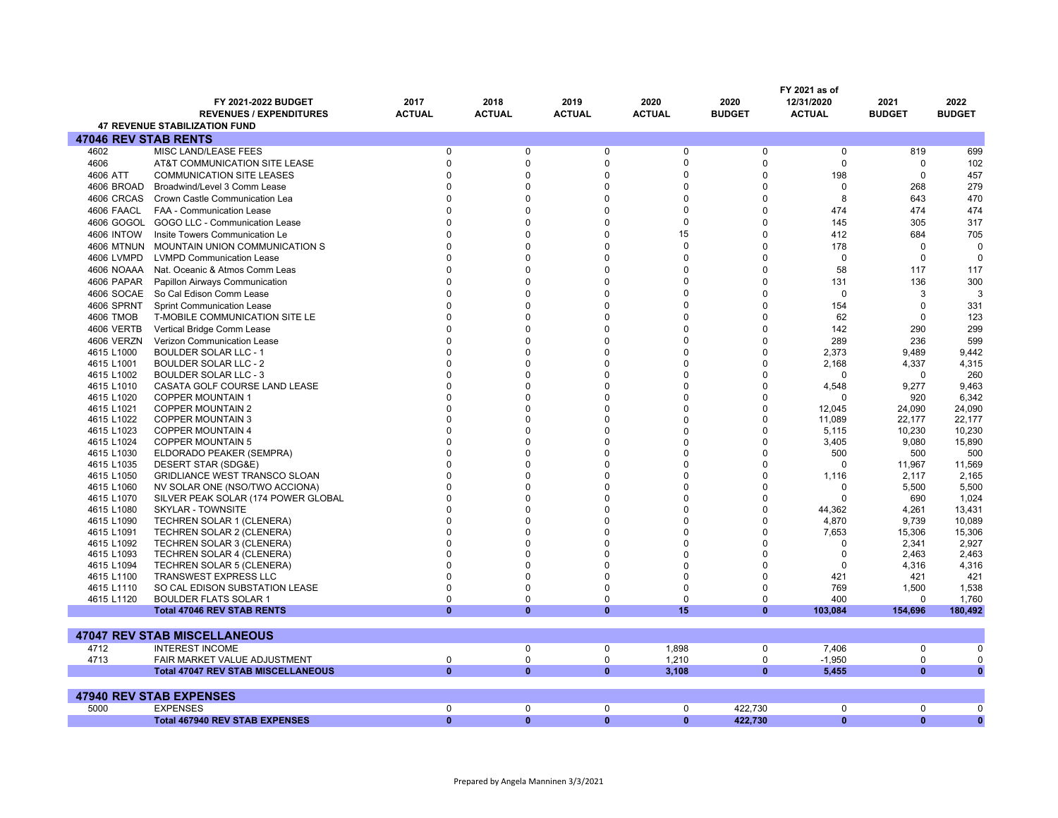| | FY 2021-2022 BUDGET REVENUES / EXPENDITURES | 2017 ACTUAL | 2018 ACTUAL | 2019 ACTUAL | 2020 ACTUAL | 2020 BUDGET | FY 2021 as of 12/31/2020 ACTUAL | 2021 BUDGET | 2022 BUDGET |
|---|---|---|---|---|---|---|---|---|---|
| | **47 REVENUE STABILIZATION FUND** | | | | | | | | |
| **47046 REV STAB RENTS** | | | | | | | | | |
| 4602 | MISC LAND/LEASE FEES | 0 | 0 | 0 | 0 | 0 | 0 | 819 | 699 |
| 4606 | AT&T COMMUNICATION SITE LEASE | 0 | 0 | 0 | 0 | 0 | 0 | 0 | 102 |
| 4606 ATT | COMMUNICATION SITE LEASES | 0 | 0 | 0 | 0 | 0 | 198 | 0 | 457 |
| 4606 BROAD | Broadwind/Level 3 Comm Lease | 0 | 0 | 0 | 0 | 0 | 0 | 268 | 279 |
| 4606 CRCAS | Crown Castle Communication Lea | 0 | 0 | 0 | 0 | 0 | 8 | 643 | 470 |
| 4606 FAACL | FAA - Communication Lease | 0 | 0 | 0 | 0 | 0 | 474 | 474 | 474 |
| 4606 GOGOL | GOGO LLC - Communication Lease | 0 | 0 | 0 | 0 | 0 | 145 | 305 | 317 |
| 4606 INTOW | Insite Towers Communication Le | 0 | 0 | 0 | 15 | 0 | 412 | 684 | 705 |
| 4606 MTNUN | MOUNTAIN UNION COMMUNICATION S | 0 | 0 | 0 | 0 | 0 | 178 | 0 | 0 |
| 4606 LVMPD | LVMPD Communication Lease | 0 | 0 | 0 | 0 | 0 | 0 | 0 | 0 |
| 4606 NOAAA | Nat. Oceanic & Atmos Comm Leas | 0 | 0 | 0 | 0 | 0 | 58 | 117 | 117 |
| 4606 PAPAR | Papillon Airways Communication | 0 | 0 | 0 | 0 | 0 | 131 | 136 | 300 |
| 4606 SOCAE | So Cal Edison Comm Lease | 0 | 0 | 0 | 0 | 0 | 0 | 3 | 3 |
| 4606 SPRNT | Sprint Communication Lease | 0 | 0 | 0 | 0 | 0 | 154 | 0 | 331 |
| 4606 TMOB | T-MOBILE COMMUNICATION SITE LE | 0 | 0 | 0 | 0 | 0 | 62 | 0 | 123 |
| 4606 VERTB | Vertical Bridge Comm Lease | 0 | 0 | 0 | 0 | 0 | 142 | 290 | 299 |
| 4606 VERZN | Verizon Communication Lease | 0 | 0 | 0 | 0 | 0 | 289 | 236 | 599 |
| 4615 L1000 | BOULDER SOLAR LLC - 1 | 0 | 0 | 0 | 0 | 0 | 2,373 | 9,489 | 9,442 |
| 4615 L1001 | BOULDER SOLAR LLC - 2 | 0 | 0 | 0 | 0 | 0 | 2,168 | 4,337 | 4,315 |
| 4615 L1002 | BOULDER SOLAR LLC - 3 | 0 | 0 | 0 | 0 | 0 | 0 | 0 | 260 |
| 4615 L1010 | CASATA GOLF COURSE LAND LEASE | 0 | 0 | 0 | 0 | 0 | 4,548 | 9,277 | 9,463 |
| 4615 L1020 | COPPER MOUNTAIN 1 | 0 | 0 | 0 | 0 | 0 | 0 | 920 | 6,342 |
| 4615 L1021 | COPPER MOUNTAIN 2 | 0 | 0 | 0 | 0 | 0 | 12,045 | 24,090 | 24,090 |
| 4615 L1022 | COPPER MOUNTAIN 3 | 0 | 0 | 0 | 0 | 0 | 11,089 | 22,177 | 22,177 |
| 4615 L1023 | COPPER MOUNTAIN 4 | 0 | 0 | 0 | 0 | 0 | 5,115 | 10,230 | 10,230 |
| 4615 L1024 | COPPER MOUNTAIN 5 | 0 | 0 | 0 | 0 | 0 | 3,405 | 9,080 | 15,890 |
| 4615 L1030 | ELDORADO PEAKER (SEMPRA) | 0 | 0 | 0 | 0 | 0 | 500 | 500 | 500 |
| 4615 L1035 | DESERT STAR (SDG&E) | 0 | 0 | 0 | 0 | 0 | 0 | 11,967 | 11,569 |
| 4615 L1050 | GRIDLIANCE WEST TRANSCO SLOAN | 0 | 0 | 0 | 0 | 0 | 1,116 | 2,117 | 2,165 |
| 4615 L1060 | NV SOLAR ONE (NSO/TWO ACCIONA) | 0 | 0 | 0 | 0 | 0 | 0 | 5,500 | 5,500 |
| 4615 L1070 | SILVER PEAK SOLAR (174 POWER GLOBAL | 0 | 0 | 0 | 0 | 0 | 0 | 690 | 1,024 |
| 4615 L1080 | SKYLAR - TOWNSITE | 0 | 0 | 0 | 0 | 0 | 44,362 | 4,261 | 13,431 |
| 4615 L1090 | TECHREN SOLAR 1 (CLENERA) | 0 | 0 | 0 | 0 | 0 | 4,870 | 9,739 | 10,089 |
| 4615 L1091 | TECHREN SOLAR 2 (CLENERA) | 0 | 0 | 0 | 0 | 0 | 7,653 | 15,306 | 15,306 |
| 4615 L1092 | TECHREN SOLAR 3 (CLENERA) | 0 | 0 | 0 | 0 | 0 | 0 | 2,341 | 2,927 |
| 4615 L1093 | TECHREN SOLAR 4 (CLENERA) | 0 | 0 | 0 | 0 | 0 | 0 | 2,463 | 2,463 |
| 4615 L1094 | TECHREN SOLAR 5 (CLENERA) | 0 | 0 | 0 | 0 | 0 | 0 | 4,316 | 4,316 |
| 4615 L1100 | TRANSWEST EXPRESS LLC | 0 | 0 | 0 | 0 | 0 | 421 | 421 | 421 |
| 4615 L1110 | SO CAL EDISON SUBSTATION LEASE | 0 | 0 | 0 | 0 | 0 | 769 | 1,500 | 1,538 |
| 4615 L1120 | BOULDER FLATS SOLAR 1 | 0 | 0 | 0 | 0 | 0 | 400 | 0 | 1,760 |
| | **Total 47046 REV STAB RENTS** | **0** | **0** | **0** | **15** | **0** | **103,084** | **154,696** | **180,492** |
| **47047 REV STAB MISCELLANEOUS** | | | | | | | | | |
| 4712 | INTEREST INCOME | | 0 | 0 | 1,898 | 0 | 7,406 | 0 | 0 |
| 4713 | FAIR MARKET VALUE ADJUSTMENT | 0 | 0 | 0 | 1,210 | 0 | -1,950 | 0 | 0 |
| | **Total 47047 REV STAB MISCELLANEOUS** | **0** | **0** | **0** | **3,108** | **0** | **5,455** | **0** | **0** |
| **47940 REV STAB EXPENSES** | | | | | | | | | |
| 5000 | EXPENSES | 0 | 0 | 0 | 0 | 422,730 | 0 | 0 | 0 |
| | **Total 467940 REV STAB EXPENSES** | **0** | **0** | **0** | **0** | **422,730** | **0** | **0** | **0** |

Prepared by Angela Manninen 3/3/2021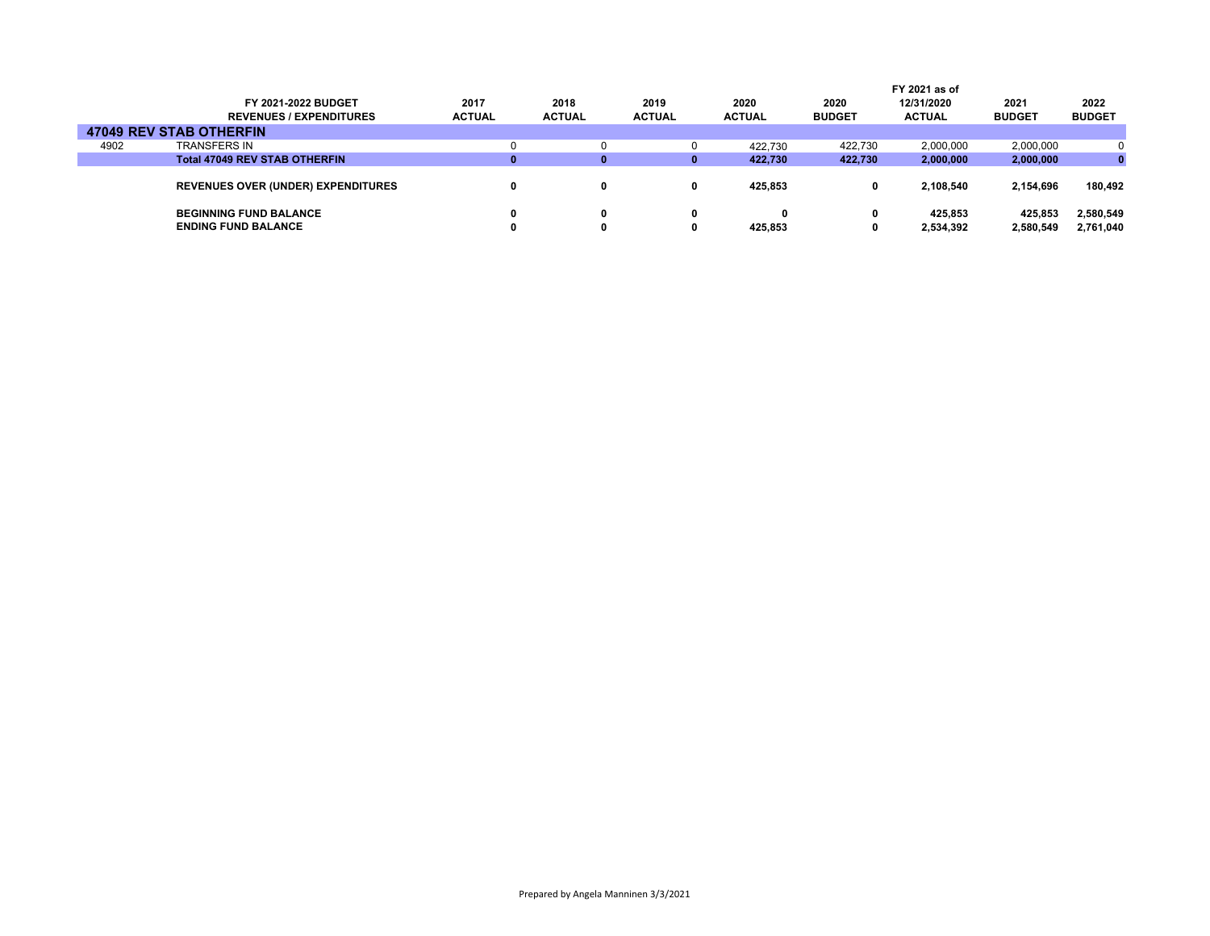| | FY 2021-2022 BUDGET REVENUES / EXPENDITURES | 2017 ACTUAL | 2018 ACTUAL | 2019 ACTUAL | 2020 ACTUAL | 2020 BUDGET | FY 2021 as of 12/31/2020 ACTUAL | 2021 BUDGET | 2022 BUDGET |
|---|---|---|---|---|---|---|---|---|---|
| **47049 REV STAB OTHERFIN** | | | | | | | | | |
| 4902 | TRANSFERS IN | 0 | 0 | 0 | 422,730 | 422,730 | 2,000,000 | 2,000,000 | 0 |
| | **Total 47049 REV STAB OTHERFIN** | **0** | **0** | **0** | **422,730** | **422,730** | **2,000,000** | **2,000,000** | **0** |
| | **REVENUES OVER (UNDER) EXPENDITURES** | **0** | **0** | **0** | **425,853** | **0** | **2,108,540** | **2,154,696** | **180,492** |
| | **BEGINNING FUND BALANCE** | **0** | **0** | **0** | **0** | **0** | **425,853** | **425,853** | **2,580,549** |
| | **ENDING FUND BALANCE** | **0** | **0** | **0** | **425,853** | **0** | **2,534,392** | **2,580,549** | **2,761,040** |

Prepared by Angela Manninen 3/3/2021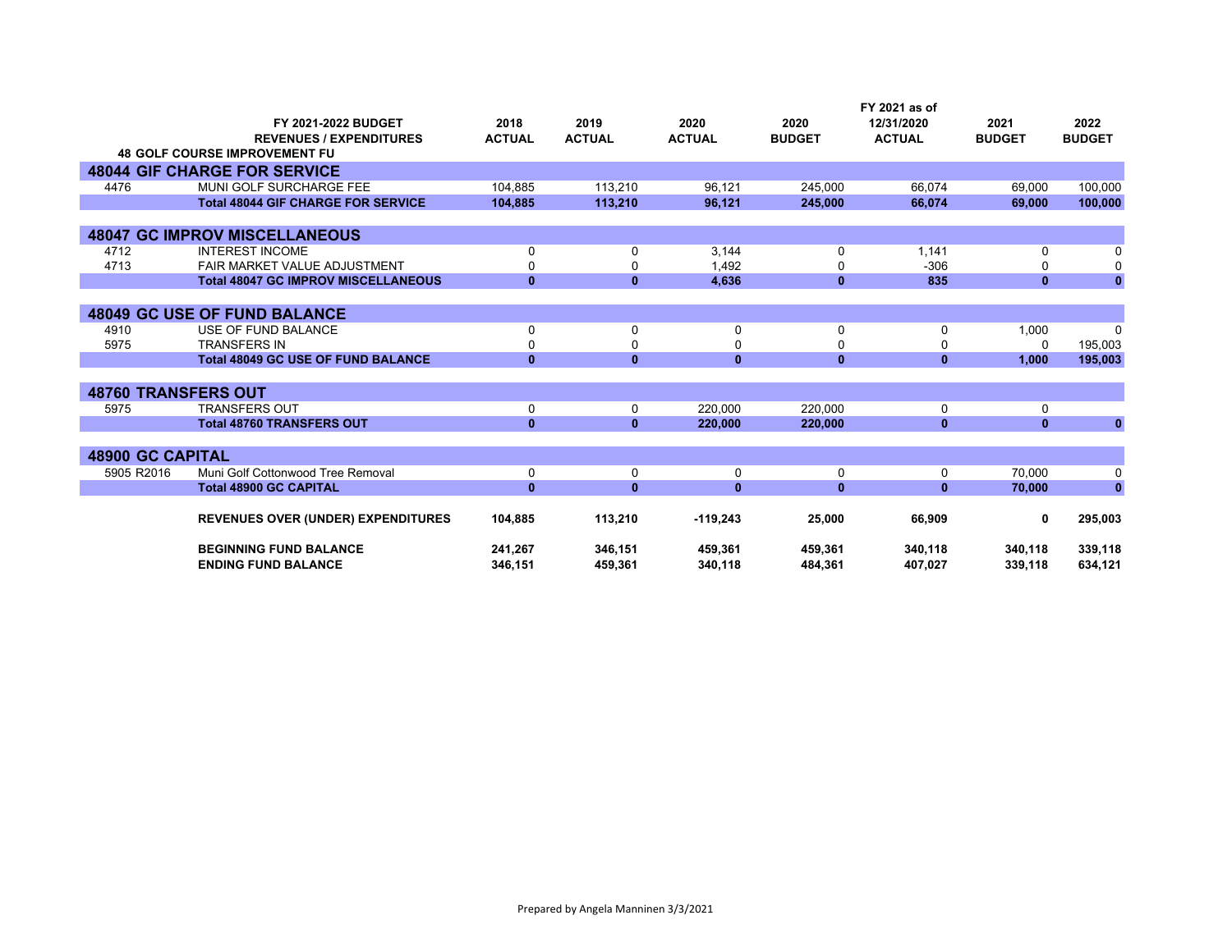| | FY 2021-2022 BUDGET REVENUES / EXPENDITURES | 2018 ACTUAL | 2019 ACTUAL | 2020 ACTUAL | 2020 BUDGET | FY 2021 as of 12/31/2020 ACTUAL | 2021 BUDGET | 2022 BUDGET |
|---|---|---|---|---|---|---|---|---|
| | **48 GOLF COURSE IMPROVEMENT FU** | | | | | | | |
| **48044 GIF CHARGE FOR SERVICE** | | | | | | | | |
| 4476 | MUNI GOLF SURCHARGE FEE | 104,885 | 113,210 | 96,121 | 245,000 | 66,074 | 69,000 | 100,000 |
| | **Total 48044 GIF CHARGE FOR SERVICE** | **104,885** | **113,210** | **96,121** | **245,000** | **66,074** | **69,000** | **100,000** |
| **48047 GC IMPROV MISCELLANEOUS** | | | | | | | | |
| 4712 | INTEREST INCOME | 0 | 0 | 3,144 | 0 | 1,141 | 0 | 0 |
| 4713 | FAIR MARKET VALUE ADJUSTMENT | 0 | 0 | 1,492 | 0 | -306 | 0 | 0 |
| | **Total 48047 GC IMPROV MISCELLANEOUS** | **0** | **0** | **4,636** | **0** | **835** | **0** | **0** |
| **48049 GC USE OF FUND BALANCE** | | | | | | | | |
| 4910 | USE OF FUND BALANCE | 0 | 0 | 0 | 0 | 0 | 1,000 | 0 |
| 5975 | TRANSFERS IN | 0 | 0 | 0 | 0 | 0 | 0 | 195,003 |
| | **Total 48049 GC USE OF FUND BALANCE** | **0** | **0** | **0** | **0** | **0** | **1,000** | **195,003** |
| **48760 TRANSFERS OUT** | | | | | | | | |
| 5975 | TRANSFERS OUT | 0 | 0 | 220,000 | 220,000 | 0 | 0 | |
| | **Total 48760 TRANSFERS OUT** | **0** | **0** | **220,000** | **220,000** | **0** | **0** | **0** |
| **48900 GC CAPITAL** | | | | | | | | |
| 5905 R2016 | Muni Golf Cottonwood Tree Removal | 0 | 0 | 0 | 0 | 0 | 70,000 | 0 |
| | **Total 48900 GC CAPITAL** | **0** | **0** | **0** | **0** | **0** | **70,000** | **0** |
| | **REVENUES OVER (UNDER) EXPENDITURES** | **104,885** | **113,210** | **-119,243** | **25,000** | **66,909** | **0** | **295,003** |
| | **BEGINNING FUND BALANCE** | **241,267** | **346,151** | **459,361** | **459,361** | **340,118** | **340,118** | **339,118** |
| | **ENDING FUND BALANCE** | **346,151** | **459,361** | **340,118** | **484,361** | **407,027** | **339,118** | **634,121** |

Prepared by Angela Manninen 3/3/2021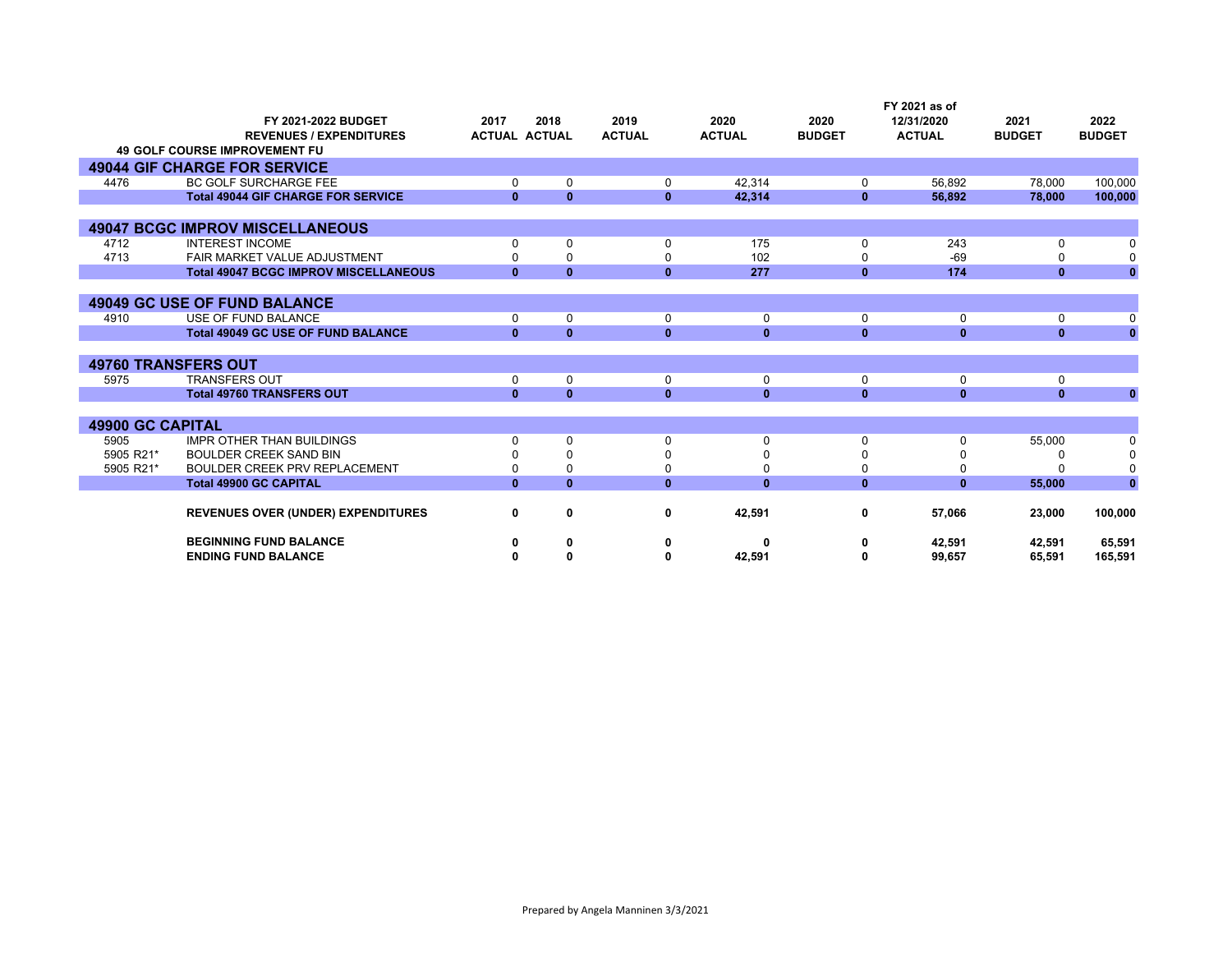| | FY 2021-2022 BUDGET REVENUES / EXPENDITURES | 2017 ACTUAL | 2018 ACTUAL | 2019 ACTUAL | 2020 ACTUAL | 2020 BUDGET | FY 2021 as of 12/31/2020 ACTUAL | 2021 BUDGET | 2022 BUDGET |
|---|---|---|---|---|---|---|---|---|---|
| | **49 GOLF COURSE IMPROVEMENT FU** | | | | | | | | |
| **49044 GIF CHARGE FOR SERVICE** | | | | | | | | | |
| 4476 | BC GOLF SURCHARGE FEE | 0 | 0 | 0 | 42,314 | 0 | 56,892 | 78,000 | 100,000 |
| | **Total 49044 GIF CHARGE FOR SERVICE** | **0** | **0** | **0** | **42,314** | **0** | **56,892** | **78,000** | **100,000** |
| **49047 BCGC IMPROV MISCELLANEOUS** | | | | | | | | | |
| 4712 | INTEREST INCOME | 0 | 0 | 0 | 175 | 0 | 243 | 0 | 0 |
| 4713 | FAIR MARKET VALUE ADJUSTMENT | 0 | 0 | 0 | 102 | 0 | -69 | 0 | 0 |
| | **Total 49047 BCGC IMPROV MISCELLANEOUS** | **0** | **0** | **0** | **277** | **0** | **174** | **0** | **0** |
| **49049 GC USE OF FUND BALANCE** | | | | | | | | | |
| 4910 | USE OF FUND BALANCE | 0 | 0 | 0 | 0 | 0 | 0 | 0 | 0 |
| | **Total 49049 GC USE OF FUND BALANCE** | **0** | **0** | **0** | **0** | **0** | **0** | **0** | **0** |
| **49760 TRANSFERS OUT** | | | | | | | | | |
| 5975 | TRANSFERS OUT | 0 | 0 | 0 | 0 | 0 | 0 | 0 | |
| | **Total 49760 TRANSFERS OUT** | **0** | **0** | **0** | **0** | **0** | **0** | **0** | **0** |
| **49900 GC CAPITAL** | | | | | | | | | |
| 5905 | IMPR OTHER THAN BUILDINGS | 0 | 0 | 0 | 0 | 0 | 0 | 55,000 | 0 |
| 5905 R21* | BOULDER CREEK SAND BIN | 0 | 0 | 0 | 0 | 0 | 0 | 0 | 0 |
| 5905 R21* | BOULDER CREEK PRV REPLACEMENT | 0 | 0 | 0 | 0 | 0 | 0 | 0 | 0 |
| | **Total 49900 GC CAPITAL** | **0** | **0** | **0** | **0** | **0** | **0** | **55,000** | **0** |
| | **REVENUES OVER (UNDER) EXPENDITURES** | **0** | **0** | **0** | **42,591** | **0** | **57,066** | **23,000** | **100,000** |
| | **BEGINNING FUND BALANCE** | **0** | **0** | **0** | **0** | **0** | **42,591** | **42,591** | **65,591** |
| | **ENDING FUND BALANCE** | **0** | **0** | **0** | **42,591** | **0** | **99,657** | **65,591** | **165,591** |

Prepared by Angela Manninen 3/3/2021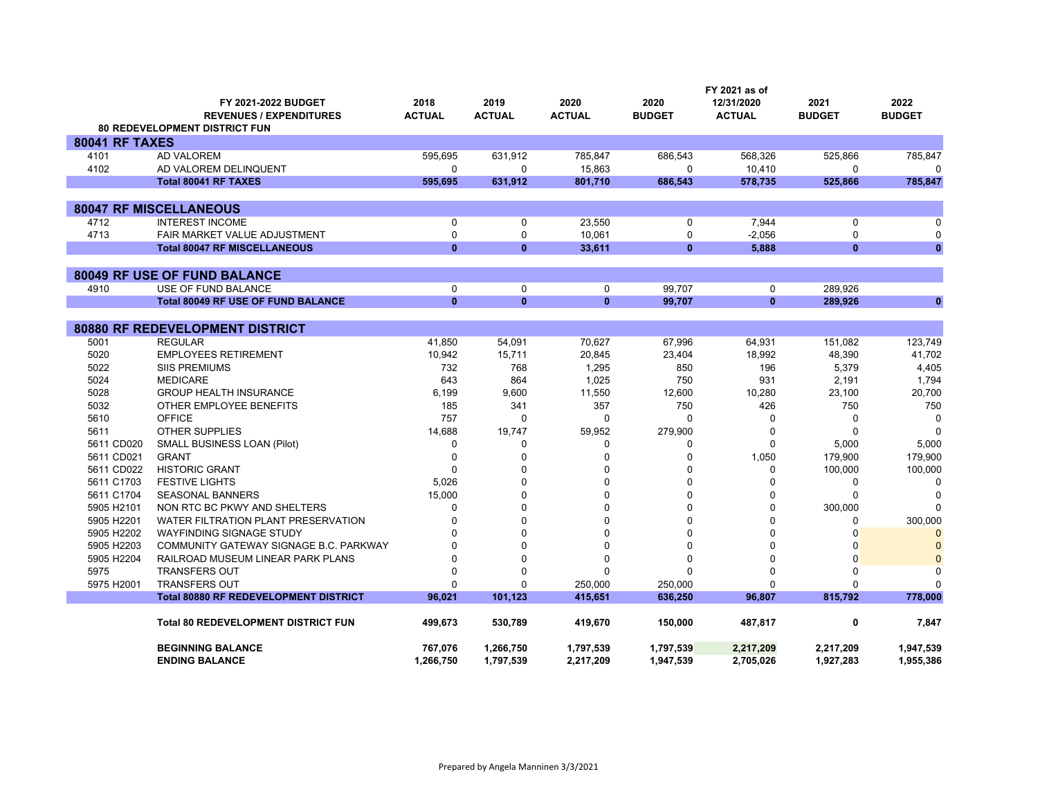| | FY 2021-2022 BUDGET REVENUES / EXPENDITURES | 2018 ACTUAL | 2019 ACTUAL | 2020 ACTUAL | 2020 BUDGET | FY 2021 as of 12/31/2020 ACTUAL | 2021 BUDGET | 2022 BUDGET |
|---|---|---|---|---|---|---|---|---|
| | **80 REDEVELOPMENT DISTRICT FUN** | | | | | | | |
| **80041 RF TAXES** | | | | | | | | |
| 4101 | AD VALOREM | 595,695 | 631,912 | 785,847 | 686,543 | 568,326 | 525,866 | 785,847 |
| 4102 | AD VALOREM DELINQUENT | 0 | 0 | 15,863 | 0 | 10,410 | 0 | 0 |
| | **Total 80041 RF TAXES** | **595,695** | **631,912** | **801,710** | **686,543** | **578,735** | **525,866** | **785,847** |
| **80047 RF MISCELLANEOUS** | | | | | | | | |
| 4712 | INTEREST INCOME | 0 | 0 | 23,550 | 0 | 7,944 | 0 | 0 |
| 4713 | FAIR MARKET VALUE ADJUSTMENT | 0 | 0 | 10,061 | 0 | -2,056 | 0 | 0 |
| | **Total 80047 RF MISCELLANEOUS** | **0** | **0** | **33,611** | **0** | **5,888** | **0** | **0** |
| **80049 RF USE OF FUND BALANCE** | | | | | | | | |
| 4910 | USE OF FUND BALANCE | 0 | 0 | 0 | 99,707 | 0 | 289,926 | |
| | **Total 80049 RF USE OF FUND BALANCE** | **0** | **0** | **0** | **99,707** | **0** | **289,926** | **0** |
| **80880 RF REDEVELOPMENT DISTRICT** | | | | | | | | |
| 5001 | REGULAR | 41,850 | 54,091 | 70,627 | 67,996 | 64,931 | 151,082 | 123,749 |
| 5020 | EMPLOYEES RETIREMENT | 10,942 | 15,711 | 20,845 | 23,404 | 18,992 | 48,390 | 41,702 |
| 5022 | SIIS PREMIUMS | 732 | 768 | 1,295 | 850 | 196 | 5,379 | 4,405 |
| 5024 | MEDICARE | 643 | 864 | 1,025 | 750 | 931 | 2,191 | 1,794 |
| 5028 | GROUP HEALTH INSURANCE | 6,199 | 9,600 | 11,550 | 12,600 | 10,280 | 23,100 | 20,700 |
| 5032 | OTHER EMPLOYEE BENEFITS | 185 | 341 | 357 | 750 | 426 | 750 | 750 |
| 5610 | OFFICE | 757 | 0 | 0 | 0 | 0 | 0 | 0 |
| 5611 | OTHER SUPPLIES | 14,688 | 19,747 | 59,952 | 279,900 | 0 | 0 | 0 |
| 5611 CD020 | SMALL BUSINESS LOAN (Pilot) | 0 | 0 | 0 | 0 | 0 | 5,000 | 5,000 |
| 5611 CD021 | GRANT | 0 | 0 | 0 | 0 | 1,050 | 179,900 | 179,900 |
| 5611 CD022 | HISTORIC GRANT | 0 | 0 | 0 | 0 | 0 | 100,000 | 100,000 |
| 5611 C1703 | FESTIVE LIGHTS | 5,026 | 0 | 0 | 0 | 0 | 0 | 0 |
| 5611 C1704 | SEASONAL BANNERS | 15,000 | 0 | 0 | 0 | 0 | 0 | 0 |
| 5905 H2101 | NON RTC BC PKWY AND SHELTERS | 0 | 0 | 0 | 0 | 0 | 300,000 | 0 |
| 5905 H2201 | WATER FILTRATION PLANT PRESERVATION | 0 | 0 | 0 | 0 | 0 | 0 | 300,000 |
| 5905 H2202 | WAYFINDING SIGNAGE STUDY | 0 | 0 | 0 | 0 | 0 | 0 | 0 |
| 5905 H2203 | COMMUNITY GATEWAY SIGNAGE B.C. PARKWAY | 0 | 0 | 0 | 0 | 0 | 0 | 0 |
| 5905 H2204 | RAILROAD MUSEUM LINEAR PARK PLANS | 0 | 0 | 0 | 0 | 0 | 0 | 0 |
| 5975 | TRANSFERS OUT | 0 | 0 | 0 | 0 | 0 | 0 | 0 |
| 5975 H2001 | TRANSFERS OUT | 0 | 0 | 250,000 | 250,000 | 0 | 0 | 0 |
| | **Total 80880 RF REDEVELOPMENT DISTRICT** | **96,021** | **101,123** | **415,651** | **636,250** | **96,807** | **815,792** | **778,000** |
| | **Total 80 REDEVELOPMENT DISTRICT FUN** | **499,673** | **530,789** | **419,670** | **150,000** | **487,817** | **0** | **7,847** |
| | **BEGINNING BALANCE** | **767,076** | **1,266,750** | **1,797,539** | **1,797,539** | **2,217,209** | **2,217,209** | **1,947,539** |
| | **ENDING BALANCE** | **1,266,750** | **1,797,539** | **2,217,209** | **1,947,539** | **2,705,026** | **1,927,283** | **1,955,386** |

Prepared by Angela Manninen 3/3/2021